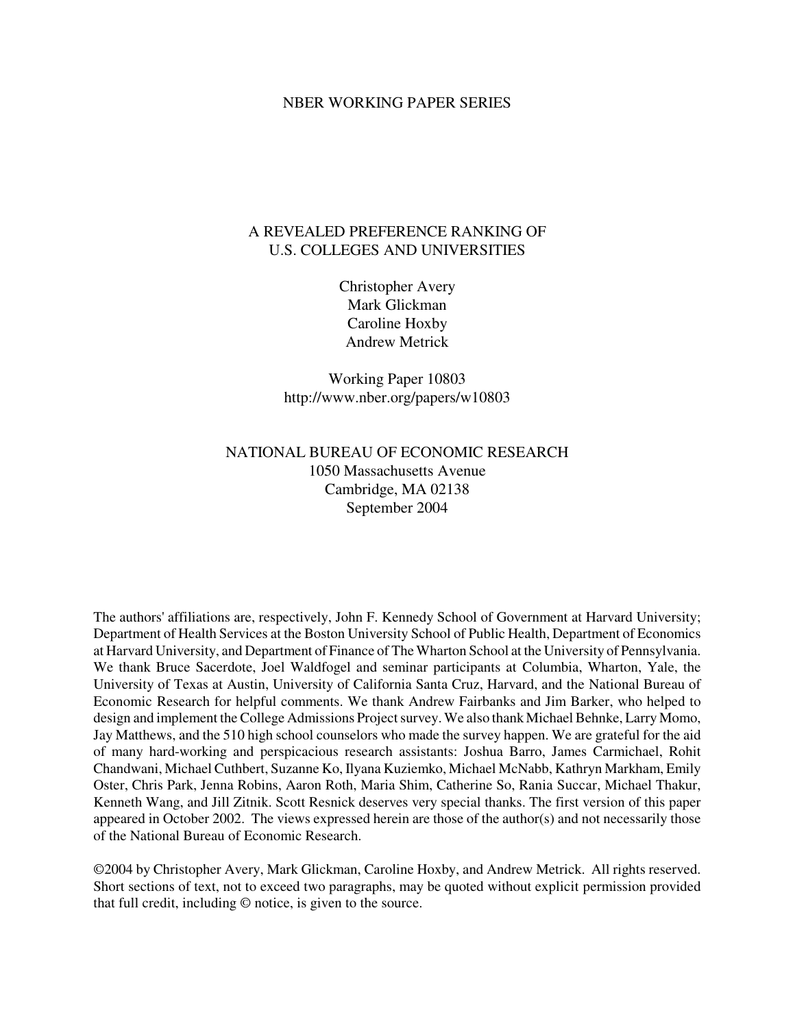NBER WORKING PAPER SERIES

# A REVEALED PREFERENCE RANKING OF U.S. COLLEGES AND UNIVERSITIES

Christopher Avery
Mark Glickman
Caroline Hoxby
Andrew Metrick

Working Paper 10803
http://www.nber.org/papers/w10803

NATIONAL BUREAU OF ECONOMIC RESEARCH
1050 Massachusetts Avenue
Cambridge, MA 02138
September 2004

The authors' affiliations are, respectively, John F. Kennedy School of Government at Harvard University; Department of Health Services at the Boston University School of Public Health, Department of Economics at Harvard University, and Department of Finance of The Wharton School at the University of Pennsylvania. We thank Bruce Sacerdote, Joel Waldfogel and seminar participants at Columbia, Wharton, Yale, the University of Texas at Austin, University of California Santa Cruz, Harvard, and the National Bureau of Economic Research for helpful comments. We thank Andrew Fairbanks and Jim Barker, who helped to design and implement the College Admissions Project survey. We also thank Michael Behnke, Larry Momo, Jay Matthews, and the 510 high school counselors who made the survey happen. We are grateful for the aid of many hard-working and perspicacious research assistants: Joshua Barro, James Carmichael, Rohit Chandwani, Michael Cuthbert, Suzanne Ko, Ilyana Kuziemko, Michael McNabb, Kathryn Markham, Emily Oster, Chris Park, Jenna Robins, Aaron Roth, Maria Shim, Catherine So, Rania Succar, Michael Thakur, Kenneth Wang, and Jill Zitnik. Scott Resnick deserves very special thanks. The first version of this paper appeared in October 2002. The views expressed herein are those of the author(s) and not necessarily those of the National Bureau of Economic Research.

©2004 by Christopher Avery, Mark Glickman, Caroline Hoxby, and Andrew Metrick. All rights reserved. Short sections of text, not to exceed two paragraphs, may be quoted without explicit permission provided that full credit, including © notice, is given to the source.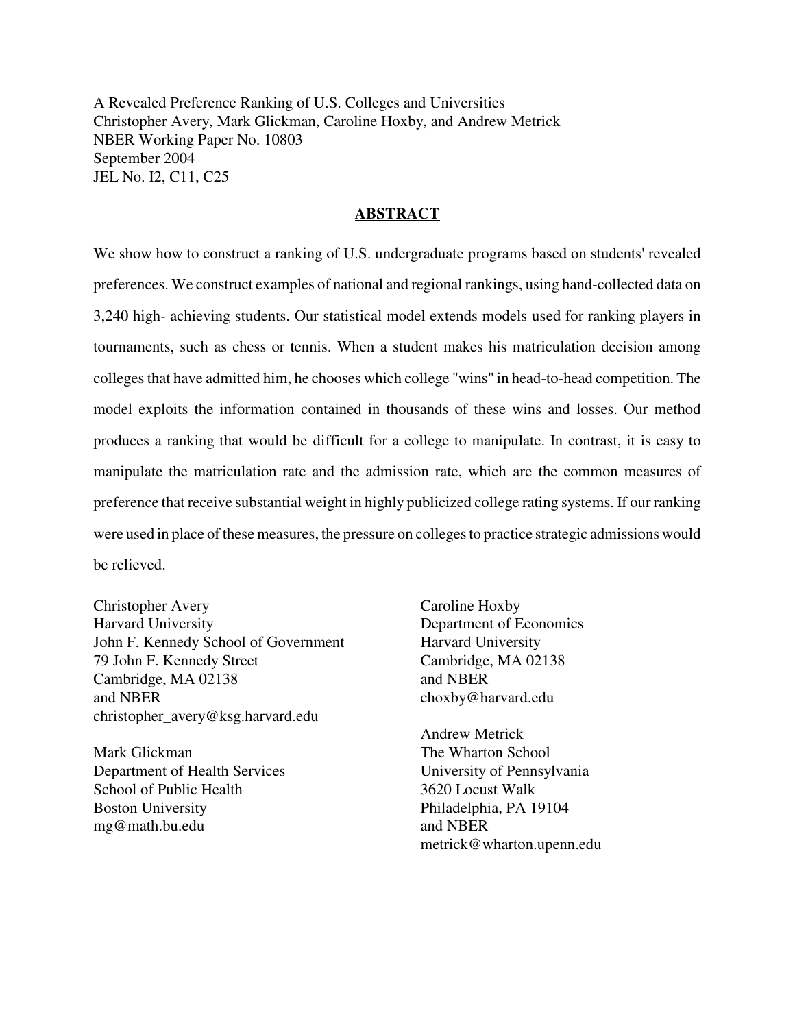A Revealed Preference Ranking of U.S. Colleges and Universities
Christopher Avery, Mark Glickman, Caroline Hoxby, and Andrew Metrick
NBER Working Paper No. 10803
September 2004
JEL No. I2, C11, C25

## ABSTRACT

We show how to construct a ranking of U.S. undergraduate programs based on students' revealed preferences. We construct examples of national and regional rankings, using hand-collected data on 3,240 high- achieving students. Our statistical model extends models used for ranking players in tournaments, such as chess or tennis. When a student makes his matriculation decision among colleges that have admitted him, he chooses which college "wins" in head-to-head competition. The model exploits the information contained in thousands of these wins and losses. Our method produces a ranking that would be difficult for a college to manipulate. In contrast, it is easy to manipulate the matriculation rate and the admission rate, which are the common measures of preference that receive substantial weight in highly publicized college rating systems. If our ranking were used in place of these measures, the pressure on colleges to practice strategic admissions would be relieved.

Christopher Avery
Harvard University
John F. Kennedy School of Government
79 John F. Kennedy Street
Cambridge, MA 02138
and NBER
christopher_avery@ksg.harvard.edu

Mark Glickman
Department of Health Services
School of Public Health
Boston University
mg@math.bu.edu

Caroline Hoxby
Department of Economics
Harvard University
Cambridge, MA 02138
and NBER
choxby@harvard.edu

Andrew Metrick
The Wharton School
University of Pennsylvania
3620 Locust Walk
Philadelphia, PA 19104
and NBER
metrick@wharton.upenn.edu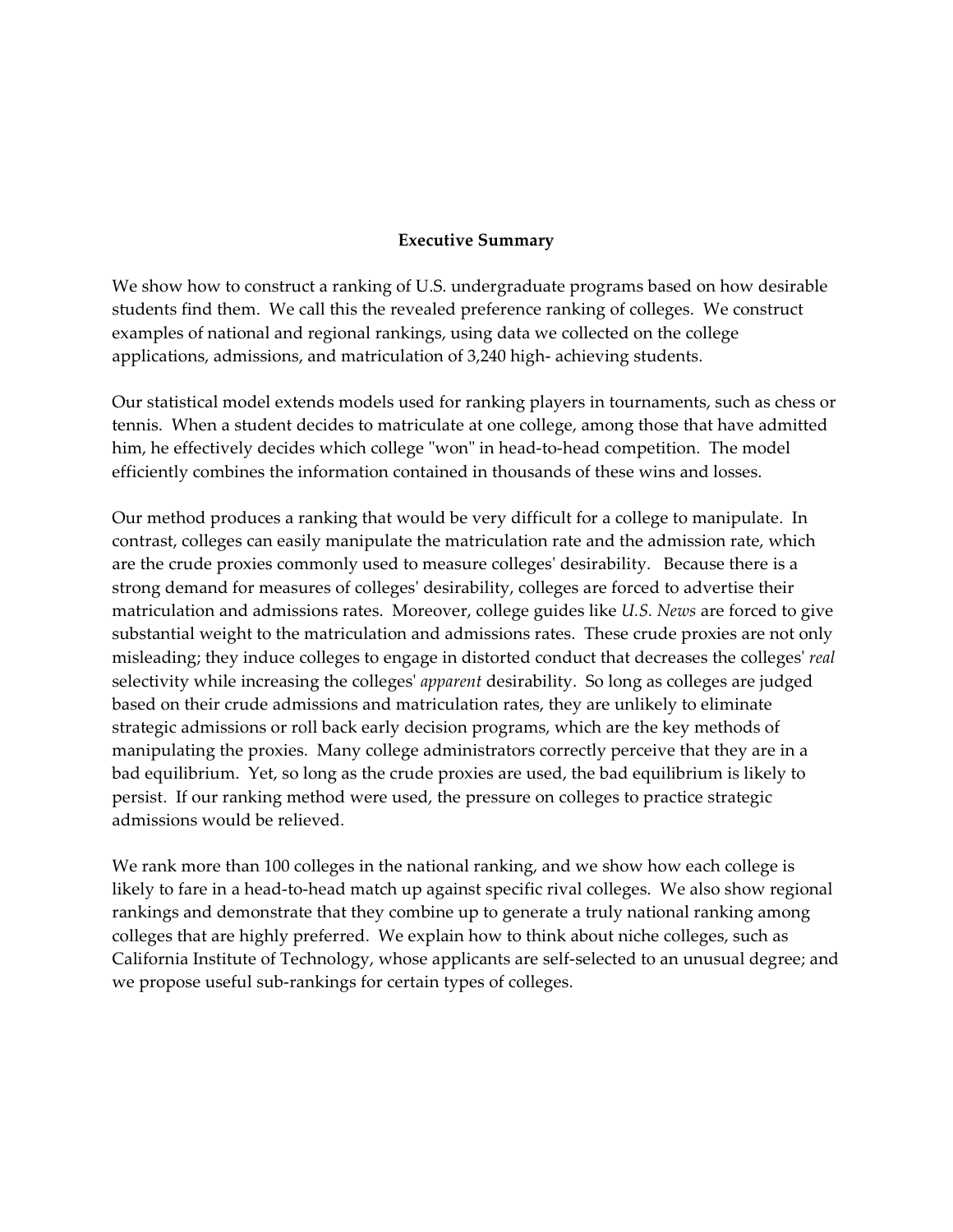**Executive Summary**

We show how to construct a ranking of U.S. undergraduate programs based on how desirable students find them. We call this the revealed preference ranking of colleges. We construct examples of national and regional rankings, using data we collected on the college applications, admissions, and matriculation of 3,240 high- achieving students.

Our statistical model extends models used for ranking players in tournaments, such as chess or tennis. When a student decides to matriculate at one college, among those that have admitted him, he effectively decides which college "won" in head-to-head competition. The model efficiently combines the information contained in thousands of these wins and losses.

Our method produces a ranking that would be very difficult for a college to manipulate. In contrast, colleges can easily manipulate the matriculation rate and the admission rate, which are the crude proxies commonly used to measure colleges' desirability. Because there is a strong demand for measures of colleges' desirability, colleges are forced to advertise their matriculation and admissions rates. Moreover, college guides like *U.S. News* are forced to give substantial weight to the matriculation and admissions rates. These crude proxies are not only misleading; they induce colleges to engage in distorted conduct that decreases the colleges' *real* selectivity while increasing the colleges' *apparent* desirability. So long as colleges are judged based on their crude admissions and matriculation rates, they are unlikely to eliminate strategic admissions or roll back early decision programs, which are the key methods of manipulating the proxies. Many college administrators correctly perceive that they are in a bad equilibrium. Yet, so long as the crude proxies are used, the bad equilibrium is likely to persist. If our ranking method were used, the pressure on colleges to practice strategic admissions would be relieved.

We rank more than 100 colleges in the national ranking, and we show how each college is likely to fare in a head-to-head match up against specific rival colleges. We also show regional rankings and demonstrate that they combine up to generate a truly national ranking among colleges that are highly preferred. We explain how to think about niche colleges, such as California Institute of Technology, whose applicants are self-selected to an unusual degree; and we propose useful sub-rankings for certain types of colleges.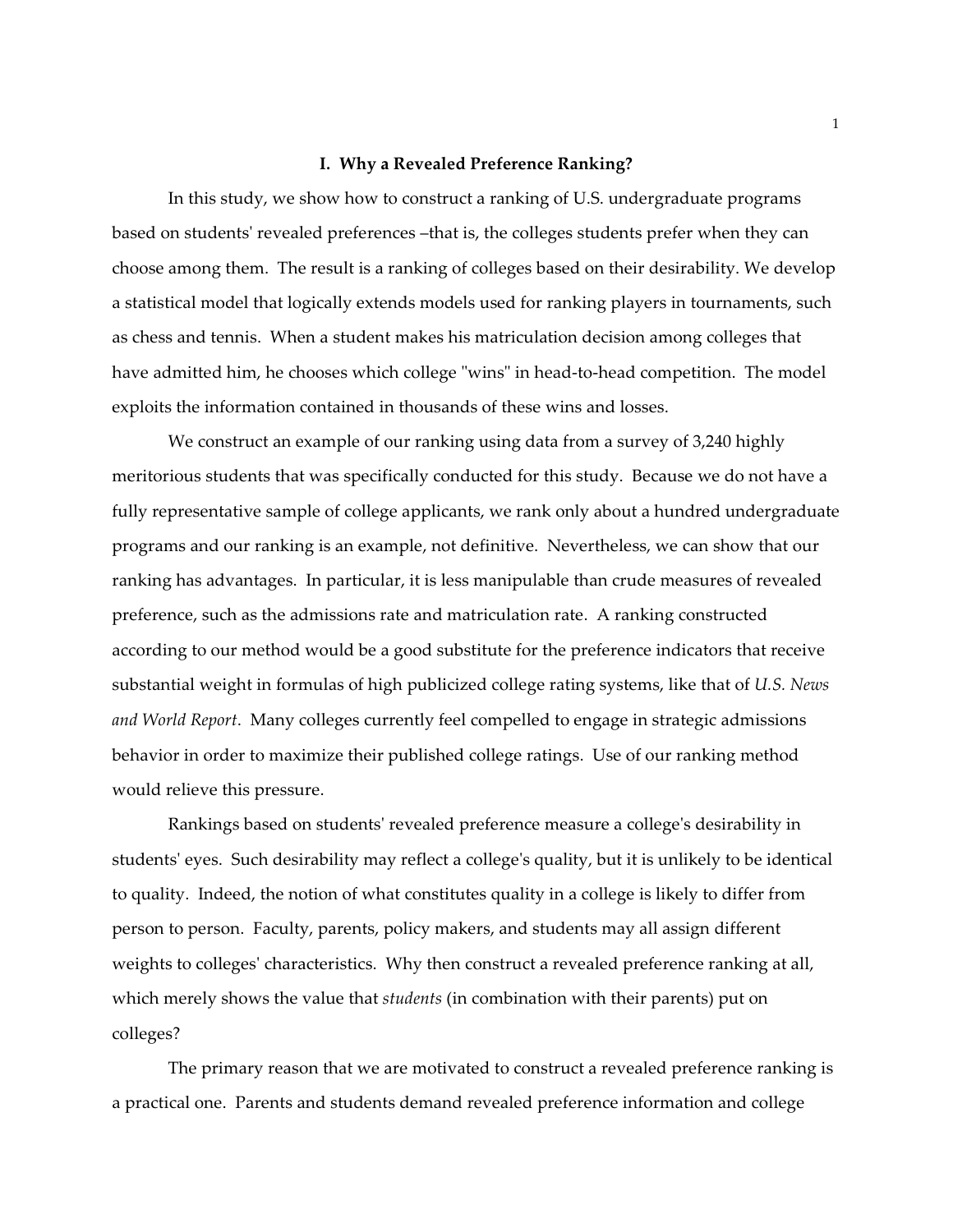## I. Why a Revealed Preference Ranking?

In this study, we show how to construct a ranking of U.S. undergraduate programs based on students' revealed preferences –that is, the colleges students prefer when they can choose among them. The result is a ranking of colleges based on their desirability. We develop a statistical model that logically extends models used for ranking players in tournaments, such as chess and tennis. When a student makes his matriculation decision among colleges that have admitted him, he chooses which college "wins" in head-to-head competition. The model exploits the information contained in thousands of these wins and losses.

We construct an example of our ranking using data from a survey of 3,240 highly meritorious students that was specifically conducted for this study. Because we do not have a fully representative sample of college applicants, we rank only about a hundred undergraduate programs and our ranking is an example, not definitive. Nevertheless, we can show that our ranking has advantages. In particular, it is less manipulable than crude measures of revealed preference, such as the admissions rate and matriculation rate. A ranking constructed according to our method would be a good substitute for the preference indicators that receive substantial weight in formulas of high publicized college rating systems, like that of *U.S. News and World Report*. Many colleges currently feel compelled to engage in strategic admissions behavior in order to maximize their published college ratings. Use of our ranking method would relieve this pressure.

Rankings based on students' revealed preference measure a college's desirability in students' eyes. Such desirability may reflect a college's quality, but it is unlikely to be identical to quality. Indeed, the notion of what constitutes quality in a college is likely to differ from person to person. Faculty, parents, policy makers, and students may all assign different weights to colleges' characteristics. Why then construct a revealed preference ranking at all, which merely shows the value that *students* (in combination with their parents) put on colleges?

The primary reason that we are motivated to construct a revealed preference ranking is a practical one. Parents and students demand revealed preference information and college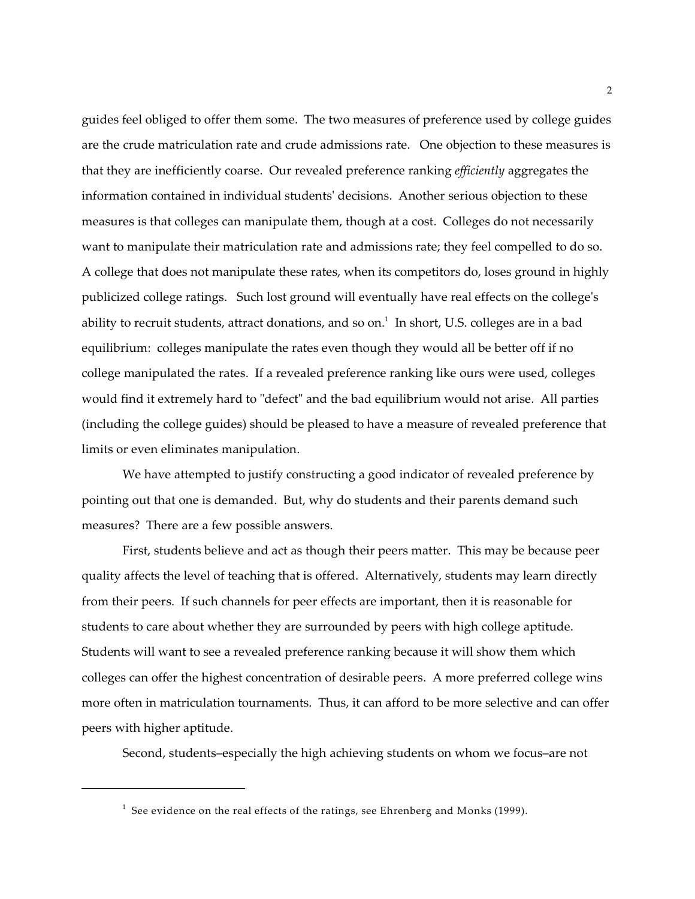guides feel obliged to offer them some. The two measures of preference used by college guides are the crude matriculation rate and crude admissions rate. One objection to these measures is that they are inefficiently coarse. Our revealed preference ranking *efficiently* aggregates the information contained in individual students' decisions. Another serious objection to these measures is that colleges can manipulate them, though at a cost. Colleges do not necessarily want to manipulate their matriculation rate and admissions rate; they feel compelled to do so. A college that does not manipulate these rates, when its competitors do, loses ground in highly publicized college ratings. Such lost ground will eventually have real effects on the college's ability to recruit students, attract donations, and so on.[1] In short, U.S. colleges are in a bad equilibrium: colleges manipulate the rates even though they would all be better off if no college manipulated the rates. If a revealed preference ranking like ours were used, colleges would find it extremely hard to "defect" and the bad equilibrium would not arise. All parties (including the college guides) should be pleased to have a measure of revealed preference that limits or even eliminates manipulation.

We have attempted to justify constructing a good indicator of revealed preference by pointing out that one is demanded. But, why do students and their parents demand such measures? There are a few possible answers.

First, students believe and act as though their peers matter. This may be because peer quality affects the level of teaching that is offered. Alternatively, students may learn directly from their peers. If such channels for peer effects are important, then it is reasonable for students to care about whether they are surrounded by peers with high college aptitude. Students will want to see a revealed preference ranking because it will show them which colleges can offer the highest concentration of desirable peers. A more preferred college wins more often in matriculation tournaments. Thus, it can afford to be more selective and can offer peers with higher aptitude.

Second, students–especially the high achieving students on whom we focus–are not

[1] See evidence on the real effects of the ratings, see Ehrenberg and Monks (1999).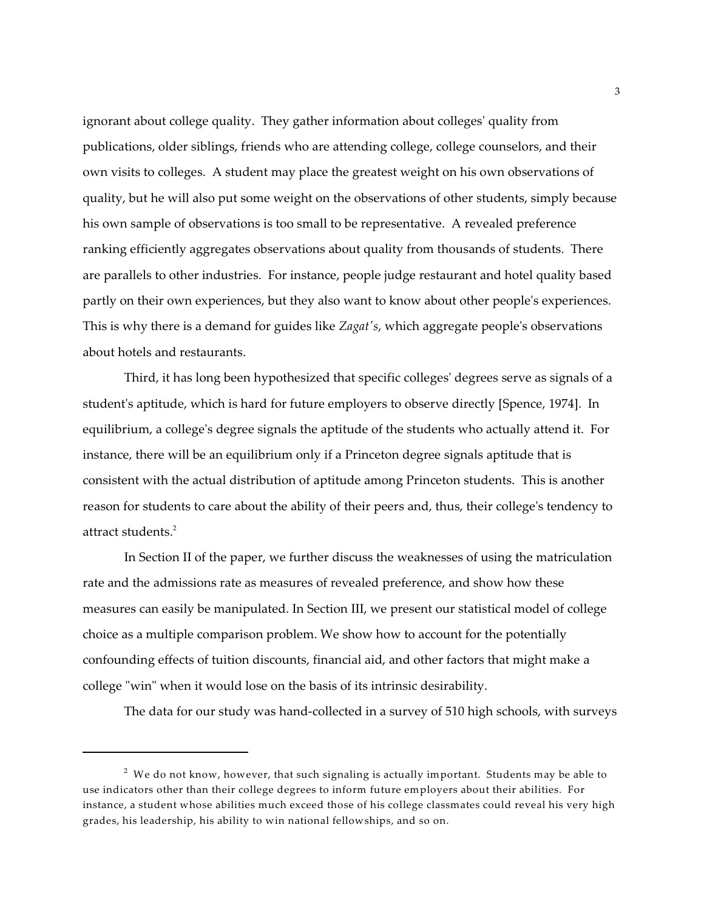ignorant about college quality. They gather information about colleges' quality from publications, older siblings, friends who are attending college, college counselors, and their own visits to colleges. A student may place the greatest weight on his own observations of quality, but he will also put some weight on the observations of other students, simply because his own sample of observations is too small to be representative. A revealed preference ranking efficiently aggregates observations about quality from thousands of students. There are parallels to other industries. For instance, people judge restaurant and hotel quality based partly on their own experiences, but they also want to know about other people's experiences. This is why there is a demand for guides like *Zagat's*, which aggregate people's observations about hotels and restaurants.

Third, it has long been hypothesized that specific colleges' degrees serve as signals of a student's aptitude, which is hard for future employers to observe directly [Spence, 1974]. In equilibrium, a college's degree signals the aptitude of the students who actually attend it. For instance, there will be an equilibrium only if a Princeton degree signals aptitude that is consistent with the actual distribution of aptitude among Princeton students. This is another reason for students to care about the ability of their peers and, thus, their college's tendency to attract students.[2]

In Section II of the paper, we further discuss the weaknesses of using the matriculation rate and the admissions rate as measures of revealed preference, and show how these measures can easily be manipulated. In Section III, we present our statistical model of college choice as a multiple comparison problem. We show how to account for the potentially confounding effects of tuition discounts, financial aid, and other factors that might make a college "win" when it would lose on the basis of its intrinsic desirability.

The data for our study was hand-collected in a survey of 510 high schools, with surveys

---

[2] We do not know, however, that such signaling is actually important. Students may be able to use indicators other than their college degrees to inform future employers about their abilities. For instance, a student whose abilities much exceed those of his college classmates could reveal his very high grades, his leadership, his ability to win national fellowships, and so on.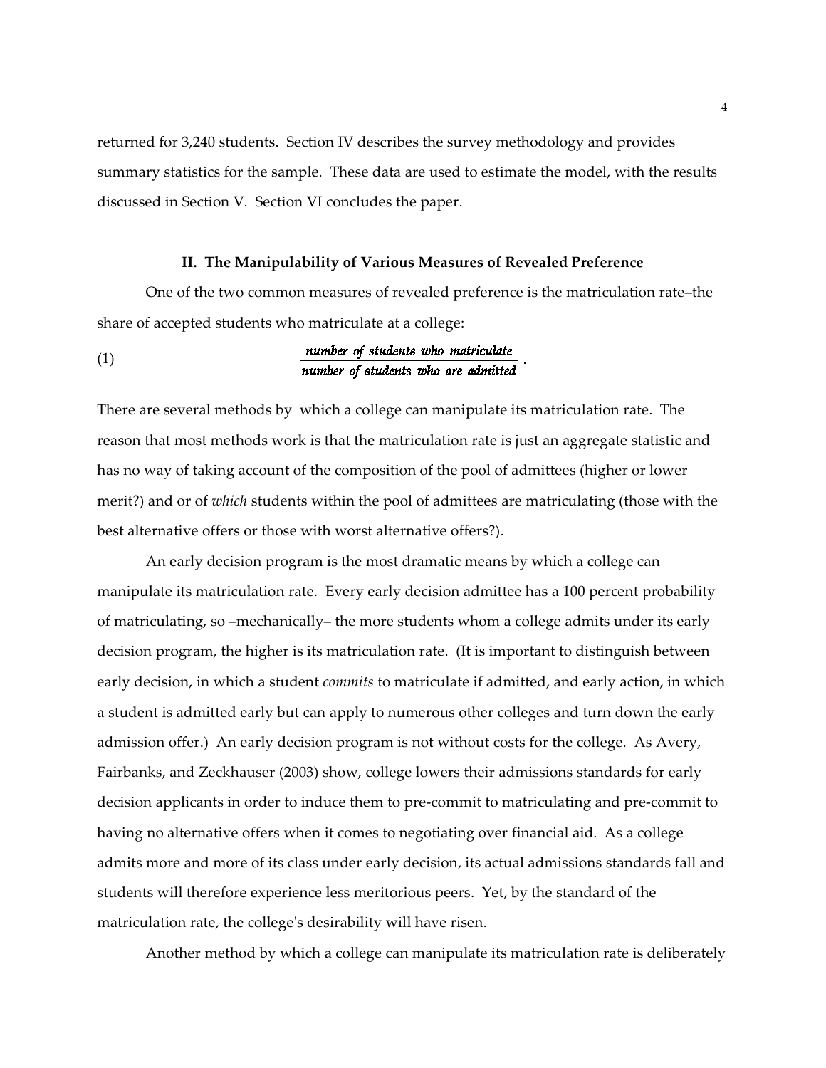returned for 3,240 students. Section IV describes the survey methodology and provides summary statistics for the sample. These data are used to estimate the model, with the results discussed in Section V. Section VI concludes the paper.

## II. The Manipulability of Various Measures of Revealed Preference

One of the two common measures of revealed preference is the matriculation rate–the share of accepted students who matriculate at a college:

$$\frac{\textit{number of students who matriculate}}{\textit{number of students who are admitted}} \quad (1)$$

There are several methods by which a college can manipulate its matriculation rate. The reason that most methods work is that the matriculation rate is just an aggregate statistic and has no way of taking account of the composition of the pool of admittees (higher or lower merit?) and or of *which* students within the pool of admittees are matriculating (those with the best alternative offers or those with worst alternative offers?).

An early decision program is the most dramatic means by which a college can manipulate its matriculation rate. Every early decision admittee has a 100 percent probability of matriculating, so –mechanically– the more students whom a college admits under its early decision program, the higher is its matriculation rate. (It is important to distinguish between early decision, in which a student *commits* to matriculate if admitted, and early action, in which a student is admitted early but can apply to numerous other colleges and turn down the early admission offer.) An early decision program is not without costs for the college. As Avery, Fairbanks, and Zeckhauser (2003) show, college lowers their admissions standards for early decision applicants in order to induce them to pre-commit to matriculating and pre-commit to having no alternative offers when it comes to negotiating over financial aid. As a college admits more and more of its class under early decision, its actual admissions standards fall and students will therefore experience less meritorious peers. Yet, by the standard of the matriculation rate, the college's desirability will have risen.

Another method by which a college can manipulate its matriculation rate is deliberately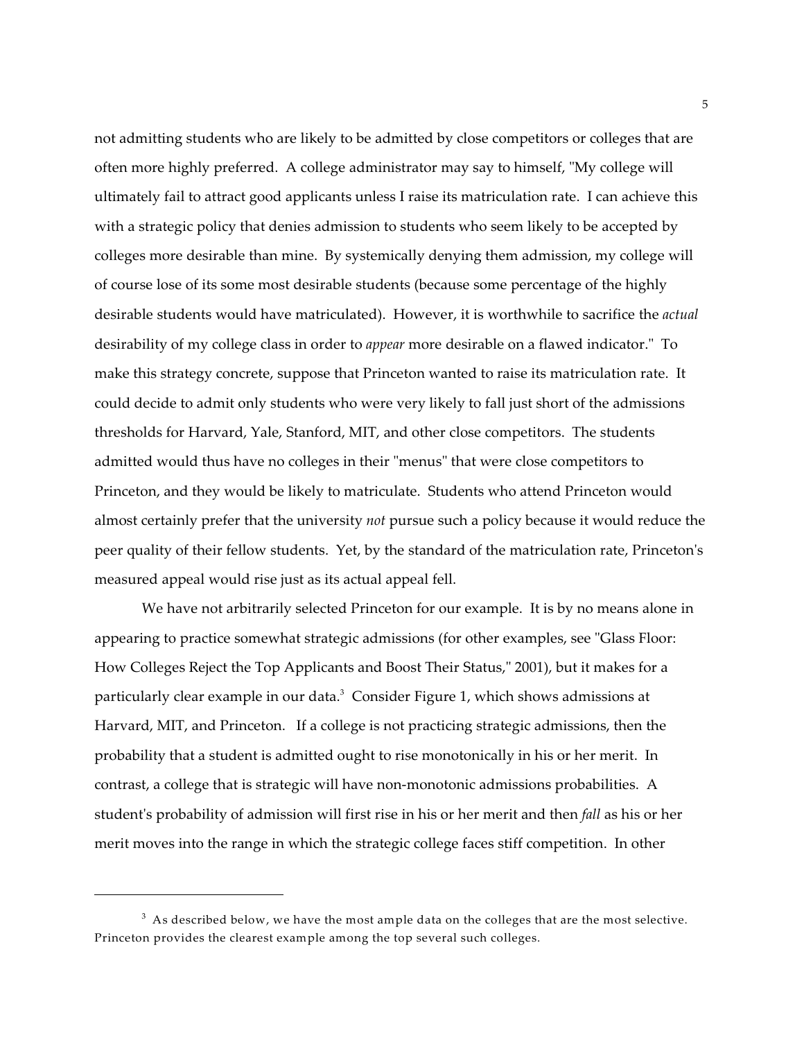not admitting students who are likely to be admitted by close competitors or colleges that are often more highly preferred. A college administrator may say to himself, "My college will ultimately fail to attract good applicants unless I raise its matriculation rate. I can achieve this with a strategic policy that denies admission to students who seem likely to be accepted by colleges more desirable than mine. By systemically denying them admission, my college will of course lose of its some most desirable students (because some percentage of the highly desirable students would have matriculated). However, it is worthwhile to sacrifice the *actual* desirability of my college class in order to *appear* more desirable on a flawed indicator." To make this strategy concrete, suppose that Princeton wanted to raise its matriculation rate. It could decide to admit only students who were very likely to fall just short of the admissions thresholds for Harvard, Yale, Stanford, MIT, and other close competitors. The students admitted would thus have no colleges in their "menus" that were close competitors to Princeton, and they would be likely to matriculate. Students who attend Princeton would almost certainly prefer that the university *not* pursue such a policy because it would reduce the peer quality of their fellow students. Yet, by the standard of the matriculation rate, Princeton's measured appeal would rise just as its actual appeal fell.

We have not arbitrarily selected Princeton for our example. It is by no means alone in appearing to practice somewhat strategic admissions (for other examples, see "Glass Floor: How Colleges Reject the Top Applicants and Boost Their Status," 2001), but it makes for a particularly clear example in our data.[3] Consider Figure 1, which shows admissions at Harvard, MIT, and Princeton. If a college is not practicing strategic admissions, then the probability that a student is admitted ought to rise monotonically in his or her merit. In contrast, a college that is strategic will have non-monotonic admissions probabilities. A student's probability of admission will first rise in his or her merit and then *fall* as his or her merit moves into the range in which the strategic college faces stiff competition. In other

[3] As described below, we have the most ample data on the colleges that are the most selective. Princeton provides the clearest example among the top several such colleges.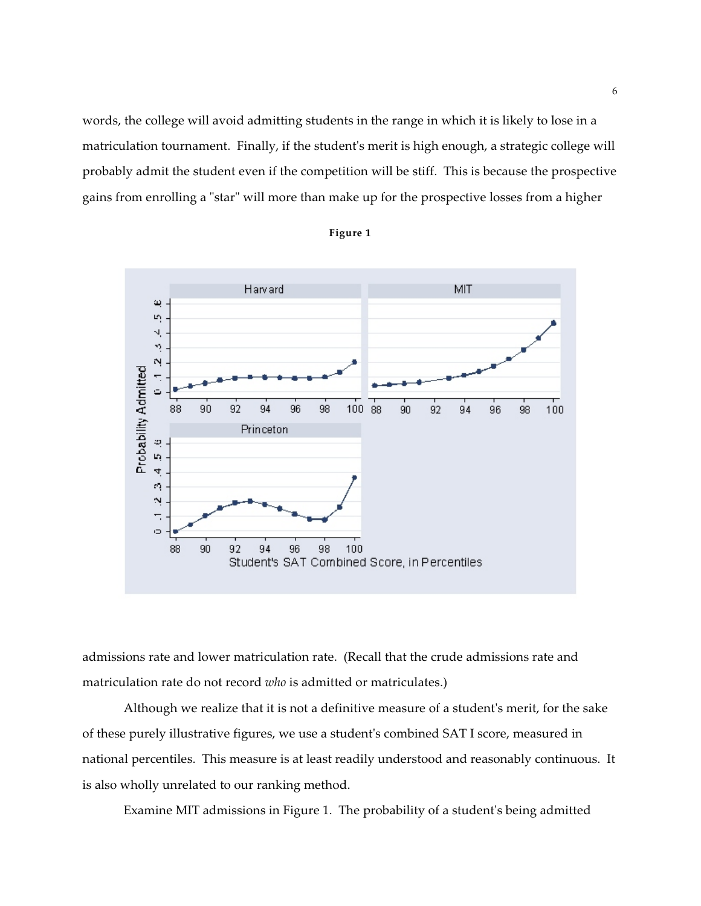words, the college will avoid admitting students in the range in which it is likely to lose in a matriculation tournament. Finally, if the student's merit is high enough, a strategic college will probably admit the student even if the competition will be stiff. This is because the prospective gains from enrolling a "star" will more than make up for the prospective losses from a higher

**Figure 1**

admissions rate and lower matriculation rate. (Recall that the crude admissions rate and matriculation rate do not record *who* is admitted or matriculates.)

Although we realize that it is not a definitive measure of a student's merit, for the sake of these purely illustrative figures, we use a student's combined SAT I score, measured in national percentiles. This measure is at least readily understood and reasonably continuous. It is also wholly unrelated to our ranking method.

Examine MIT admissions in Figure 1. The probability of a student's being admitted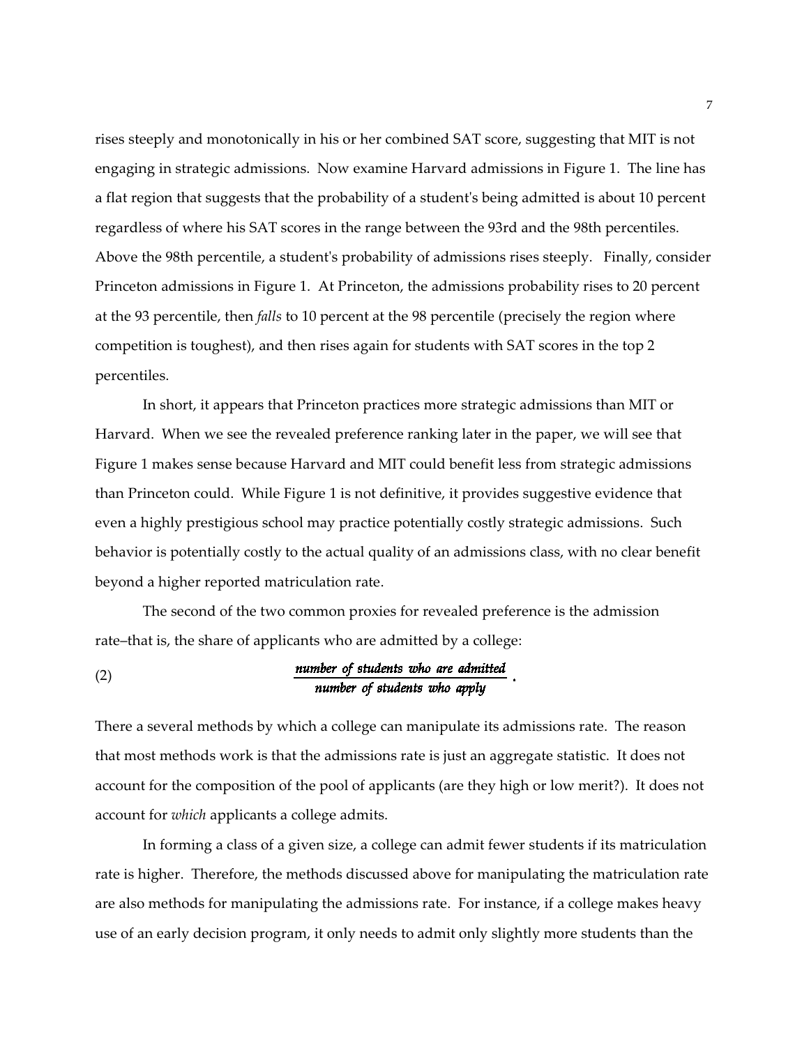rises steeply and monotonically in his or her combined SAT score, suggesting that MIT is not engaging in strategic admissions. Now examine Harvard admissions in Figure 1. The line has a flat region that suggests that the probability of a student's being admitted is about 10 percent regardless of where his SAT scores in the range between the 93rd and the 98th percentiles. Above the 98th percentile, a student's probability of admissions rises steeply. Finally, consider Princeton admissions in Figure 1. At Princeton, the admissions probability rises to 20 percent at the 93 percentile, then *falls* to 10 percent at the 98 percentile (precisely the region where competition is toughest), and then rises again for students with SAT scores in the top 2 percentiles.

In short, it appears that Princeton practices more strategic admissions than MIT or Harvard. When we see the revealed preference ranking later in the paper, we will see that Figure 1 makes sense because Harvard and MIT could benefit less from strategic admissions than Princeton could. While Figure 1 is not definitive, it provides suggestive evidence that even a highly prestigious school may practice potentially costly strategic admissions. Such behavior is potentially costly to the actual quality of an admissions class, with no clear benefit beyond a higher reported matriculation rate.

The second of the two common proxies for revealed preference is the admission rate–that is, the share of applicants who are admitted by a college:

$$\text{(2)} \qquad \frac{\textit{number of students who are admitted}}{\textit{number of students who apply}}.$$

There a several methods by which a college can manipulate its admissions rate. The reason that most methods work is that the admissions rate is just an aggregate statistic. It does not account for the composition of the pool of applicants (are they high or low merit?). It does not account for *which* applicants a college admits.

In forming a class of a given size, a college can admit fewer students if its matriculation rate is higher. Therefore, the methods discussed above for manipulating the matriculation rate are also methods for manipulating the admissions rate. For instance, if a college makes heavy use of an early decision program, it only needs to admit only slightly more students than the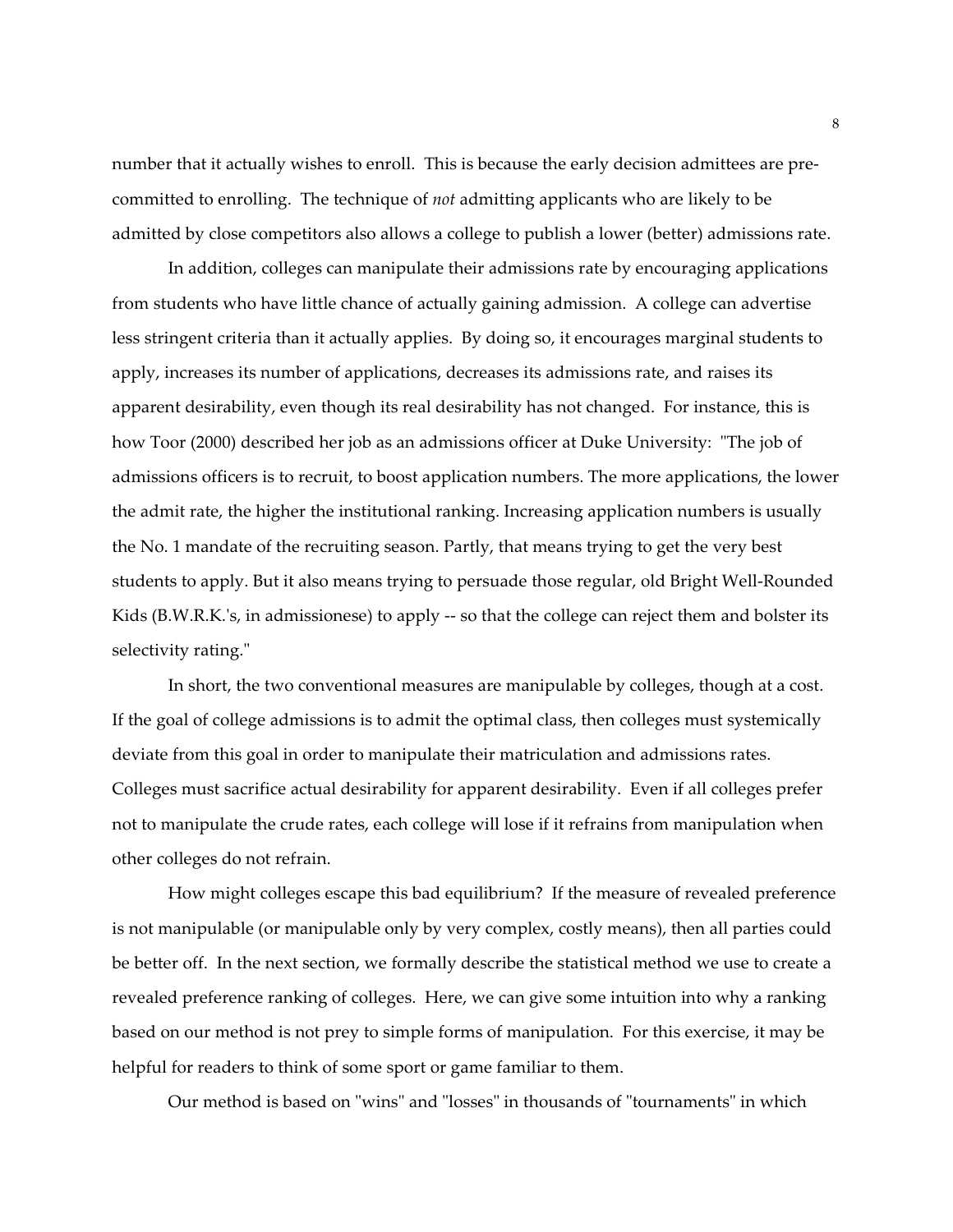number that it actually wishes to enroll. This is because the early decision admittees are pre-committed to enrolling. The technique of *not* admitting applicants who are likely to be admitted by close competitors also allows a college to publish a lower (better) admissions rate.

In addition, colleges can manipulate their admissions rate by encouraging applications from students who have little chance of actually gaining admission. A college can advertise less stringent criteria than it actually applies. By doing so, it encourages marginal students to apply, increases its number of applications, decreases its admissions rate, and raises its apparent desirability, even though its real desirability has not changed. For instance, this is how Toor (2000) described her job as an admissions officer at Duke University: "The job of admissions officers is to recruit, to boost application numbers. The more applications, the lower the admit rate, the higher the institutional ranking. Increasing application numbers is usually the No. 1 mandate of the recruiting season. Partly, that means trying to get the very best students to apply. But it also means trying to persuade those regular, old Bright Well-Rounded Kids (B.W.R.K.'s, in admissionese) to apply -- so that the college can reject them and bolster its selectivity rating."

In short, the two conventional measures are manipulable by colleges, though at a cost. If the goal of college admissions is to admit the optimal class, then colleges must systemically deviate from this goal in order to manipulate their matriculation and admissions rates. Colleges must sacrifice actual desirability for apparent desirability. Even if all colleges prefer not to manipulate the crude rates, each college will lose if it refrains from manipulation when other colleges do not refrain.

How might colleges escape this bad equilibrium? If the measure of revealed preference is not manipulable (or manipulable only by very complex, costly means), then all parties could be better off. In the next section, we formally describe the statistical method we use to create a revealed preference ranking of colleges. Here, we can give some intuition into why a ranking based on our method is not prey to simple forms of manipulation. For this exercise, it may be helpful for readers to think of some sport or game familiar to them.

Our method is based on "wins" and "losses" in thousands of "tournaments" in which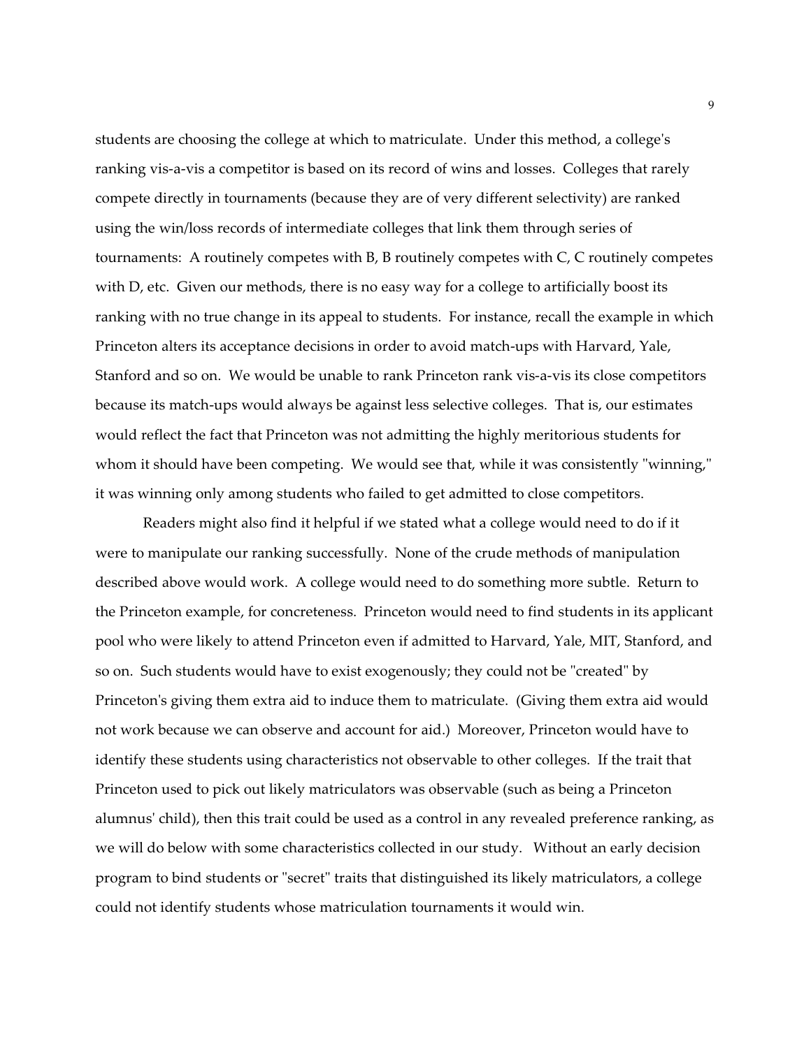students are choosing the college at which to matriculate. Under this method, a college's ranking vis-a-vis a competitor is based on its record of wins and losses. Colleges that rarely compete directly in tournaments (because they are of very different selectivity) are ranked using the win/loss records of intermediate colleges that link them through series of tournaments: A routinely competes with B, B routinely competes with C, C routinely competes with D, etc. Given our methods, there is no easy way for a college to artificially boost its ranking with no true change in its appeal to students. For instance, recall the example in which Princeton alters its acceptance decisions in order to avoid match-ups with Harvard, Yale, Stanford and so on. We would be unable to rank Princeton rank vis-a-vis its close competitors because its match-ups would always be against less selective colleges. That is, our estimates would reflect the fact that Princeton was not admitting the highly meritorious students for whom it should have been competing. We would see that, while it was consistently "winning," it was winning only among students who failed to get admitted to close competitors.

Readers might also find it helpful if we stated what a college would need to do if it were to manipulate our ranking successfully. None of the crude methods of manipulation described above would work. A college would need to do something more subtle. Return to the Princeton example, for concreteness. Princeton would need to find students in its applicant pool who were likely to attend Princeton even if admitted to Harvard, Yale, MIT, Stanford, and so on. Such students would have to exist exogenously; they could not be "created" by Princeton's giving them extra aid to induce them to matriculate. (Giving them extra aid would not work because we can observe and account for aid.) Moreover, Princeton would have to identify these students using characteristics not observable to other colleges. If the trait that Princeton used to pick out likely matriculators was observable (such as being a Princeton alumnus' child), then this trait could be used as a control in any revealed preference ranking, as we will do below with some characteristics collected in our study. Without an early decision program to bind students or "secret" traits that distinguished its likely matriculators, a college could not identify students whose matriculation tournaments it would win.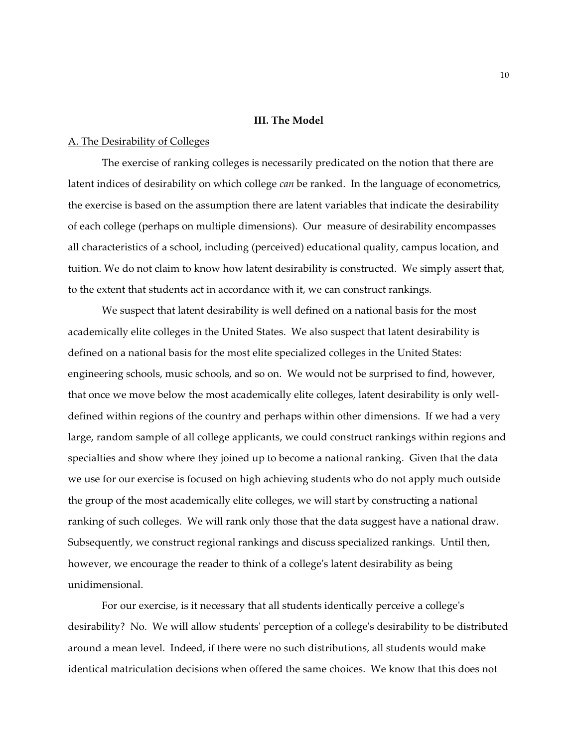## III. The Model

### A. The Desirability of Colleges

The exercise of ranking colleges is necessarily predicated on the notion that there are latent indices of desirability on which college *can* be ranked. In the language of econometrics, the exercise is based on the assumption there are latent variables that indicate the desirability of each college (perhaps on multiple dimensions). Our measure of desirability encompasses all characteristics of a school, including (perceived) educational quality, campus location, and tuition. We do not claim to know how latent desirability is constructed. We simply assert that, to the extent that students act in accordance with it, we can construct rankings.

We suspect that latent desirability is well defined on a national basis for the most academically elite colleges in the United States. We also suspect that latent desirability is defined on a national basis for the most elite specialized colleges in the United States: engineering schools, music schools, and so on. We would not be surprised to find, however, that once we move below the most academically elite colleges, latent desirability is only well-defined within regions of the country and perhaps within other dimensions. If we had a very large, random sample of all college applicants, we could construct rankings within regions and specialties and show where they joined up to become a national ranking. Given that the data we use for our exercise is focused on high achieving students who do not apply much outside the group of the most academically elite colleges, we will start by constructing a national ranking of such colleges. We will rank only those that the data suggest have a national draw. Subsequently, we construct regional rankings and discuss specialized rankings. Until then, however, we encourage the reader to think of a college's latent desirability as being unidimensional.

For our exercise, is it necessary that all students identically perceive a college's desirability? No. We will allow students' perception of a college's desirability to be distributed around a mean level. Indeed, if there were no such distributions, all students would make identical matriculation decisions when offered the same choices. We know that this does not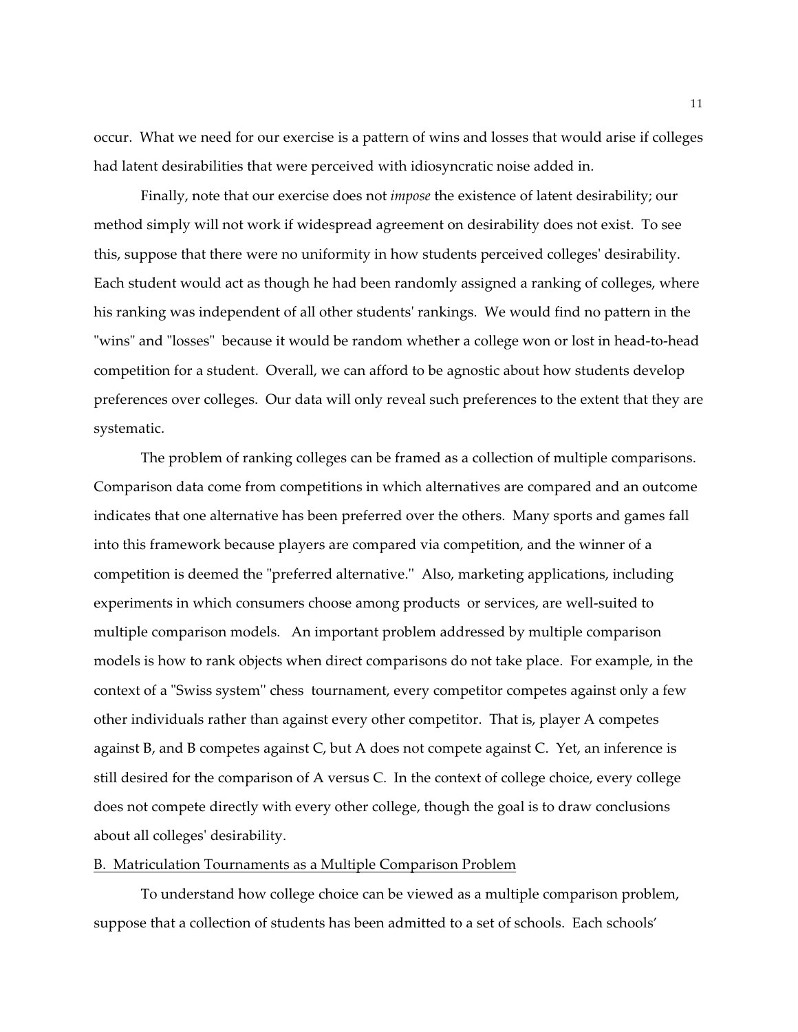occur. What we need for our exercise is a pattern of wins and losses that would arise if colleges had latent desirabilities that were perceived with idiosyncratic noise added in.

Finally, note that our exercise does not *impose* the existence of latent desirability; our method simply will not work if widespread agreement on desirability does not exist. To see this, suppose that there were no uniformity in how students perceived colleges' desirability. Each student would act as though he had been randomly assigned a ranking of colleges, where his ranking was independent of all other students' rankings. We would find no pattern in the "wins" and "losses" because it would be random whether a college won or lost in head-to-head competition for a student. Overall, we can afford to be agnostic about how students develop preferences over colleges. Our data will only reveal such preferences to the extent that they are systematic.

The problem of ranking colleges can be framed as a collection of multiple comparisons. Comparison data come from competitions in which alternatives are compared and an outcome indicates that one alternative has been preferred over the others. Many sports and games fall into this framework because players are compared via competition, and the winner of a competition is deemed the "preferred alternative." Also, marketing applications, including experiments in which consumers choose among products or services, are well-suited to multiple comparison models. An important problem addressed by multiple comparison models is how to rank objects when direct comparisons do not take place. For example, in the context of a "Swiss system" chess tournament, every competitor competes against only a few other individuals rather than against every other competitor. That is, player A competes against B, and B competes against C, but A does not compete against C. Yet, an inference is still desired for the comparison of A versus C. In the context of college choice, every college does not compete directly with every other college, though the goal is to draw conclusions about all colleges' desirability.

## B. Matriculation Tournaments as a Multiple Comparison Problem

To understand how college choice can be viewed as a multiple comparison problem, suppose that a collection of students has been admitted to a set of schools. Each schools'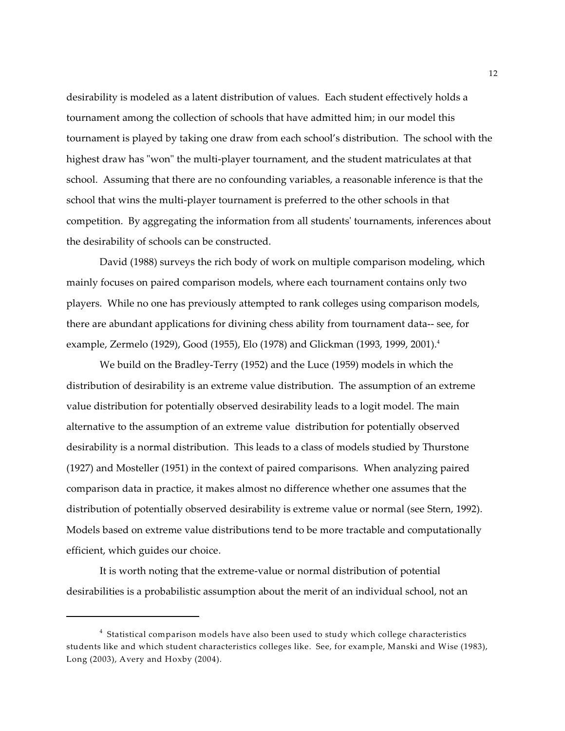desirability is modeled as a latent distribution of values. Each student effectively holds a tournament among the collection of schools that have admitted him; in our model this tournament is played by taking one draw from each school's distribution. The school with the highest draw has "won" the multi-player tournament, and the student matriculates at that school. Assuming that there are no confounding variables, a reasonable inference is that the school that wins the multi-player tournament is preferred to the other schools in that competition. By aggregating the information from all students' tournaments, inferences about the desirability of schools can be constructed.

David (1988) surveys the rich body of work on multiple comparison modeling, which mainly focuses on paired comparison models, where each tournament contains only two players. While no one has previously attempted to rank colleges using comparison models, there are abundant applications for divining chess ability from tournament data-- see, for example, Zermelo (1929), Good (1955), Elo (1978) and Glickman (1993, 1999, 2001).[4]

We build on the Bradley-Terry (1952) and the Luce (1959) models in which the distribution of desirability is an extreme value distribution. The assumption of an extreme value distribution for potentially observed desirability leads to a logit model. The main alternative to the assumption of an extreme value distribution for potentially observed desirability is a normal distribution. This leads to a class of models studied by Thurstone (1927) and Mosteller (1951) in the context of paired comparisons. When analyzing paired comparison data in practice, it makes almost no difference whether one assumes that the distribution of potentially observed desirability is extreme value or normal (see Stern, 1992). Models based on extreme value distributions tend to be more tractable and computationally efficient, which guides our choice.

It is worth noting that the extreme-value or normal distribution of potential desirabilities is a probabilistic assumption about the merit of an individual school, not an

---

[4] Statistical comparison models have also been used to study which college characteristics students like and which student characteristics colleges like. See, for example, Manski and Wise (1983), Long (2003), Avery and Hoxby (2004).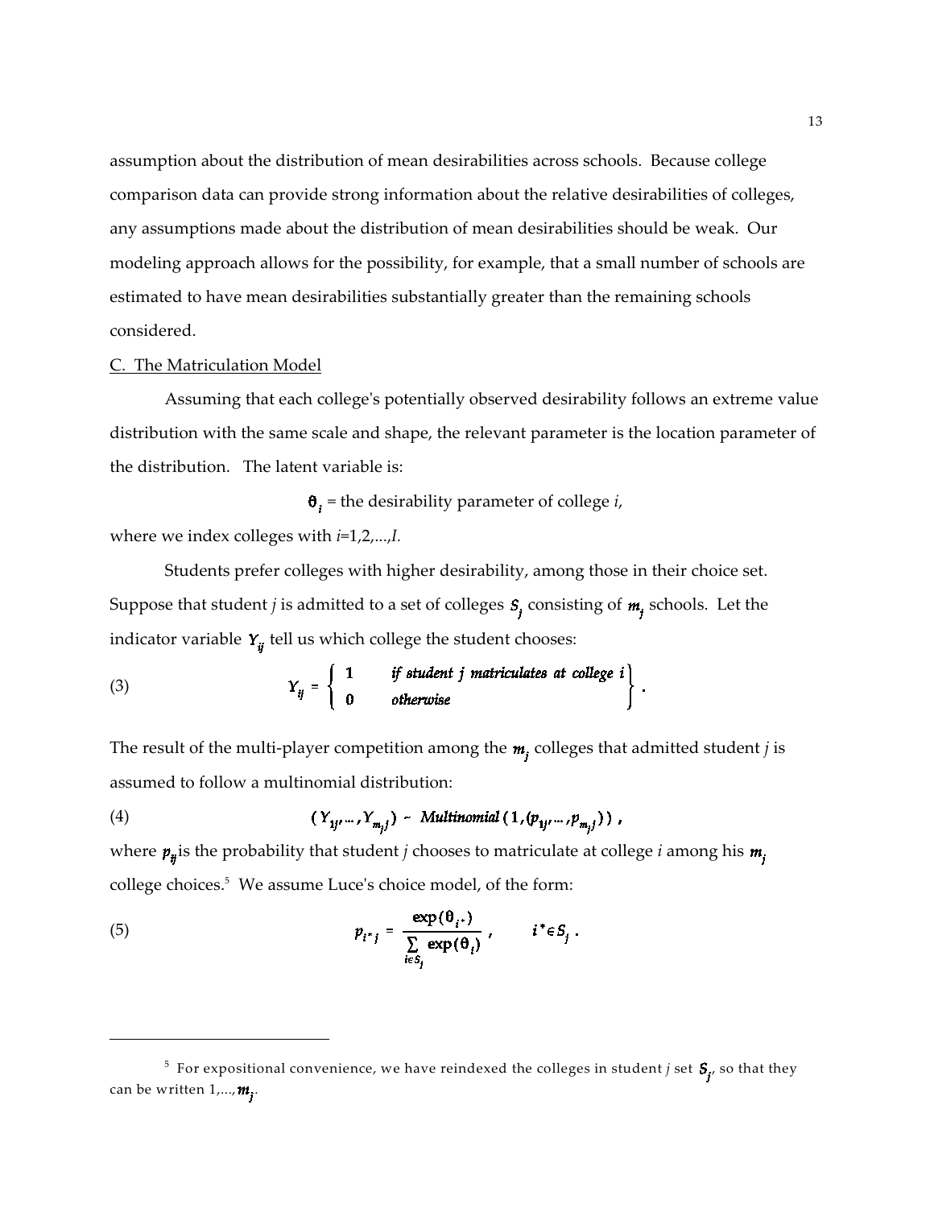assumption about the distribution of mean desirabilities across schools. Because college comparison data can provide strong information about the relative desirabilities of colleges, any assumptions made about the distribution of mean desirabilities should be weak. Our modeling approach allows for the possibility, for example, that a small number of schools are estimated to have mean desirabilities substantially greater than the remaining schools considered.

C. The Matriculation Model

Assuming that each college's potentially observed desirability follows an extreme value distribution with the same scale and shape, the relevant parameter is the location parameter of the distribution. The latent variable is:

$\theta_i$ = the desirability parameter of college $i$,

where we index colleges with $i$=1,2,...,$I$.

Students prefer colleges with higher desirability, among those in their choice set. Suppose that student $j$ is admitted to a set of colleges $S_j$ consisting of $m_j$ schools. Let the indicator variable $Y_{ij}$ tell us which college the student chooses:

$$Y_{ij} = \left\{ \begin{array}{ll} 1 & \textit{if student j matriculates at college i} \\ 0 & \textit{otherwise} \end{array} \right\} . \tag{3}$$

The result of the multi-player competition among the $m_j$ colleges that admitted student $j$ is assumed to follow a multinomial distribution:

$$(Y_{1j}, \ldots, Y_{m_j j}) \sim \textit{Multinomial}\,(1, (p_{1j}, \ldots, p_{m_j j})) , \tag{4}$$

where $p_{ij}$ is the probability that student $j$ chooses to matriculate at college $i$ among his $m_j$ college choices.[5] We assume Luce's choice model, of the form:

$$p_{i^* j} = \frac{\exp(\theta_{i^*})}{\sum_{i \in S_j} \exp(\theta_i)} , \qquad i^* \in S_j . \tag{5}$$

---

[5] For expositional convenience, we have reindexed the colleges in student $j$ set $S_j$, so that they can be written 1,...,$m_j$.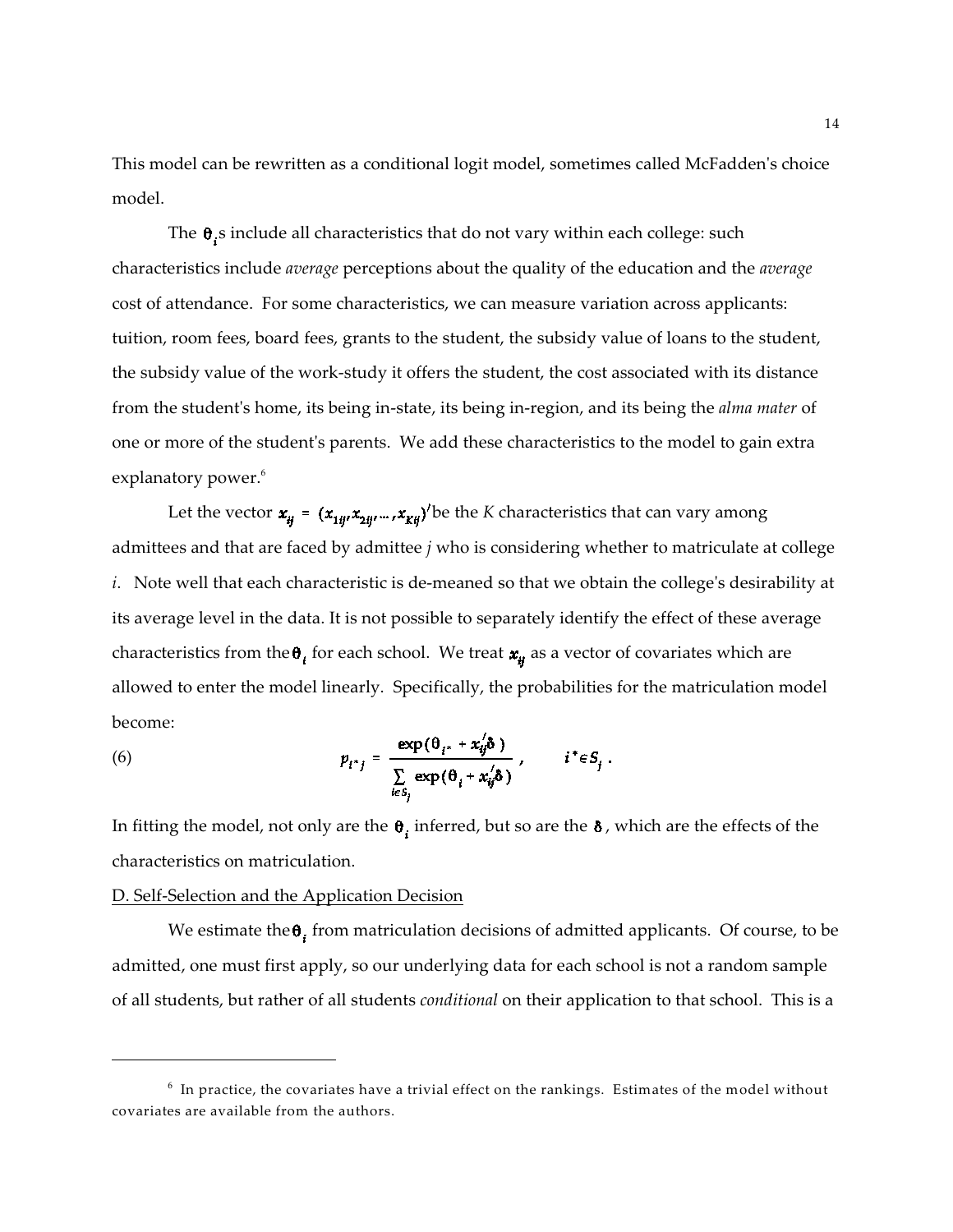This model can be rewritten as a conditional logit model, sometimes called McFadden's choice model.

The $\theta_i$s include all characteristics that do not vary within each college: such characteristics include *average* perceptions about the quality of the education and the *average* cost of attendance. For some characteristics, we can measure variation across applicants: tuition, room fees, board fees, grants to the student, the subsidy value of loans to the student, the subsidy value of the work-study it offers the student, the cost associated with its distance from the student's home, its being in-state, its being in-region, and its being the *alma mater* of one or more of the student's parents. We add these characteristics to the model to gain extra explanatory power.[6]

Let the vector $x_{ij} = (x_{1ij}, x_{2ij}, ..., x_{Kij})'$ be the *K* characteristics that can vary among admittees and that are faced by admittee *j* who is considering whether to matriculate at college *i*. Note well that each characteristic is de-meaned so that we obtain the college's desirability at its average level in the data. It is not possible to separately identify the effect of these average characteristics from the $\theta_i$ for each school. We treat $x_{ij}$ as a vector of covariates which are allowed to enter the model linearly. Specifically, the probabilities for the matriculation model become:

$$p_{i^*j} = \frac{\exp(\theta_{i^*} + x_{ij}'\delta)}{\sum_{i \in S_j} \exp(\theta_i + x_{ij}'\delta)}, \qquad i^* \in S_j . \tag{6}$$

In fitting the model, not only are the $\theta_i$ inferred, but so are the $\delta$, which are the effects of the characteristics on matriculation.

D. Self-Selection and the Application Decision

We estimate the $\theta_i$ from matriculation decisions of admitted applicants. Of course, to be admitted, one must first apply, so our underlying data for each school is not a random sample of all students, but rather of all students *conditional* on their application to that school. This is a

[6] In practice, the covariates have a trivial effect on the rankings. Estimates of the model without covariates are available from the authors.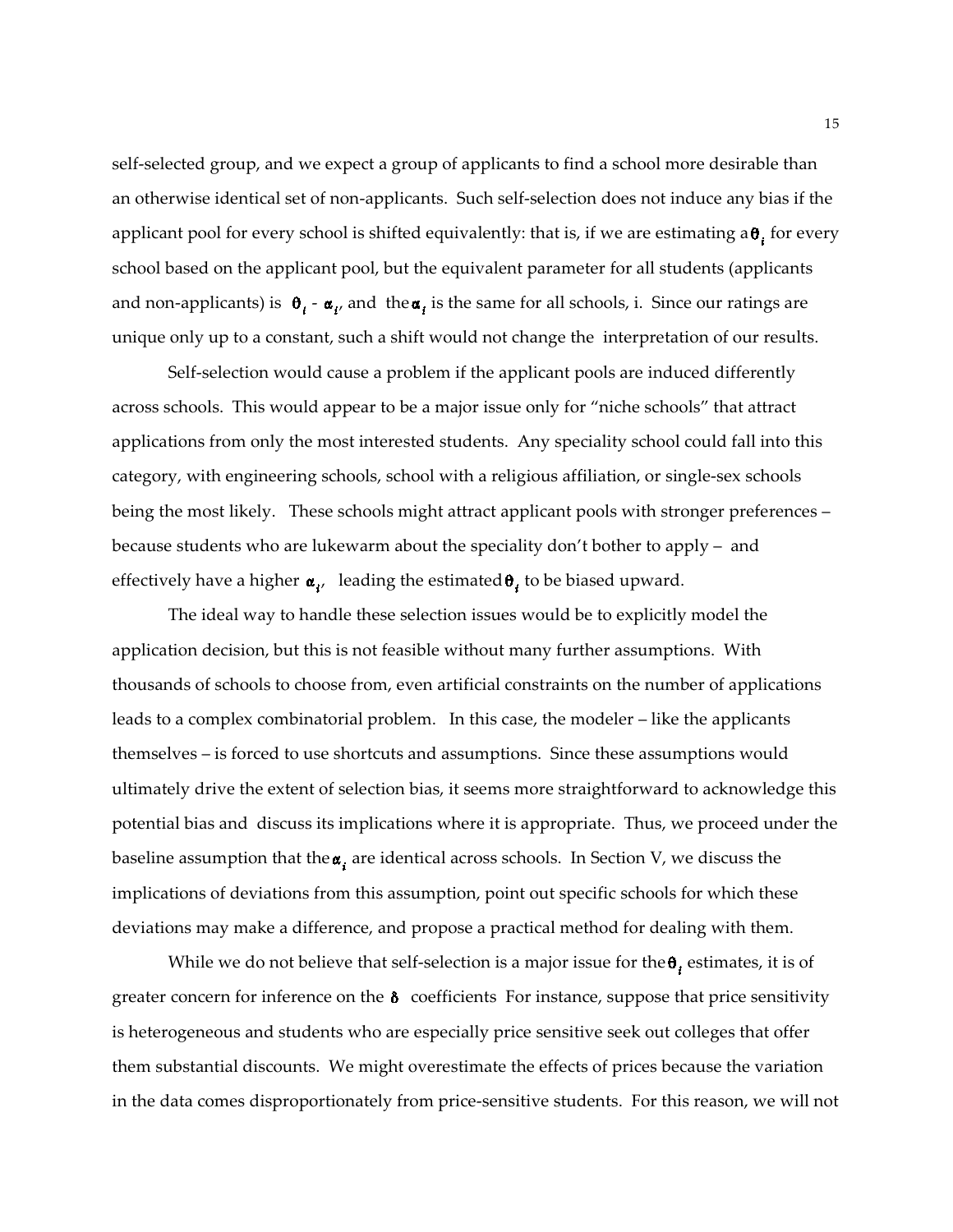self-selected group, and we expect a group of applicants to find a school more desirable than an otherwise identical set of non-applicants. Such self-selection does not induce any bias if the applicant pool for every school is shifted equivalently: that is, if we are estimating a $\theta_i$ for every school based on the applicant pool, but the equivalent parameter for all students (applicants and non-applicants) is $\theta_i - \alpha_i$, and the $\alpha_i$ is the same for all schools, i. Since our ratings are unique only up to a constant, such a shift would not change the interpretation of our results.

Self-selection would cause a problem if the applicant pools are induced differently across schools. This would appear to be a major issue only for "niche schools" that attract applications from only the most interested students. Any speciality school could fall into this category, with engineering schools, school with a religious affiliation, or single-sex schools being the most likely. These schools might attract applicant pools with stronger preferences – because students who are lukewarm about the speciality don't bother to apply – and effectively have a higher $\alpha_i$, leading the estimated $\theta_i$ to be biased upward.

The ideal way to handle these selection issues would be to explicitly model the application decision, but this is not feasible without many further assumptions. With thousands of schools to choose from, even artificial constraints on the number of applications leads to a complex combinatorial problem. In this case, the modeler – like the applicants themselves – is forced to use shortcuts and assumptions. Since these assumptions would ultimately drive the extent of selection bias, it seems more straightforward to acknowledge this potential bias and discuss its implications where it is appropriate. Thus, we proceed under the baseline assumption that the $\alpha_i$ are identical across schools. In Section V, we discuss the implications of deviations from this assumption, point out specific schools for which these deviations may make a difference, and propose a practical method for dealing with them.

While we do not believe that self-selection is a major issue for the $\theta_i$ estimates, it is of greater concern for inference on the $\delta$ coefficients For instance, suppose that price sensitivity is heterogeneous and students who are especially price sensitive seek out colleges that offer them substantial discounts. We might overestimate the effects of prices because the variation in the data comes disproportionately from price-sensitive students. For this reason, we will not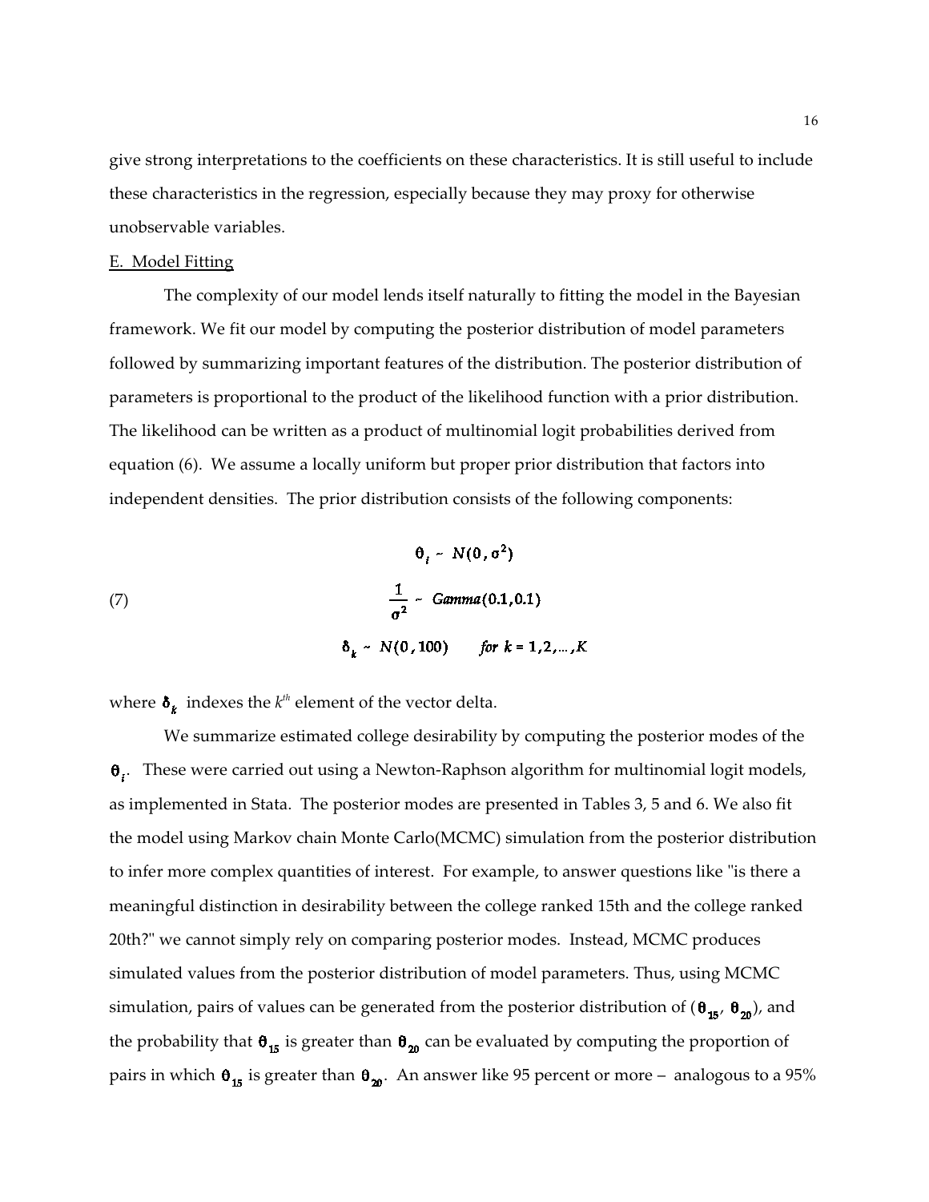give strong interpretations to the coefficients on these characteristics. It is still useful to include these characteristics in the regression, especially because they may proxy for otherwise unobservable variables.

E. Model Fitting

The complexity of our model lends itself naturally to fitting the model in the Bayesian framework. We fit our model by computing the posterior distribution of model parameters followed by summarizing important features of the distribution. The posterior distribution of parameters is proportional to the product of the likelihood function with a prior distribution. The likelihood can be written as a product of multinomial logit probabilities derived from equation (6). We assume a locally uniform but proper prior distribution that factors into independent densities. The prior distribution consists of the following components:

$$
\begin{aligned}
&\theta_i \sim N(0, \sigma^2) \\
(7) \qquad &\frac{1}{\sigma^2} \sim Gamma(0.1, 0.1) \\
&\delta_k \sim N(0, 100) \qquad for\ k = 1, 2, \ldots, K
\end{aligned}
$$

where $\delta_k$ indexes the $k^{th}$ element of the vector delta.

We summarize estimated college desirability by computing the posterior modes of the $\theta_i$. These were carried out using a Newton-Raphson algorithm for multinomial logit models, as implemented in Stata. The posterior modes are presented in Tables 3, 5 and 6. We also fit the model using Markov chain Monte Carlo(MCMC) simulation from the posterior distribution to infer more complex quantities of interest. For example, to answer questions like "is there a meaningful distinction in desirability between the college ranked 15th and the college ranked 20th?" we cannot simply rely on comparing posterior modes. Instead, MCMC produces simulated values from the posterior distribution of model parameters. Thus, using MCMC simulation, pairs of values can be generated from the posterior distribution of ($\theta_{15}$, $\theta_{20}$), and the probability that $\theta_{15}$ is greater than $\theta_{20}$ can be evaluated by computing the proportion of pairs in which $\theta_{15}$ is greater than $\theta_{20}$. An answer like 95 percent or more – analogous to a 95%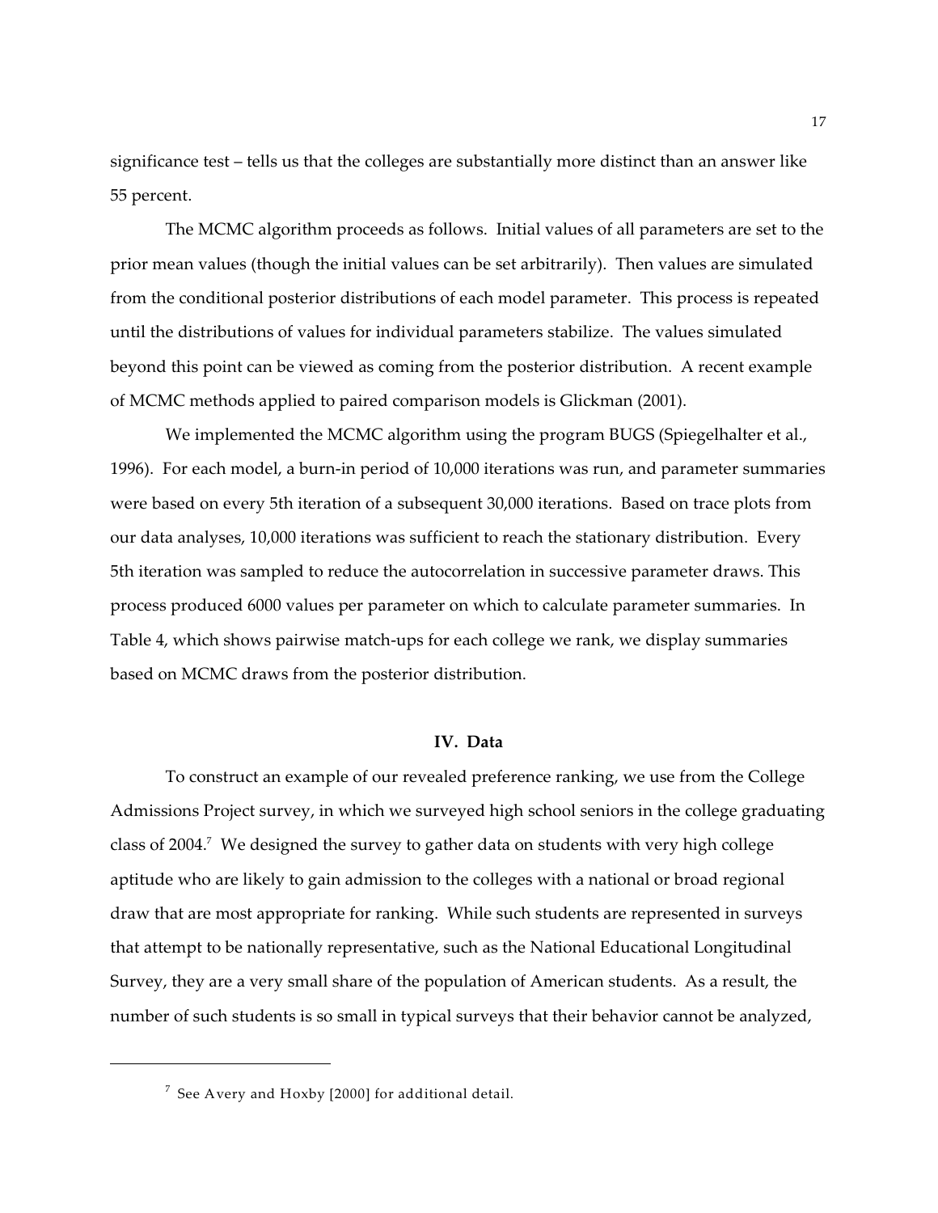significance test – tells us that the colleges are substantially more distinct than an answer like 55 percent.

The MCMC algorithm proceeds as follows. Initial values of all parameters are set to the prior mean values (though the initial values can be set arbitrarily). Then values are simulated from the conditional posterior distributions of each model parameter. This process is repeated until the distributions of values for individual parameters stabilize. The values simulated beyond this point can be viewed as coming from the posterior distribution. A recent example of MCMC methods applied to paired comparison models is Glickman (2001).

We implemented the MCMC algorithm using the program BUGS (Spiegelhalter et al., 1996). For each model, a burn-in period of 10,000 iterations was run, and parameter summaries were based on every 5th iteration of a subsequent 30,000 iterations. Based on trace plots from our data analyses, 10,000 iterations was sufficient to reach the stationary distribution. Every 5th iteration was sampled to reduce the autocorrelation in successive parameter draws. This process produced 6000 values per parameter on which to calculate parameter summaries. In Table 4, which shows pairwise match-ups for each college we rank, we display summaries based on MCMC draws from the posterior distribution.

## IV. Data

To construct an example of our revealed preference ranking, we use from the College Admissions Project survey, in which we surveyed high school seniors in the college graduating class of 2004.[7] We designed the survey to gather data on students with very high college aptitude who are likely to gain admission to the colleges with a national or broad regional draw that are most appropriate for ranking. While such students are represented in surveys that attempt to be nationally representative, such as the National Educational Longitudinal Survey, they are a very small share of the population of American students. As a result, the number of such students is so small in typical surveys that their behavior cannot be analyzed,

---

[7] See Avery and Hoxby [2000] for additional detail.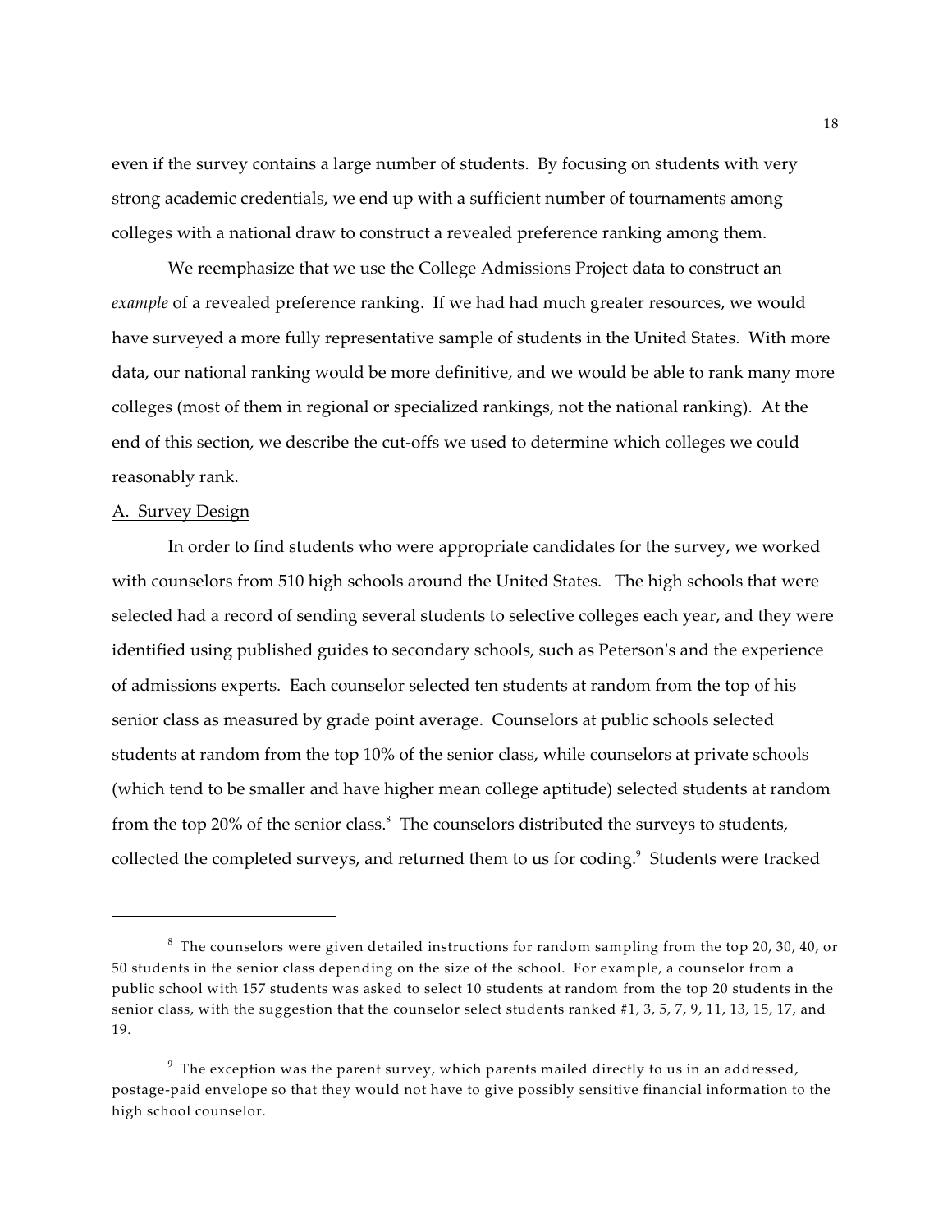even if the survey contains a large number of students. By focusing on students with very strong academic credentials, we end up with a sufficient number of tournaments among colleges with a national draw to construct a revealed preference ranking among them.

We reemphasize that we use the College Admissions Project data to construct an *example* of a revealed preference ranking. If we had had much greater resources, we would have surveyed a more fully representative sample of students in the United States. With more data, our national ranking would be more definitive, and we would be able to rank many more colleges (most of them in regional or specialized rankings, not the national ranking). At the end of this section, we describe the cut-offs we used to determine which colleges we could reasonably rank.

A. Survey Design

In order to find students who were appropriate candidates for the survey, we worked with counselors from 510 high schools around the United States. The high schools that were selected had a record of sending several students to selective colleges each year, and they were identified using published guides to secondary schools, such as Peterson's and the experience of admissions experts. Each counselor selected ten students at random from the top of his senior class as measured by grade point average. Counselors at public schools selected students at random from the top 10% of the senior class, while counselors at private schools (which tend to be smaller and have higher mean college aptitude) selected students at random from the top 20% of the senior class.[8] The counselors distributed the surveys to students, collected the completed surveys, and returned them to us for coding.[9] Students were tracked

---

[8] The counselors were given detailed instructions for random sampling from the top 20, 30, 40, or 50 students in the senior class depending on the size of the school. For example, a counselor from a public school with 157 students was asked to select 10 students at random from the top 20 students in the senior class, with the suggestion that the counselor select students ranked #1, 3, 5, 7, 9, 11, 13, 15, 17, and 19.

[9] The exception was the parent survey, which parents mailed directly to us in an addressed, postage-paid envelope so that they would not have to give possibly sensitive financial information to the high school counselor.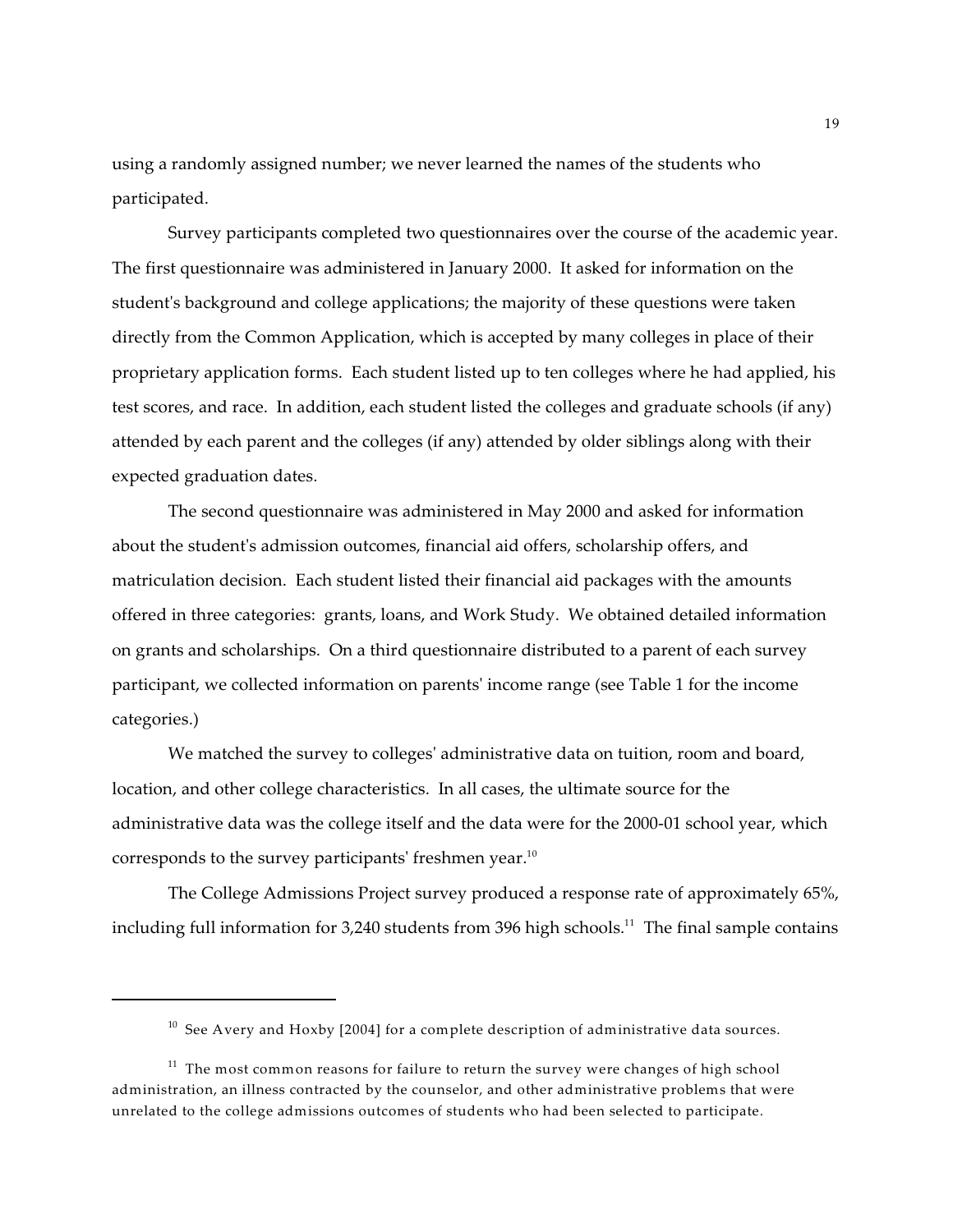using a randomly assigned number; we never learned the names of the students who participated.

Survey participants completed two questionnaires over the course of the academic year. The first questionnaire was administered in January 2000. It asked for information on the student's background and college applications; the majority of these questions were taken directly from the Common Application, which is accepted by many colleges in place of their proprietary application forms. Each student listed up to ten colleges where he had applied, his test scores, and race. In addition, each student listed the colleges and graduate schools (if any) attended by each parent and the colleges (if any) attended by older siblings along with their expected graduation dates.

The second questionnaire was administered in May 2000 and asked for information about the student's admission outcomes, financial aid offers, scholarship offers, and matriculation decision. Each student listed their financial aid packages with the amounts offered in three categories: grants, loans, and Work Study. We obtained detailed information on grants and scholarships. On a third questionnaire distributed to a parent of each survey participant, we collected information on parents' income range (see Table 1 for the income categories.)

We matched the survey to colleges' administrative data on tuition, room and board, location, and other college characteristics. In all cases, the ultimate source for the administrative data was the college itself and the data were for the 2000-01 school year, which corresponds to the survey participants' freshmen year.[10]

The College Admissions Project survey produced a response rate of approximately 65%, including full information for 3,240 students from 396 high schools.[11] The final sample contains

---

[10] See Avery and Hoxby [2004] for a complete description of administrative data sources.

[11] The most common reasons for failure to return the survey were changes of high school administration, an illness contracted by the counselor, and other administrative problems that were unrelated to the college admissions outcomes of students who had been selected to participate.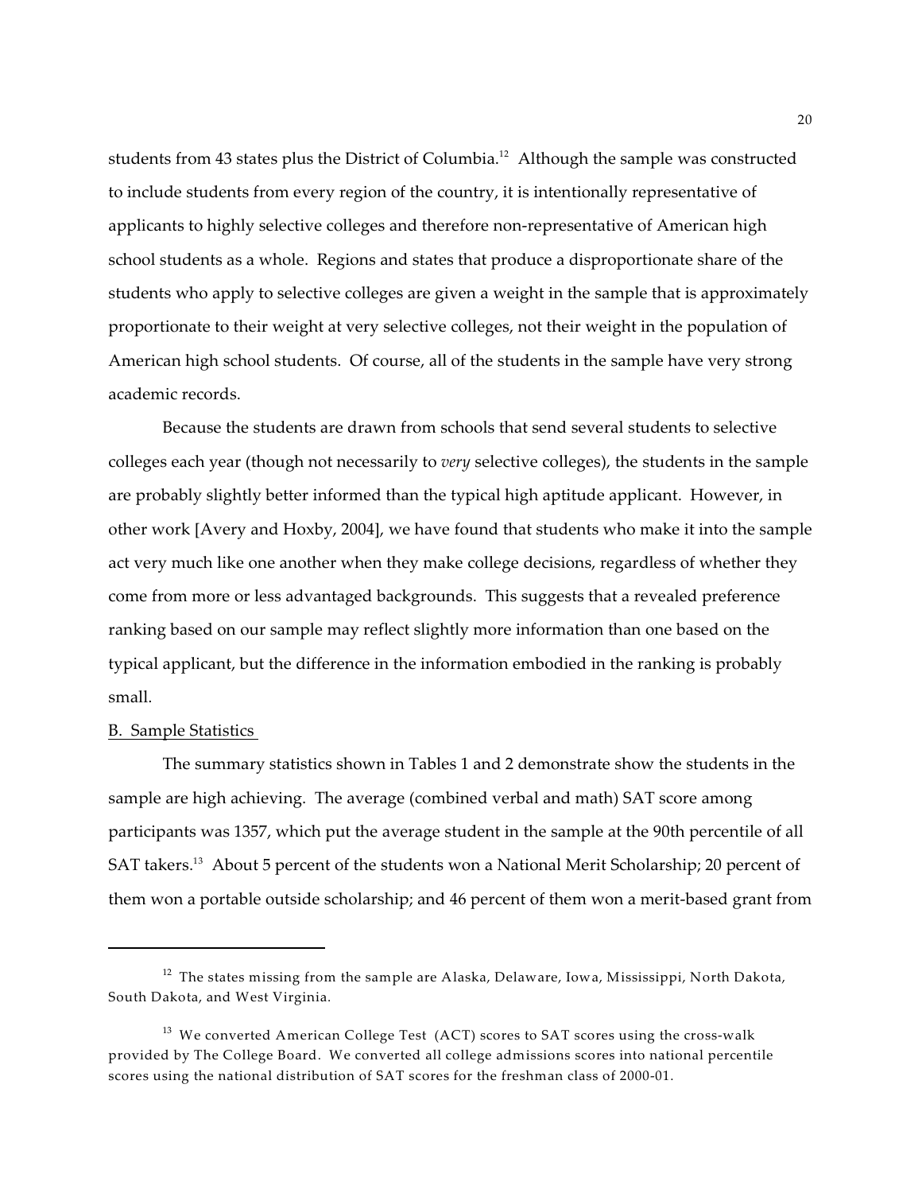students from 43 states plus the District of Columbia.[12] Although the sample was constructed to include students from every region of the country, it is intentionally representative of applicants to highly selective colleges and therefore non-representative of American high school students as a whole. Regions and states that produce a disproportionate share of the students who apply to selective colleges are given a weight in the sample that is approximately proportionate to their weight at very selective colleges, not their weight in the population of American high school students. Of course, all of the students in the sample have very strong academic records.

Because the students are drawn from schools that send several students to selective colleges each year (though not necessarily to *very* selective colleges), the students in the sample are probably slightly better informed than the typical high aptitude applicant. However, in other work [Avery and Hoxby, 2004], we have found that students who make it into the sample act very much like one another when they make college decisions, regardless of whether they come from more or less advantaged backgrounds. This suggests that a revealed preference ranking based on our sample may reflect slightly more information than one based on the typical applicant, but the difference in the information embodied in the ranking is probably small.

B. Sample Statistics

The summary statistics shown in Tables 1 and 2 demonstrate show the students in the sample are high achieving. The average (combined verbal and math) SAT score among participants was 1357, which put the average student in the sample at the 90th percentile of all SAT takers.[13] About 5 percent of the students won a National Merit Scholarship; 20 percent of them won a portable outside scholarship; and 46 percent of them won a merit-based grant from

---

[12] The states missing from the sample are Alaska, Delaware, Iowa, Mississippi, North Dakota, South Dakota, and West Virginia.

[13] We converted American College Test (ACT) scores to SAT scores using the cross-walk provided by The College Board. We converted all college admissions scores into national percentile scores using the national distribution of SAT scores for the freshman class of 2000-01.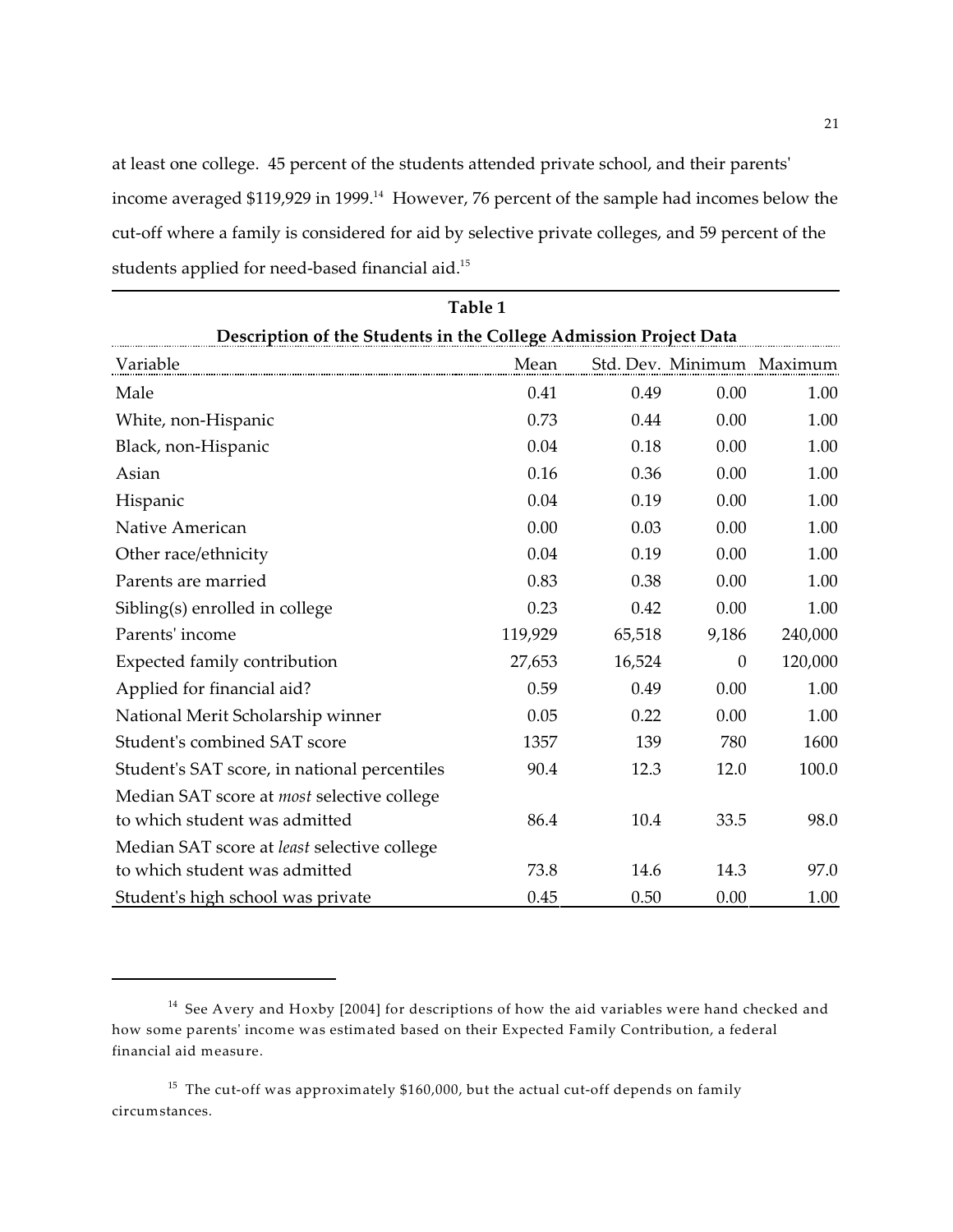at least one college. 45 percent of the students attended private school, and their parents' income averaged $119,929 in 1999.[14] However, 76 percent of the sample had incomes below the cut-off where a family is considered for aid by selective private colleges, and 59 percent of the students applied for need-based financial aid.[15]

**Table 1**

**Description of the Students in the College Admission Project Data**

| Variable | Mean | Std. Dev. | Minimum | Maximum |
|---|---|---|---|---|
| Male | 0.41 | 0.49 | 0.00 | 1.00 |
| White, non-Hispanic | 0.73 | 0.44 | 0.00 | 1.00 |
| Black, non-Hispanic | 0.04 | 0.18 | 0.00 | 1.00 |
| Asian | 0.16 | 0.36 | 0.00 | 1.00 |
| Hispanic | 0.04 | 0.19 | 0.00 | 1.00 |
| Native American | 0.00 | 0.03 | 0.00 | 1.00 |
| Other race/ethnicity | 0.04 | 0.19 | 0.00 | 1.00 |
| Parents are married | 0.83 | 0.38 | 0.00 | 1.00 |
| Sibling(s) enrolled in college | 0.23 | 0.42 | 0.00 | 1.00 |
| Parents' income | 119,929 | 65,518 | 9,186 | 240,000 |
| Expected family contribution | 27,653 | 16,524 | 0 | 120,000 |
| Applied for financial aid? | 0.59 | 0.49 | 0.00 | 1.00 |
| National Merit Scholarship winner | 0.05 | 0.22 | 0.00 | 1.00 |
| Student's combined SAT score | 1357 | 139 | 780 | 1600 |
| Student's SAT score, in national percentiles | 90.4 | 12.3 | 12.0 | 100.0 |
| Median SAT score at *most* selective college to which student was admitted | 86.4 | 10.4 | 33.5 | 98.0 |
| Median SAT score at *least* selective college to which student was admitted | 73.8 | 14.6 | 14.3 | 97.0 |
| Student's high school was private | 0.45 | 0.50 | 0.00 | 1.00 |

[14] See Avery and Hoxby [2004] for descriptions of how the aid variables were hand checked and how some parents' income was estimated based on their Expected Family Contribution, a federal financial aid measure.

[15] The cut-off was approximately $160,000, but the actual cut-off depends on family circumstances.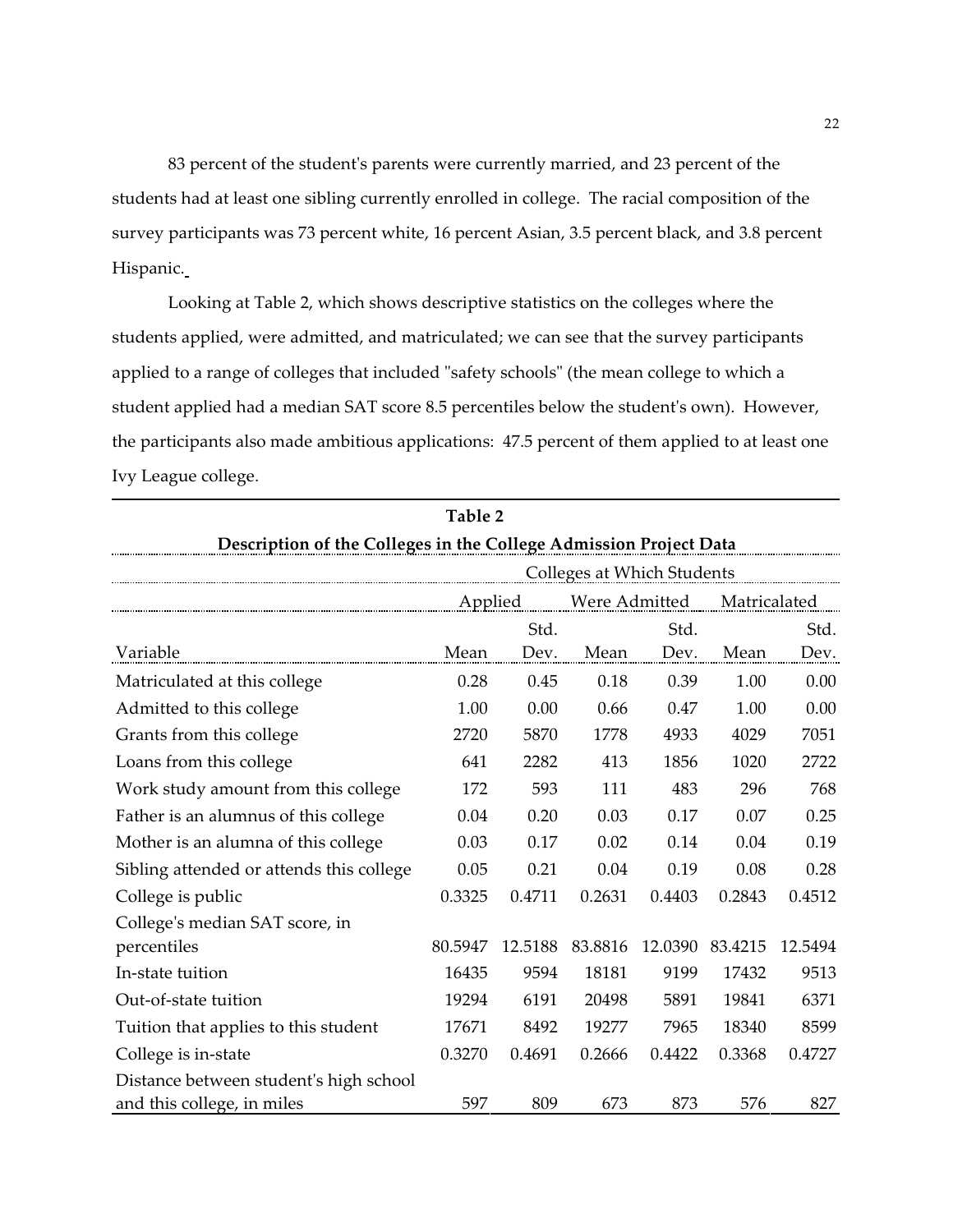83 percent of the student's parents were currently married, and 23 percent of the students had at least one sibling currently enrolled in college. The racial composition of the survey participants was 73 percent white, 16 percent Asian, 3.5 percent black, and 3.8 percent Hispanic.

Looking at Table 2, which shows descriptive statistics on the colleges where the students applied, were admitted, and matriculated; we can see that the survey participants applied to a range of colleges that included "safety schools" (the mean college to which a student applied had a median SAT score 8.5 percentiles below the student's own). However, the participants also made ambitious applications: 47.5 percent of them applied to at least one Ivy League college.

**Table 2**

**Description of the Colleges in the College Admission Project Data**

| | Colleges at Which Students | | | | | |
|---|---|---|---|---|---|---|
| | Applied | | Were Admitted | | Matricalated | |
| Variable | Mean | Std. Dev. | Mean | Std. Dev. | Mean | Std. Dev. |
| Matriculated at this college | 0.28 | 0.45 | 0.18 | 0.39 | 1.00 | 0.00 |
| Admitted to this college | 1.00 | 0.00 | 0.66 | 0.47 | 1.00 | 0.00 |
| Grants from this college | 2720 | 5870 | 1778 | 4933 | 4029 | 7051 |
| Loans from this college | 641 | 2282 | 413 | 1856 | 1020 | 2722 |
| Work study amount from this college | 172 | 593 | 111 | 483 | 296 | 768 |
| Father is an alumnus of this college | 0.04 | 0.20 | 0.03 | 0.17 | 0.07 | 0.25 |
| Mother is an alumna of this college | 0.03 | 0.17 | 0.02 | 0.14 | 0.04 | 0.19 |
| Sibling attended or attends this college | 0.05 | 0.21 | 0.04 | 0.19 | 0.08 | 0.28 |
| College is public | 0.3325 | 0.4711 | 0.2631 | 0.4403 | 0.2843 | 0.4512 |
| College's median SAT score, in percentiles | 80.5947 | 12.5188 | 83.8816 | 12.0390 | 83.4215 | 12.5494 |
| In-state tuition | 16435 | 9594 | 18181 | 9199 | 17432 | 9513 |
| Out-of-state tuition | 19294 | 6191 | 20498 | 5891 | 19841 | 6371 |
| Tuition that applies to this student | 17671 | 8492 | 19277 | 7965 | 18340 | 8599 |
| College is in-state | 0.3270 | 0.4691 | 0.2666 | 0.4422 | 0.3368 | 0.4727 |
| Distance between student's high school and this college, in miles | 597 | 809 | 673 | 873 | 576 | 827 |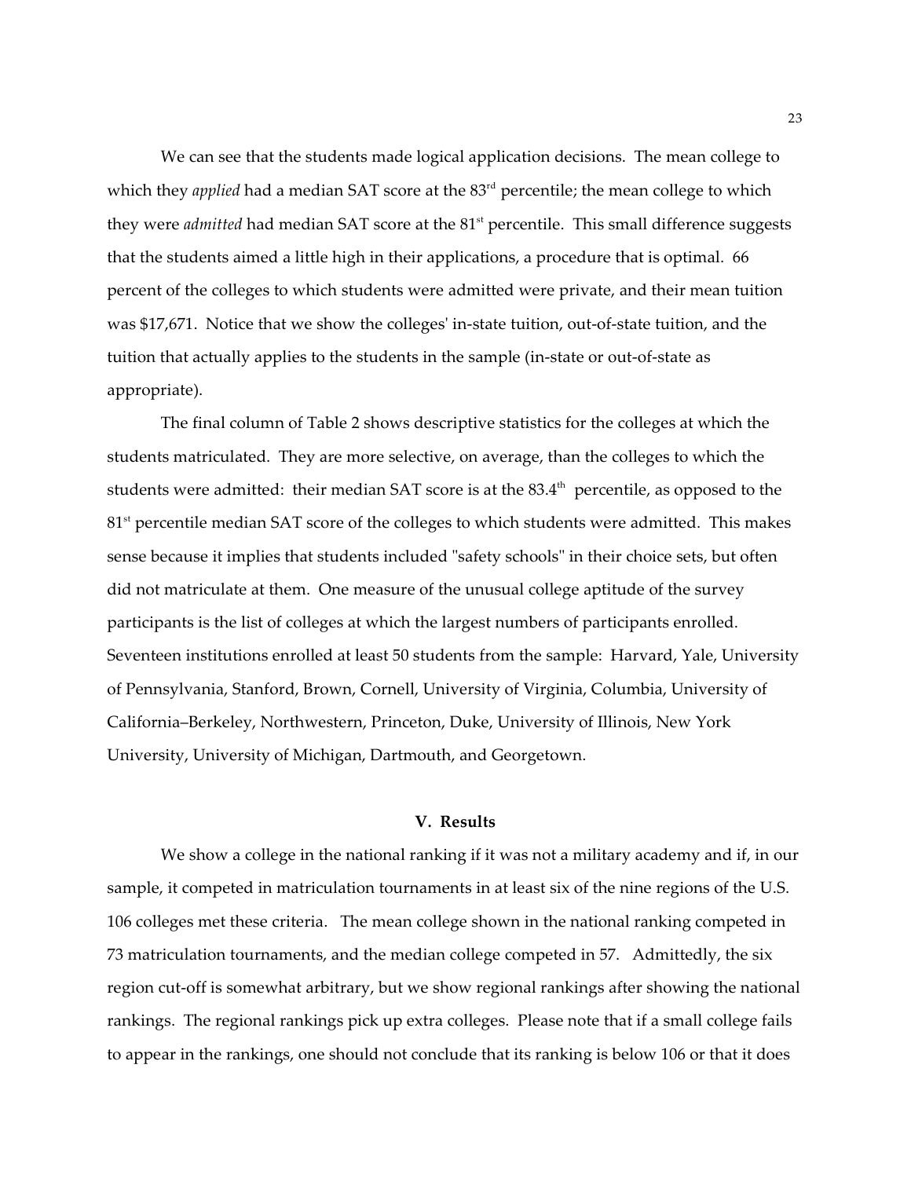We can see that the students made logical application decisions. The mean college to which they *applied* had a median SAT score at the 83rd percentile; the mean college to which they were *admitted* had median SAT score at the 81st percentile. This small difference suggests that the students aimed a little high in their applications, a procedure that is optimal. 66 percent of the colleges to which students were admitted were private, and their mean tuition was $17,671. Notice that we show the colleges' in-state tuition, out-of-state tuition, and the tuition that actually applies to the students in the sample (in-state or out-of-state as appropriate).

The final column of Table 2 shows descriptive statistics for the colleges at which the students matriculated. They are more selective, on average, than the colleges to which the students were admitted: their median SAT score is at the 83.4th percentile, as opposed to the 81st percentile median SAT score of the colleges to which students were admitted. This makes sense because it implies that students included "safety schools" in their choice sets, but often did not matriculate at them. One measure of the unusual college aptitude of the survey participants is the list of colleges at which the largest numbers of participants enrolled. Seventeen institutions enrolled at least 50 students from the sample: Harvard, Yale, University of Pennsylvania, Stanford, Brown, Cornell, University of Virginia, Columbia, University of California–Berkeley, Northwestern, Princeton, Duke, University of Illinois, New York University, University of Michigan, Dartmouth, and Georgetown.

## V. Results

We show a college in the national ranking if it was not a military academy and if, in our sample, it competed in matriculation tournaments in at least six of the nine regions of the U.S. 106 colleges met these criteria. The mean college shown in the national ranking competed in 73 matriculation tournaments, and the median college competed in 57. Admittedly, the six region cut-off is somewhat arbitrary, but we show regional rankings after showing the national rankings. The regional rankings pick up extra colleges. Please note that if a small college fails to appear in the rankings, one should not conclude that its ranking is below 106 or that it does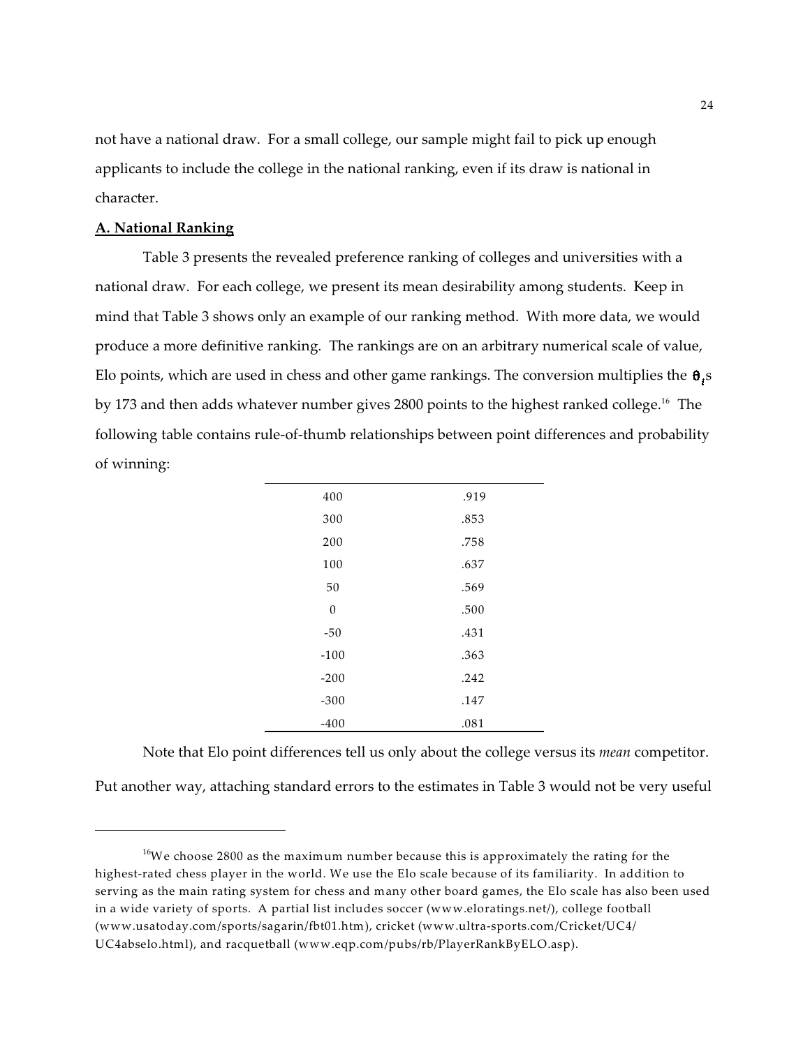not have a national draw. For a small college, our sample might fail to pick up enough applicants to include the college in the national ranking, even if its draw is national in character.

**A. National Ranking**

Table 3 presents the revealed preference ranking of colleges and universities with a national draw. For each college, we present its mean desirability among students. Keep in mind that Table 3 shows only an example of our ranking method. With more data, we would produce a more definitive ranking. The rankings are on an arbitrary numerical scale of value, Elo points, which are used in chess and other game rankings. The conversion multiplies the $\theta_i$s by 173 and then adds whatever number gives 2800 points to the highest ranked college.[16] The following table contains rule-of-thumb relationships between point differences and probability of winning:

| | |
|---|---|
| 400 | .919 |
| 300 | .853 |
| 200 | .758 |
| 100 | .637 |
| 50 | .569 |
| 0 | .500 |
| -50 | .431 |
| -100 | .363 |
| -200 | .242 |
| -300 | .147 |
| -400 | .081 |

Note that Elo point differences tell us only about the college versus its *mean* competitor. Put another way, attaching standard errors to the estimates in Table 3 would not be very useful

[16]We choose 2800 as the maximum number because this is approximately the rating for the highest-rated chess player in the world. We use the Elo scale because of its familiarity. In addition to serving as the main rating system for chess and many other board games, the Elo scale has also been used in a wide variety of sports. A partial list includes soccer (www.eloratings.net/), college football (www.usatoday.com/sports/sagarin/fbt01.htm), cricket (www.ultra-sports.com/Cricket/UC4/UC4abselo.html), and racquetball (www.eqp.com/pubs/rb/PlayerRankByELO.asp).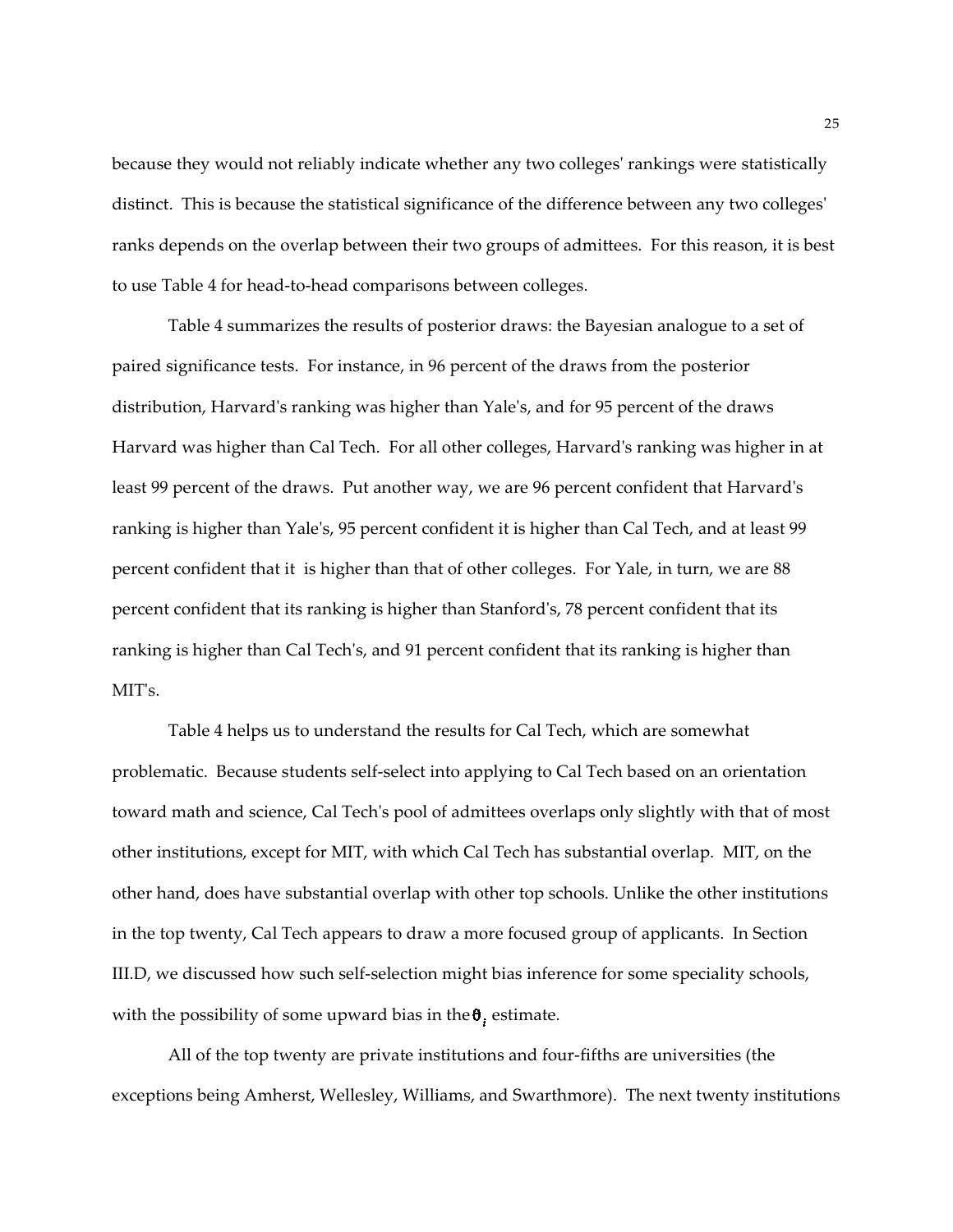because they would not reliably indicate whether any two colleges' rankings were statistically distinct. This is because the statistical significance of the difference between any two colleges' ranks depends on the overlap between their two groups of admittees. For this reason, it is best to use Table 4 for head-to-head comparisons between colleges.

Table 4 summarizes the results of posterior draws: the Bayesian analogue to a set of paired significance tests. For instance, in 96 percent of the draws from the posterior distribution, Harvard's ranking was higher than Yale's, and for 95 percent of the draws Harvard was higher than Cal Tech. For all other colleges, Harvard's ranking was higher in at least 99 percent of the draws. Put another way, we are 96 percent confident that Harvard's ranking is higher than Yale's, 95 percent confident it is higher than Cal Tech, and at least 99 percent confident that it is higher than that of other colleges. For Yale, in turn, we are 88 percent confident that its ranking is higher than Stanford's, 78 percent confident that its ranking is higher than Cal Tech's, and 91 percent confident that its ranking is higher than MIT's.

Table 4 helps us to understand the results for Cal Tech, which are somewhat problematic. Because students self-select into applying to Cal Tech based on an orientation toward math and science, Cal Tech's pool of admittees overlaps only slightly with that of most other institutions, except for MIT, with which Cal Tech has substantial overlap. MIT, on the other hand, does have substantial overlap with other top schools. Unlike the other institutions in the top twenty, Cal Tech appears to draw a more focused group of applicants. In Section III.D, we discussed how such self-selection might bias inference for some speciality schools, with the possibility of some upward bias in the $\theta_i$ estimate.

All of the top twenty are private institutions and four-fifths are universities (the exceptions being Amherst, Wellesley, Williams, and Swarthmore). The next twenty institutions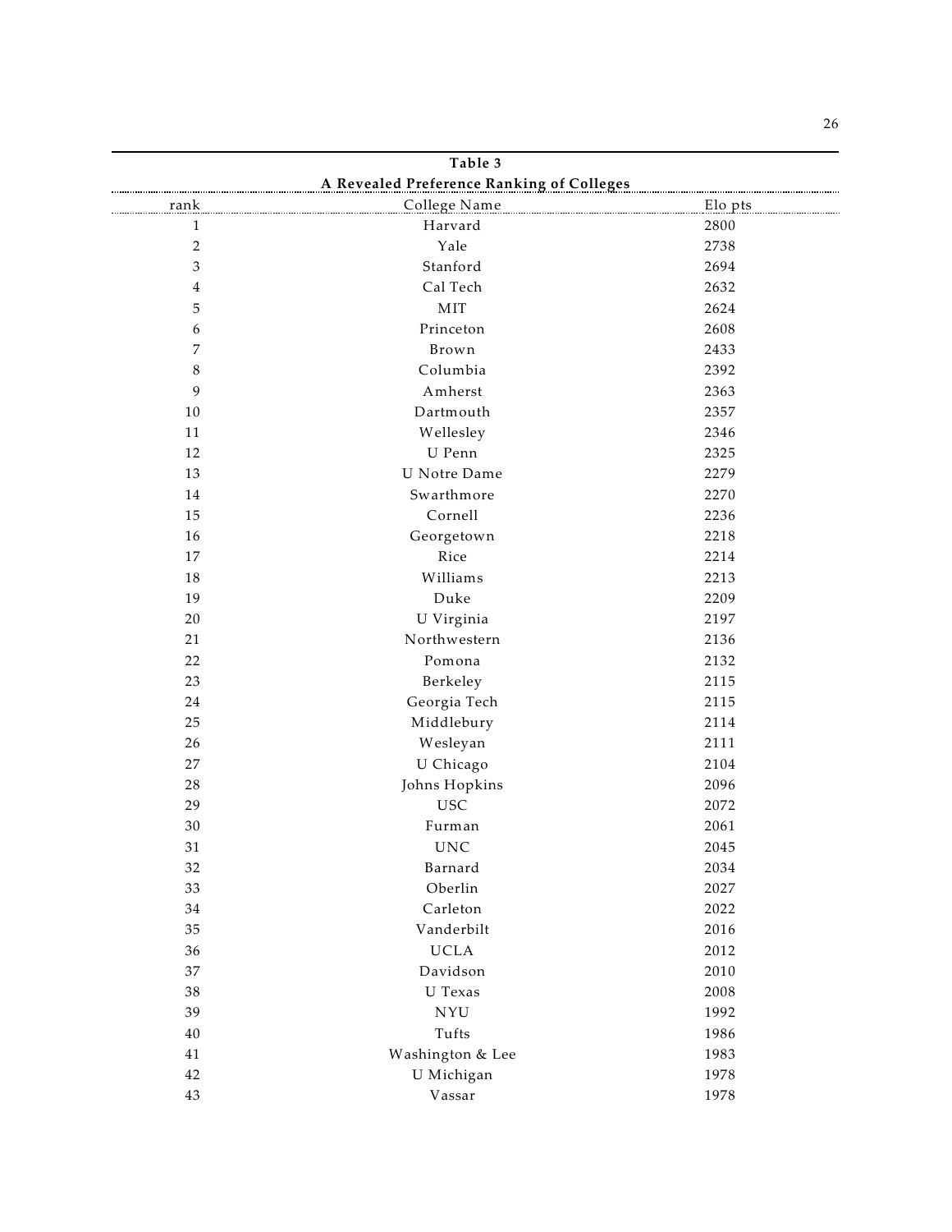**Table 3**

**A Revealed Preference Ranking of Colleges**

| rank | College Name | Elo pts |
|---|---|---|
| 1 | Harvard | 2800 |
| 2 | Yale | 2738 |
| 3 | Stanford | 2694 |
| 4 | Cal Tech | 2632 |
| 5 | MIT | 2624 |
| 6 | Princeton | 2608 |
| 7 | Brown | 2433 |
| 8 | Columbia | 2392 |
| 9 | Amherst | 2363 |
| 10 | Dartmouth | 2357 |
| 11 | Wellesley | 2346 |
| 12 | U Penn | 2325 |
| 13 | U Notre Dame | 2279 |
| 14 | Swarthmore | 2270 |
| 15 | Cornell | 2236 |
| 16 | Georgetown | 2218 |
| 17 | Rice | 2214 |
| 18 | Williams | 2213 |
| 19 | Duke | 2209 |
| 20 | U Virginia | 2197 |
| 21 | Northwestern | 2136 |
| 22 | Pomona | 2132 |
| 23 | Berkeley | 2115 |
| 24 | Georgia Tech | 2115 |
| 25 | Middlebury | 2114 |
| 26 | Wesleyan | 2111 |
| 27 | U Chicago | 2104 |
| 28 | Johns Hopkins | 2096 |
| 29 | USC | 2072 |
| 30 | Furman | 2061 |
| 31 | UNC | 2045 |
| 32 | Barnard | 2034 |
| 33 | Oberlin | 2027 |
| 34 | Carleton | 2022 |
| 35 | Vanderbilt | 2016 |
| 36 | UCLA | 2012 |
| 37 | Davidson | 2010 |
| 38 | U Texas | 2008 |
| 39 | NYU | 1992 |
| 40 | Tufts | 1986 |
| 41 | Washington & Lee | 1983 |
| 42 | U Michigan | 1978 |
| 43 | Vassar | 1978 |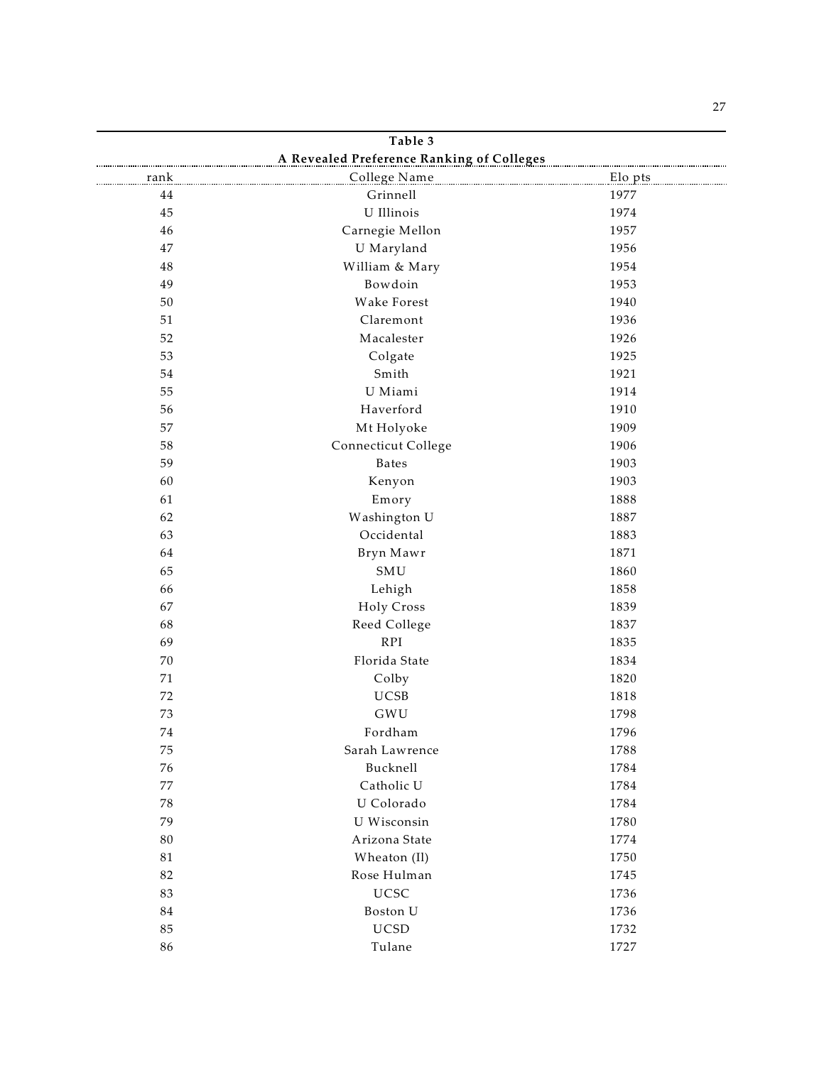**Table 3**

**A Revealed Preference Ranking of Colleges**

| rank | College Name | Elo pts |
|---|---|---|
| 44 | Grinnell | 1977 |
| 45 | U Illinois | 1974 |
| 46 | Carnegie Mellon | 1957 |
| 47 | U Maryland | 1956 |
| 48 | William & Mary | 1954 |
| 49 | Bowdoin | 1953 |
| 50 | Wake Forest | 1940 |
| 51 | Claremont | 1936 |
| 52 | Macalester | 1926 |
| 53 | Colgate | 1925 |
| 54 | Smith | 1921 |
| 55 | U Miami | 1914 |
| 56 | Haverford | 1910 |
| 57 | Mt Holyoke | 1909 |
| 58 | Connecticut College | 1906 |
| 59 | Bates | 1903 |
| 60 | Kenyon | 1903 |
| 61 | Emory | 1888 |
| 62 | Washington U | 1887 |
| 63 | Occidental | 1883 |
| 64 | Bryn Mawr | 1871 |
| 65 | SMU | 1860 |
| 66 | Lehigh | 1858 |
| 67 | Holy Cross | 1839 |
| 68 | Reed College | 1837 |
| 69 | RPI | 1835 |
| 70 | Florida State | 1834 |
| 71 | Colby | 1820 |
| 72 | UCSB | 1818 |
| 73 | GWU | 1798 |
| 74 | Fordham | 1796 |
| 75 | Sarah Lawrence | 1788 |
| 76 | Bucknell | 1784 |
| 77 | Catholic U | 1784 |
| 78 | U Colorado | 1784 |
| 79 | U Wisconsin | 1780 |
| 80 | Arizona State | 1774 |
| 81 | Wheaton (Il) | 1750 |
| 82 | Rose Hulman | 1745 |
| 83 | UCSC | 1736 |
| 84 | Boston U | 1736 |
| 85 | UCSD | 1732 |
| 86 | Tulane | 1727 |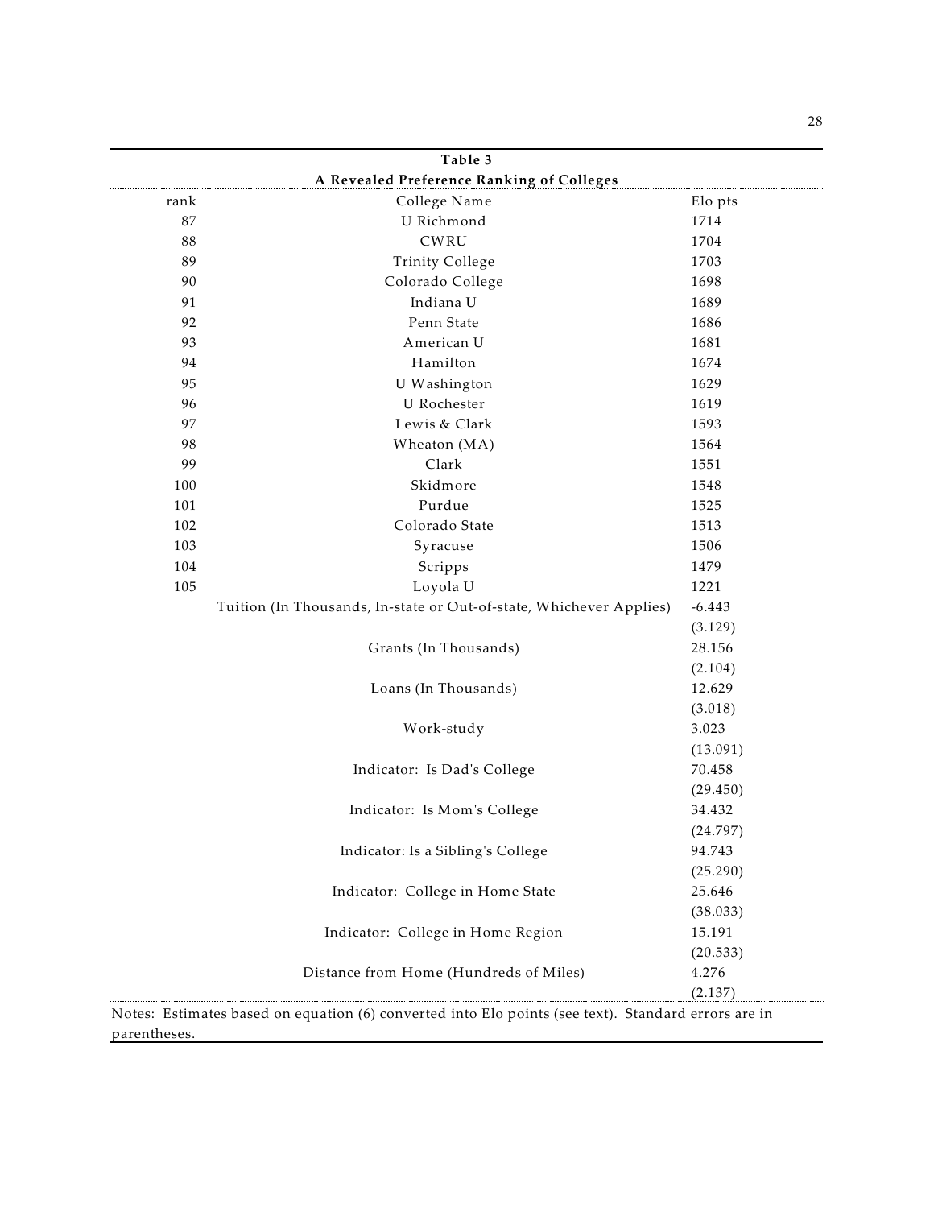**Table 3**

**A Revealed Preference Ranking of Colleges**

| rank | College Name | Elo pts |
|---|---|---|
| 87 | U Richmond | 1714 |
| 88 | CWRU | 1704 |
| 89 | Trinity College | 1703 |
| 90 | Colorado College | 1698 |
| 91 | Indiana U | 1689 |
| 92 | Penn State | 1686 |
| 93 | American U | 1681 |
| 94 | Hamilton | 1674 |
| 95 | U Washington | 1629 |
| 96 | U Rochester | 1619 |
| 97 | Lewis & Clark | 1593 |
| 98 | Wheaton (MA) | 1564 |
| 99 | Clark | 1551 |
| 100 | Skidmore | 1548 |
| 101 | Purdue | 1525 |
| 102 | Colorado State | 1513 |
| 103 | Syracuse | 1506 |
| 104 | Scripps | 1479 |
| 105 | Loyola U | 1221 |
| | Tuition (In Thousands, In-state or Out-of-state, Whichever Applies) | -6.443 |
| | | (3.129) |
| | Grants (In Thousands) | 28.156 |
| | | (2.104) |
| | Loans (In Thousands) | 12.629 |
| | | (3.018) |
| | Work-study | 3.023 |
| | | (13.091) |
| | Indicator: Is Dad's College | 70.458 |
| | | (29.450) |
| | Indicator: Is Mom's College | 34.432 |
| | | (24.797) |
| | Indicator: Is a Sibling's College | 94.743 |
| | | (25.290) |
| | Indicator: College in Home State | 25.646 |
| | | (38.033) |
| | Indicator: College in Home Region | 15.191 |
| | | (20.533) |
| | Distance from Home (Hundreds of Miles) | 4.276 |
| | | (2.137) |

Notes: Estimates based on equation (6) converted into Elo points (see text). Standard errors are in parentheses.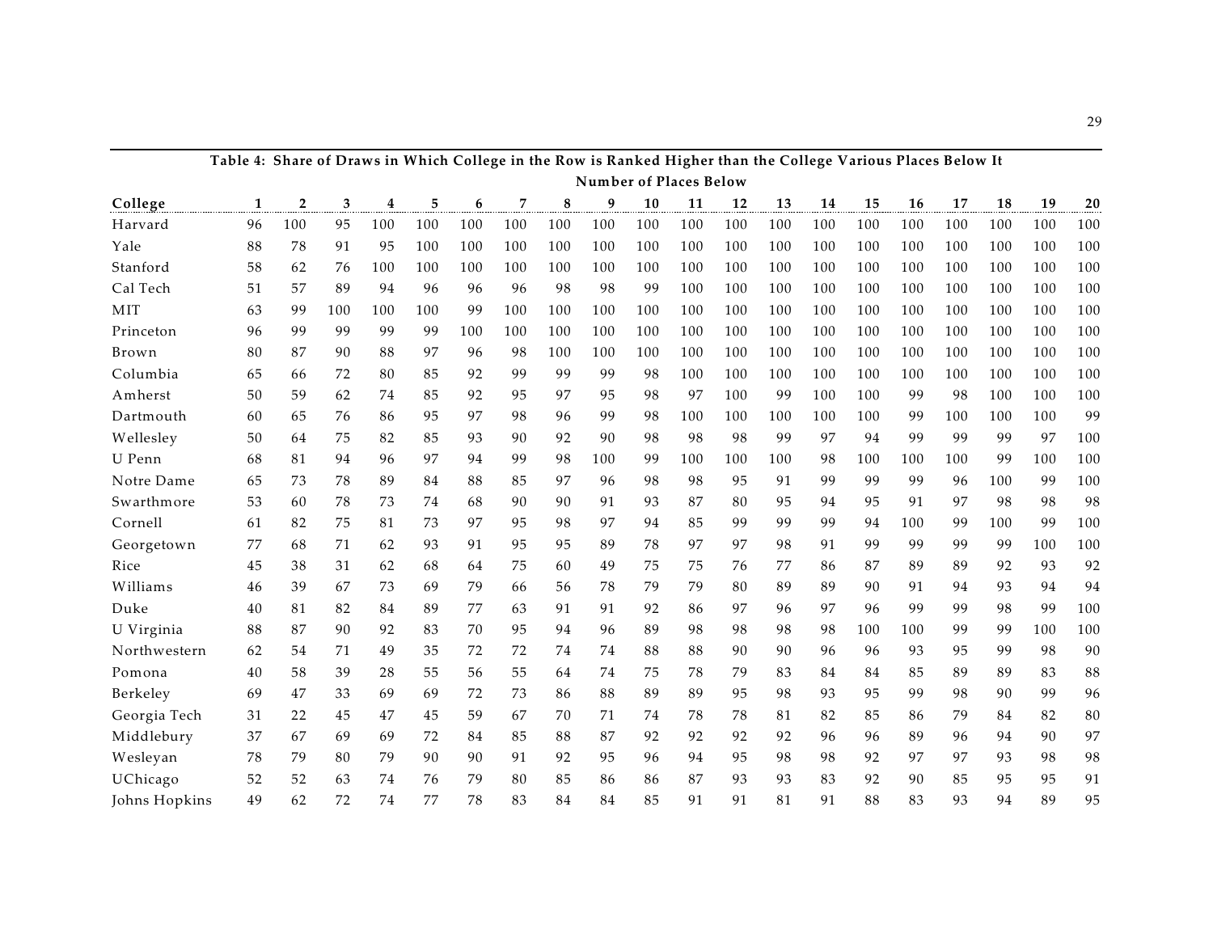**Table 4: Share of Draws in Which College in the Row is Ranked Higher than the College Various Places Below It**

| | Number of Places Below | | | | | | | | | | | | | | | | | | | |
|---|---|---|---|---|---|---|---|---|---|---|---|---|---|---|---|---|---|---|---|---|
| **College** | **1** | **2** | **3** | **4** | **5** | **6** | **7** | **8** | **9** | **10** | **11** | **12** | **13** | **14** | **15** | **16** | **17** | **18** | **19** | **20** |
| Harvard | 96 | 100 | 95 | 100 | 100 | 100 | 100 | 100 | 100 | 100 | 100 | 100 | 100 | 100 | 100 | 100 | 100 | 100 | 100 | 100 |
| Yale | 88 | 78 | 91 | 95 | 100 | 100 | 100 | 100 | 100 | 100 | 100 | 100 | 100 | 100 | 100 | 100 | 100 | 100 | 100 | 100 |
| Stanford | 58 | 62 | 76 | 100 | 100 | 100 | 100 | 100 | 100 | 100 | 100 | 100 | 100 | 100 | 100 | 100 | 100 | 100 | 100 | 100 |
| Cal Tech | 51 | 57 | 89 | 94 | 96 | 96 | 96 | 98 | 98 | 99 | 100 | 100 | 100 | 100 | 100 | 100 | 100 | 100 | 100 | 100 |
| MIT | 63 | 99 | 100 | 100 | 100 | 99 | 100 | 100 | 100 | 100 | 100 | 100 | 100 | 100 | 100 | 100 | 100 | 100 | 100 | 100 |
| Princeton | 96 | 99 | 99 | 99 | 99 | 100 | 100 | 100 | 100 | 100 | 100 | 100 | 100 | 100 | 100 | 100 | 100 | 100 | 100 | 100 |
| Brown | 80 | 87 | 90 | 88 | 97 | 96 | 98 | 100 | 100 | 100 | 100 | 100 | 100 | 100 | 100 | 100 | 100 | 100 | 100 | 100 |
| Columbia | 65 | 66 | 72 | 80 | 85 | 92 | 99 | 99 | 99 | 98 | 100 | 100 | 100 | 100 | 100 | 100 | 100 | 100 | 100 | 100 |
| Amherst | 50 | 59 | 62 | 74 | 85 | 92 | 95 | 97 | 95 | 98 | 97 | 100 | 99 | 100 | 100 | 99 | 98 | 100 | 100 | 100 |
| Dartmouth | 60 | 65 | 76 | 86 | 95 | 97 | 98 | 96 | 99 | 98 | 100 | 100 | 100 | 100 | 100 | 99 | 100 | 100 | 100 | 99 |
| Wellesley | 50 | 64 | 75 | 82 | 85 | 93 | 90 | 92 | 90 | 98 | 98 | 98 | 99 | 97 | 94 | 99 | 99 | 99 | 97 | 100 |
| U Penn | 68 | 81 | 94 | 96 | 97 | 94 | 99 | 98 | 100 | 99 | 100 | 100 | 100 | 98 | 100 | 100 | 100 | 99 | 100 | 100 |
| Notre Dame | 65 | 73 | 78 | 89 | 84 | 88 | 85 | 97 | 96 | 98 | 98 | 95 | 91 | 99 | 99 | 99 | 96 | 100 | 99 | 100 |
| Swarthmore | 53 | 60 | 78 | 73 | 74 | 68 | 90 | 90 | 91 | 93 | 87 | 80 | 95 | 94 | 95 | 91 | 97 | 98 | 98 | 98 |
| Cornell | 61 | 82 | 75 | 81 | 73 | 97 | 95 | 98 | 97 | 94 | 85 | 99 | 99 | 99 | 94 | 100 | 99 | 100 | 99 | 100 |
| Georgetown | 77 | 68 | 71 | 62 | 93 | 91 | 95 | 95 | 89 | 78 | 97 | 97 | 98 | 91 | 99 | 99 | 99 | 99 | 100 | 100 |
| Rice | 45 | 38 | 31 | 62 | 68 | 64 | 75 | 60 | 49 | 75 | 75 | 76 | 77 | 86 | 87 | 89 | 89 | 92 | 93 | 92 |
| Williams | 46 | 39 | 67 | 73 | 69 | 79 | 66 | 56 | 78 | 79 | 79 | 80 | 89 | 89 | 90 | 91 | 94 | 93 | 94 | 94 |
| Duke | 40 | 81 | 82 | 84 | 89 | 77 | 63 | 91 | 91 | 92 | 86 | 97 | 96 | 97 | 96 | 99 | 99 | 98 | 99 | 100 |
| U Virginia | 88 | 87 | 90 | 92 | 83 | 70 | 95 | 94 | 96 | 89 | 98 | 98 | 98 | 98 | 100 | 100 | 99 | 99 | 100 | 100 |
| Northwestern | 62 | 54 | 71 | 49 | 35 | 72 | 72 | 74 | 74 | 88 | 88 | 90 | 90 | 96 | 96 | 93 | 95 | 99 | 98 | 90 |
| Pomona | 40 | 58 | 39 | 28 | 55 | 56 | 55 | 64 | 74 | 75 | 78 | 79 | 83 | 84 | 84 | 85 | 89 | 89 | 83 | 88 |
| Berkeley | 69 | 47 | 33 | 69 | 69 | 72 | 73 | 86 | 88 | 89 | 89 | 95 | 98 | 93 | 95 | 99 | 98 | 90 | 99 | 96 |
| Georgia Tech | 31 | 22 | 45 | 47 | 45 | 59 | 67 | 70 | 71 | 74 | 78 | 78 | 81 | 82 | 85 | 86 | 79 | 84 | 82 | 80 |
| Middlebury | 37 | 67 | 69 | 69 | 72 | 84 | 85 | 88 | 87 | 92 | 92 | 92 | 92 | 96 | 96 | 89 | 96 | 94 | 90 | 97 |
| Wesleyan | 78 | 79 | 80 | 79 | 90 | 90 | 91 | 92 | 95 | 96 | 94 | 95 | 98 | 98 | 92 | 97 | 97 | 93 | 98 | 98 |
| UChicago | 52 | 52 | 63 | 74 | 76 | 79 | 80 | 85 | 86 | 86 | 87 | 93 | 93 | 83 | 92 | 90 | 85 | 95 | 95 | 91 |
| Johns Hopkins | 49 | 62 | 72 | 74 | 77 | 78 | 83 | 84 | 84 | 85 | 91 | 91 | 81 | 91 | 88 | 83 | 93 | 94 | 89 | 95 |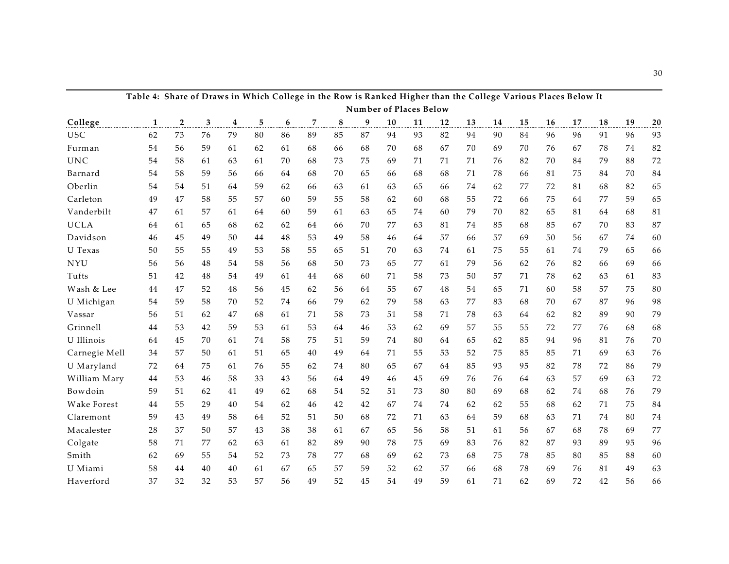**Table 4: Share of Draws in Which College in the Row is Ranked Higher than the College Various Places Below It**

| | Number of Places Below | | | | | | | | | | | | | | | | | | | |
|---|---|---|---|---|---|---|---|---|---|---|---|---|---|---|---|---|---|---|---|---|
| College | 1 | 2 | 3 | 4 | 5 | 6 | 7 | 8 | 9 | 10 | 11 | 12 | 13 | 14 | 15 | 16 | 17 | 18 | 19 | 20 |
| USC | 62 | 73 | 76 | 79 | 80 | 86 | 89 | 85 | 87 | 94 | 93 | 82 | 94 | 90 | 84 | 96 | 96 | 91 | 96 | 93 |
| Furman | 54 | 56 | 59 | 61 | 62 | 61 | 68 | 66 | 68 | 70 | 68 | 67 | 70 | 69 | 70 | 76 | 67 | 78 | 74 | 82 |
| UNC | 54 | 58 | 61 | 63 | 61 | 70 | 68 | 73 | 75 | 69 | 71 | 71 | 71 | 76 | 82 | 70 | 84 | 79 | 88 | 72 |
| Barnard | 54 | 58 | 59 | 56 | 66 | 64 | 68 | 70 | 65 | 66 | 68 | 68 | 71 | 78 | 66 | 81 | 75 | 84 | 70 | 84 |
| Oberlin | 54 | 54 | 51 | 64 | 59 | 62 | 66 | 63 | 61 | 63 | 65 | 66 | 74 | 62 | 77 | 72 | 81 | 68 | 82 | 65 |
| Carleton | 49 | 47 | 58 | 55 | 57 | 60 | 59 | 55 | 58 | 62 | 60 | 68 | 55 | 72 | 66 | 75 | 64 | 77 | 59 | 65 |
| Vanderbilt | 47 | 61 | 57 | 61 | 64 | 60 | 59 | 61 | 63 | 65 | 74 | 60 | 79 | 70 | 82 | 65 | 81 | 64 | 68 | 81 |
| UCLA | 64 | 61 | 65 | 68 | 62 | 62 | 64 | 66 | 70 | 77 | 63 | 81 | 74 | 85 | 68 | 85 | 67 | 70 | 83 | 87 |
| Davidson | 46 | 45 | 49 | 50 | 44 | 48 | 53 | 49 | 58 | 46 | 64 | 57 | 66 | 57 | 69 | 50 | 56 | 67 | 74 | 60 |
| U Texas | 50 | 55 | 55 | 49 | 53 | 58 | 55 | 65 | 51 | 70 | 63 | 74 | 61 | 75 | 55 | 61 | 74 | 79 | 65 | 66 |
| NYU | 56 | 56 | 48 | 54 | 58 | 56 | 68 | 50 | 73 | 65 | 77 | 61 | 79 | 56 | 62 | 76 | 82 | 66 | 69 | 66 |
| Tufts | 51 | 42 | 48 | 54 | 49 | 61 | 44 | 68 | 60 | 71 | 58 | 73 | 50 | 57 | 71 | 78 | 62 | 63 | 61 | 83 |
| Wash & Lee | 44 | 47 | 52 | 48 | 56 | 45 | 62 | 56 | 64 | 55 | 67 | 48 | 54 | 65 | 71 | 60 | 58 | 57 | 75 | 80 |
| U Michigan | 54 | 59 | 58 | 70 | 52 | 74 | 66 | 79 | 62 | 79 | 58 | 63 | 77 | 83 | 68 | 70 | 67 | 87 | 96 | 98 |
| Vassar | 56 | 51 | 62 | 47 | 68 | 61 | 71 | 58 | 73 | 51 | 58 | 71 | 78 | 63 | 64 | 62 | 82 | 89 | 90 | 79 |
| Grinnell | 44 | 53 | 42 | 59 | 53 | 61 | 53 | 64 | 46 | 53 | 62 | 69 | 57 | 55 | 55 | 72 | 77 | 76 | 68 | 68 |
| U Illinois | 64 | 45 | 70 | 61 | 74 | 58 | 75 | 51 | 59 | 74 | 80 | 64 | 65 | 62 | 85 | 94 | 96 | 81 | 76 | 70 |
| Carnegie Mell | 34 | 57 | 50 | 61 | 51 | 65 | 40 | 49 | 64 | 71 | 55 | 53 | 52 | 75 | 85 | 85 | 71 | 69 | 63 | 76 |
| U Maryland | 72 | 64 | 75 | 61 | 76 | 55 | 62 | 74 | 80 | 65 | 67 | 64 | 85 | 93 | 95 | 82 | 78 | 72 | 86 | 79 |
| William Mary | 44 | 53 | 46 | 58 | 33 | 43 | 56 | 64 | 49 | 46 | 45 | 69 | 76 | 76 | 64 | 63 | 57 | 69 | 63 | 72 |
| Bowdoin | 59 | 51 | 62 | 41 | 49 | 62 | 68 | 54 | 52 | 51 | 73 | 80 | 80 | 69 | 68 | 62 | 74 | 68 | 76 | 79 |
| Wake Forest | 44 | 55 | 29 | 40 | 54 | 62 | 46 | 42 | 42 | 67 | 74 | 74 | 62 | 62 | 55 | 68 | 62 | 71 | 75 | 84 |
| Claremont | 59 | 43 | 49 | 58 | 64 | 52 | 51 | 50 | 68 | 72 | 71 | 63 | 64 | 59 | 68 | 63 | 71 | 74 | 80 | 74 |
| Macalester | 28 | 37 | 50 | 57 | 43 | 38 | 38 | 61 | 67 | 65 | 56 | 58 | 51 | 61 | 56 | 67 | 68 | 78 | 69 | 77 |
| Colgate | 58 | 71 | 77 | 62 | 63 | 61 | 82 | 89 | 90 | 78 | 75 | 69 | 83 | 76 | 82 | 87 | 93 | 89 | 95 | 96 |
| Smith | 62 | 69 | 55 | 54 | 52 | 73 | 78 | 77 | 68 | 69 | 62 | 73 | 68 | 75 | 78 | 85 | 80 | 85 | 88 | 60 |
| U Miami | 58 | 44 | 40 | 40 | 61 | 67 | 65 | 57 | 59 | 52 | 62 | 57 | 66 | 68 | 78 | 69 | 76 | 81 | 49 | 63 |
| Haverford | 37 | 32 | 32 | 53 | 57 | 56 | 49 | 52 | 45 | 54 | 49 | 59 | 61 | 71 | 62 | 69 | 72 | 42 | 56 | 66 |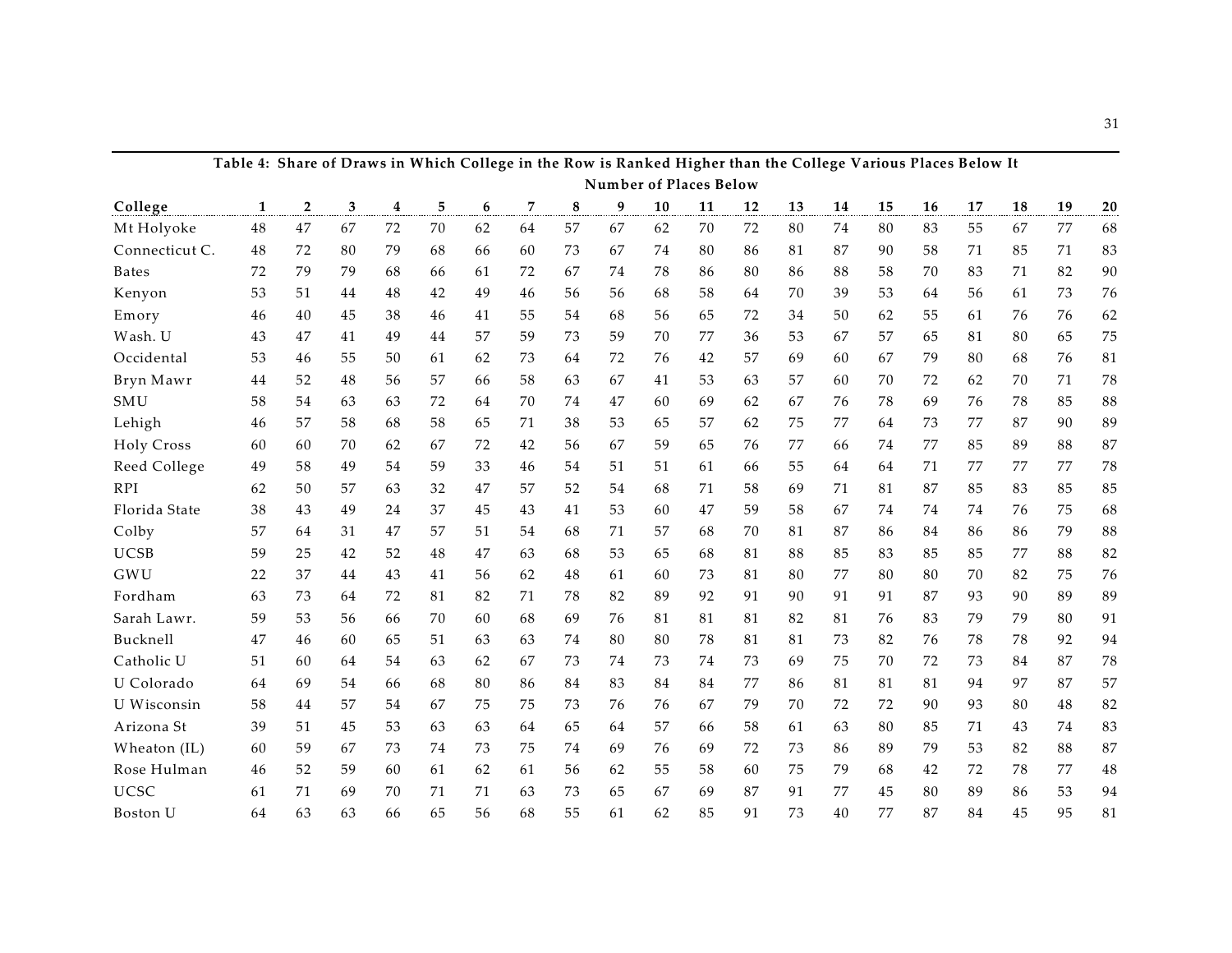**Table 4: Share of Draws in Which College in the Row is Ranked Higher than the College Various Places Below It**

| | Number of Places Below | | | | | | | | | | | | | | | | | | | |
|---|---|---|---|---|---|---|---|---|---|---|---|---|---|---|---|---|---|---|---|---|
| College | 1 | 2 | 3 | 4 | 5 | 6 | 7 | 8 | 9 | 10 | 11 | 12 | 13 | 14 | 15 | 16 | 17 | 18 | 19 | 20 |
| Mt Holyoke | 48 | 47 | 67 | 72 | 70 | 62 | 64 | 57 | 67 | 62 | 70 | 72 | 80 | 74 | 80 | 83 | 55 | 67 | 77 | 68 |
| Connecticut C. | 48 | 72 | 80 | 79 | 68 | 66 | 60 | 73 | 67 | 74 | 80 | 86 | 81 | 87 | 90 | 58 | 71 | 85 | 71 | 83 |
| Bates | 72 | 79 | 79 | 68 | 66 | 61 | 72 | 67 | 74 | 78 | 86 | 80 | 86 | 88 | 58 | 70 | 83 | 71 | 82 | 90 |
| Kenyon | 53 | 51 | 44 | 48 | 42 | 49 | 46 | 56 | 56 | 68 | 58 | 64 | 70 | 39 | 53 | 64 | 56 | 61 | 73 | 76 |
| Emory | 46 | 40 | 45 | 38 | 46 | 41 | 55 | 54 | 68 | 56 | 65 | 72 | 34 | 50 | 62 | 55 | 61 | 76 | 76 | 62 |
| Wash. U | 43 | 47 | 41 | 49 | 44 | 57 | 59 | 73 | 59 | 70 | 77 | 36 | 53 | 67 | 57 | 65 | 81 | 80 | 65 | 75 |
| Occidental | 53 | 46 | 55 | 50 | 61 | 62 | 73 | 64 | 72 | 76 | 42 | 57 | 69 | 60 | 67 | 79 | 80 | 68 | 76 | 81 |
| Bryn Mawr | 44 | 52 | 48 | 56 | 57 | 66 | 58 | 63 | 67 | 41 | 53 | 63 | 57 | 60 | 70 | 72 | 62 | 70 | 71 | 78 |
| SMU | 58 | 54 | 63 | 63 | 72 | 64 | 70 | 74 | 47 | 60 | 69 | 62 | 67 | 76 | 78 | 69 | 76 | 78 | 85 | 88 |
| Lehigh | 46 | 57 | 58 | 68 | 58 | 65 | 71 | 38 | 53 | 65 | 57 | 62 | 75 | 77 | 64 | 73 | 77 | 87 | 90 | 89 |
| Holy Cross | 60 | 60 | 70 | 62 | 67 | 72 | 42 | 56 | 67 | 59 | 65 | 76 | 77 | 66 | 74 | 77 | 85 | 89 | 88 | 87 |
| Reed College | 49 | 58 | 49 | 54 | 59 | 33 | 46 | 54 | 51 | 51 | 61 | 66 | 55 | 64 | 64 | 71 | 77 | 77 | 77 | 78 |
| RPI | 62 | 50 | 57 | 63 | 32 | 47 | 57 | 52 | 54 | 68 | 71 | 58 | 69 | 71 | 81 | 87 | 85 | 83 | 85 | 85 |
| Florida State | 38 | 43 | 49 | 24 | 37 | 45 | 43 | 41 | 53 | 60 | 47 | 59 | 58 | 67 | 74 | 74 | 74 | 76 | 75 | 68 |
| Colby | 57 | 64 | 31 | 47 | 57 | 51 | 54 | 68 | 71 | 57 | 68 | 70 | 81 | 87 | 86 | 84 | 86 | 86 | 79 | 88 |
| UCSB | 59 | 25 | 42 | 52 | 48 | 47 | 63 | 68 | 53 | 65 | 68 | 81 | 88 | 85 | 83 | 85 | 85 | 77 | 88 | 82 |
| GWU | 22 | 37 | 44 | 43 | 41 | 56 | 62 | 48 | 61 | 60 | 73 | 81 | 80 | 77 | 80 | 80 | 70 | 82 | 75 | 76 |
| Fordham | 63 | 73 | 64 | 72 | 81 | 82 | 71 | 78 | 82 | 89 | 92 | 91 | 90 | 91 | 91 | 87 | 93 | 90 | 89 | 89 |
| Sarah Lawr. | 59 | 53 | 56 | 66 | 70 | 60 | 68 | 69 | 76 | 81 | 81 | 81 | 82 | 81 | 76 | 83 | 79 | 79 | 80 | 91 |
| Bucknell | 47 | 46 | 60 | 65 | 51 | 63 | 63 | 74 | 80 | 80 | 78 | 81 | 81 | 73 | 82 | 76 | 78 | 78 | 92 | 94 |
| Catholic U | 51 | 60 | 64 | 54 | 63 | 62 | 67 | 73 | 74 | 73 | 74 | 73 | 69 | 75 | 70 | 72 | 73 | 84 | 87 | 78 |
| U Colorado | 64 | 69 | 54 | 66 | 68 | 80 | 86 | 84 | 83 | 84 | 84 | 77 | 86 | 81 | 81 | 81 | 94 | 97 | 87 | 57 |
| U Wisconsin | 58 | 44 | 57 | 54 | 67 | 75 | 75 | 73 | 76 | 76 | 67 | 79 | 70 | 72 | 72 | 90 | 93 | 80 | 48 | 82 |
| Arizona St | 39 | 51 | 45 | 53 | 63 | 63 | 64 | 65 | 64 | 57 | 66 | 58 | 61 | 63 | 80 | 85 | 71 | 43 | 74 | 83 |
| Wheaton (IL) | 60 | 59 | 67 | 73 | 74 | 73 | 75 | 74 | 69 | 76 | 69 | 72 | 73 | 86 | 89 | 79 | 53 | 82 | 88 | 87 |
| Rose Hulman | 46 | 52 | 59 | 60 | 61 | 62 | 61 | 56 | 62 | 55 | 58 | 60 | 75 | 79 | 68 | 42 | 72 | 78 | 77 | 48 |
| UCSC | 61 | 71 | 69 | 70 | 71 | 71 | 63 | 73 | 65 | 67 | 69 | 87 | 91 | 77 | 45 | 80 | 89 | 86 | 53 | 94 |
| Boston U | 64 | 63 | 63 | 66 | 65 | 56 | 68 | 55 | 61 | 62 | 85 | 91 | 73 | 40 | 77 | 87 | 84 | 45 | 95 | 81 |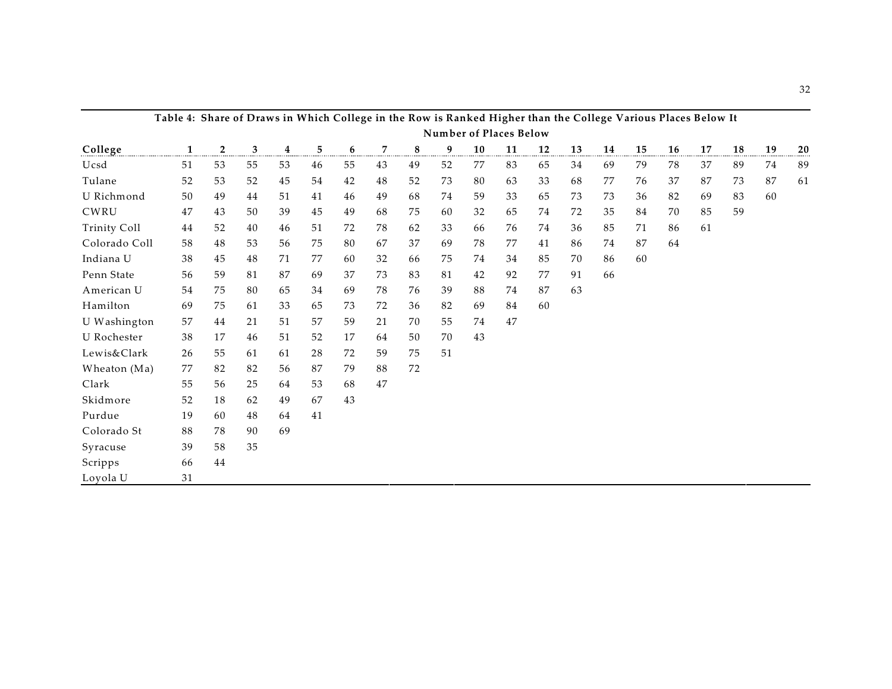**Table 4: Share of Draws in Which College in the Row is Ranked Higher than the College Various Places Below It**

| | Number of Places Below | | | | | | | | | | | | | | | | | | | |
|---|---|---|---|---|---|---|---|---|---|---|---|---|---|---|---|---|---|---|---|---|
| College | 1 | 2 | 3 | 4 | 5 | 6 | 7 | 8 | 9 | 10 | 11 | 12 | 13 | 14 | 15 | 16 | 17 | 18 | 19 | 20 |
| Ucsd | 51 | 53 | 55 | 53 | 46 | 55 | 43 | 49 | 52 | 77 | 83 | 65 | 34 | 69 | 79 | 78 | 37 | 89 | 74 | 89 |
| Tulane | 52 | 53 | 52 | 45 | 54 | 42 | 48 | 52 | 73 | 80 | 63 | 33 | 68 | 77 | 76 | 37 | 87 | 73 | 87 | 61 |
| U Richmond | 50 | 49 | 44 | 51 | 41 | 46 | 49 | 68 | 74 | 59 | 33 | 65 | 73 | 73 | 36 | 82 | 69 | 83 | 60 | |
| CWRU | 47 | 43 | 50 | 39 | 45 | 49 | 68 | 75 | 60 | 32 | 65 | 74 | 72 | 35 | 84 | 70 | 85 | 59 | | |
| Trinity Coll | 44 | 52 | 40 | 46 | 51 | 72 | 78 | 62 | 33 | 66 | 76 | 74 | 36 | 85 | 71 | 86 | 61 | | | |
| Colorado Coll | 58 | 48 | 53 | 56 | 75 | 80 | 67 | 37 | 69 | 78 | 77 | 41 | 86 | 74 | 87 | 64 | | | | |
| Indiana U | 38 | 45 | 48 | 71 | 77 | 60 | 32 | 66 | 75 | 74 | 34 | 85 | 70 | 86 | 60 | | | | | |
| Penn State | 56 | 59 | 81 | 87 | 69 | 37 | 73 | 83 | 81 | 42 | 92 | 77 | 91 | 66 | | | | | | |
| American U | 54 | 75 | 80 | 65 | 34 | 69 | 78 | 76 | 39 | 88 | 74 | 87 | 63 | | | | | | | |
| Hamilton | 69 | 75 | 61 | 33 | 65 | 73 | 72 | 36 | 82 | 69 | 84 | 60 | | | | | | | | |
| U Washington | 57 | 44 | 21 | 51 | 57 | 59 | 21 | 70 | 55 | 74 | 47 | | | | | | | | | |
| U Rochester | 38 | 17 | 46 | 51 | 52 | 17 | 64 | 50 | 70 | 43 | | | | | | | | | | |
| Lewis&Clark | 26 | 55 | 61 | 61 | 28 | 72 | 59 | 75 | 51 | | | | | | | | | | | |
| Wheaton (Ma) | 77 | 82 | 82 | 56 | 87 | 79 | 88 | 72 | | | | | | | | | | | | |
| Clark | 55 | 56 | 25 | 64 | 53 | 68 | 47 | | | | | | | | | | | | | |
| Skidmore | 52 | 18 | 62 | 49 | 67 | 43 | | | | | | | | | | | | | | |
| Purdue | 19 | 60 | 48 | 64 | 41 | | | | | | | | | | | | | | | |
| Colorado St | 88 | 78 | 90 | 69 | | | | | | | | | | | | | | | | |
| Syracuse | 39 | 58 | 35 | | | | | | | | | | | | | | | | | |
| Scripps | 66 | 44 | | | | | | | | | | | | | | | | | | |
| Loyola U | 31 | | | | | | | | | | | | | | | | | | | |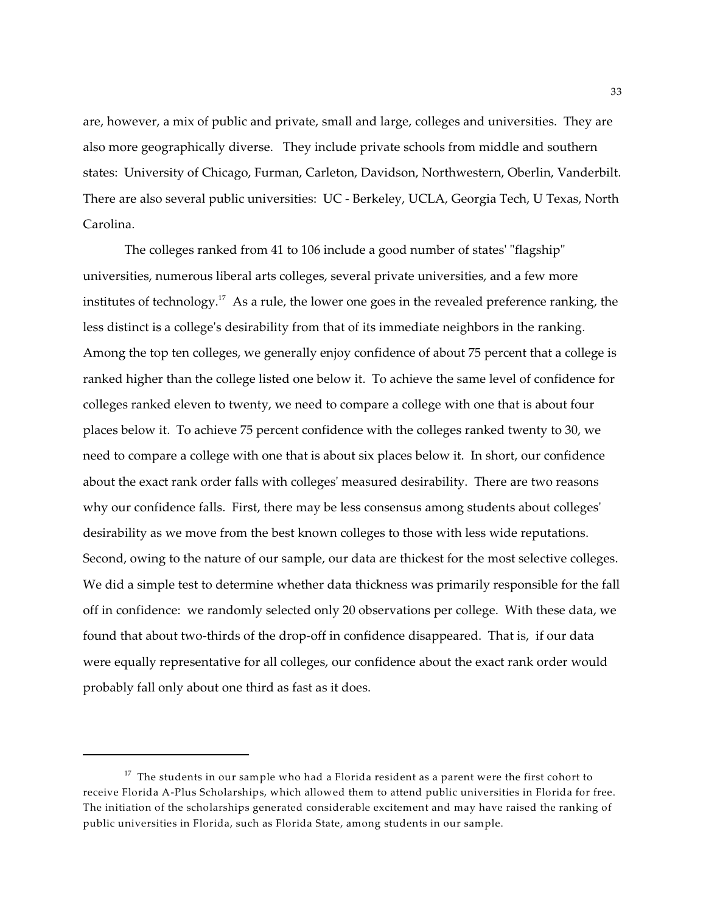are, however, a mix of public and private, small and large, colleges and universities. They are also more geographically diverse. They include private schools from middle and southern states: University of Chicago, Furman, Carleton, Davidson, Northwestern, Oberlin, Vanderbilt. There are also several public universities: UC - Berkeley, UCLA, Georgia Tech, U Texas, North Carolina.

The colleges ranked from 41 to 106 include a good number of states' "flagship" universities, numerous liberal arts colleges, several private universities, and a few more institutes of technology.[17] As a rule, the lower one goes in the revealed preference ranking, the less distinct is a college's desirability from that of its immediate neighbors in the ranking. Among the top ten colleges, we generally enjoy confidence of about 75 percent that a college is ranked higher than the college listed one below it. To achieve the same level of confidence for colleges ranked eleven to twenty, we need to compare a college with one that is about four places below it. To achieve 75 percent confidence with the colleges ranked twenty to 30, we need to compare a college with one that is about six places below it. In short, our confidence about the exact rank order falls with colleges' measured desirability. There are two reasons why our confidence falls. First, there may be less consensus among students about colleges' desirability as we move from the best known colleges to those with less wide reputations. Second, owing to the nature of our sample, our data are thickest for the most selective colleges. We did a simple test to determine whether data thickness was primarily responsible for the fall off in confidence: we randomly selected only 20 observations per college. With these data, we found that about two-thirds of the drop-off in confidence disappeared. That is, if our data were equally representative for all colleges, our confidence about the exact rank order would probably fall only about one third as fast as it does.

---

[17] The students in our sample who had a Florida resident as a parent were the first cohort to receive Florida A-Plus Scholarships, which allowed them to attend public universities in Florida for free. The initiation of the scholarships generated considerable excitement and may have raised the ranking of public universities in Florida, such as Florida State, among students in our sample.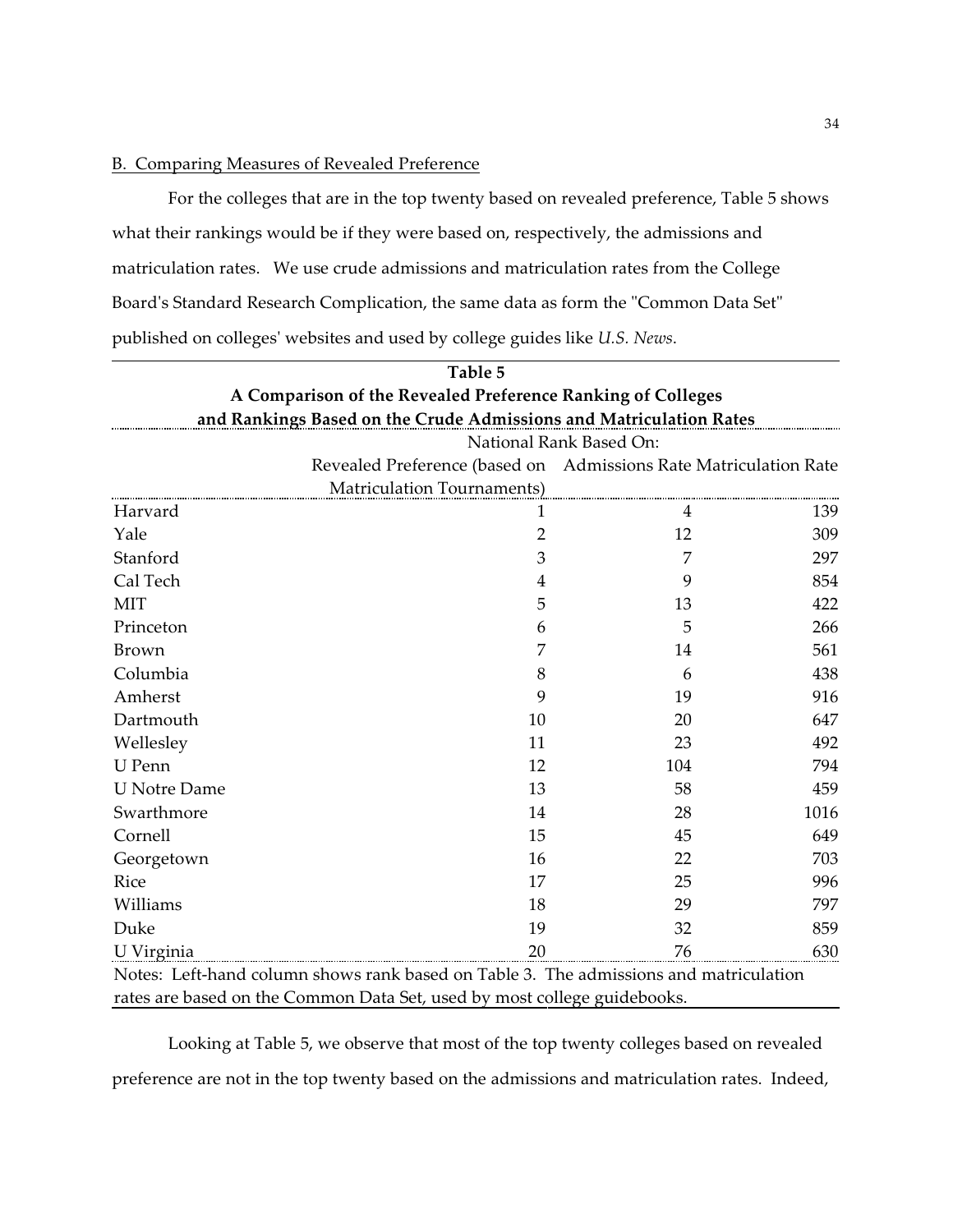## B. Comparing Measures of Revealed Preference

For the colleges that are in the top twenty based on revealed preference, Table 5 shows what their rankings would be if they were based on, respectively, the admissions and matriculation rates. We use crude admissions and matriculation rates from the College Board's Standard Research Complication, the same data as form the "Common Data Set" published on colleges' websites and used by college guides like *U.S. News*.

**Table 5**
**A Comparison of the Revealed Preference Ranking of Colleges and Rankings Based on the Crude Admissions and Matriculation Rates**

| | National Rank Based On: | | |
|---|---|---|---|
| | Revealed Preference (based on Matriculation Tournaments) | Admissions Rate | Matriculation Rate |
| Harvard | 1 | 4 | 139 |
| Yale | 2 | 12 | 309 |
| Stanford | 3 | 7 | 297 |
| Cal Tech | 4 | 9 | 854 |
| MIT | 5 | 13 | 422 |
| Princeton | 6 | 5 | 266 |
| Brown | 7 | 14 | 561 |
| Columbia | 8 | 6 | 438 |
| Amherst | 9 | 19 | 916 |
| Dartmouth | 10 | 20 | 647 |
| Wellesley | 11 | 23 | 492 |
| U Penn | 12 | 104 | 794 |
| U Notre Dame | 13 | 58 | 459 |
| Swarthmore | 14 | 28 | 1016 |
| Cornell | 15 | 45 | 649 |
| Georgetown | 16 | 22 | 703 |
| Rice | 17 | 25 | 996 |
| Williams | 18 | 29 | 797 |
| Duke | 19 | 32 | 859 |
| U Virginia | 20 | 76 | 630 |

Notes: Left-hand column shows rank based on Table 3. The admissions and matriculation rates are based on the Common Data Set, used by most college guidebooks.

Looking at Table 5, we observe that most of the top twenty colleges based on revealed preference are not in the top twenty based on the admissions and matriculation rates. Indeed,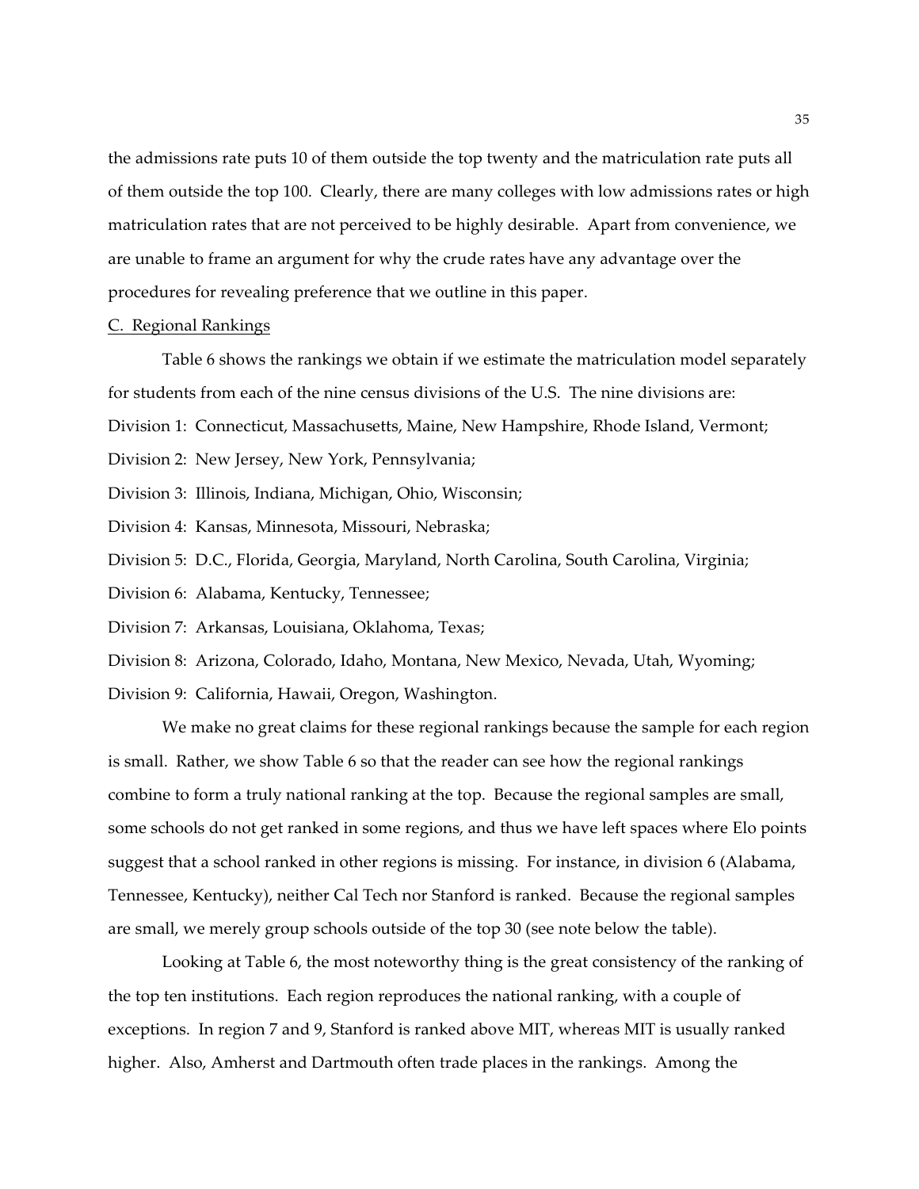the admissions rate puts 10 of them outside the top twenty and the matriculation rate puts all of them outside the top 100. Clearly, there are many colleges with low admissions rates or high matriculation rates that are not perceived to be highly desirable. Apart from convenience, we are unable to frame an argument for why the crude rates have any advantage over the procedures for revealing preference that we outline in this paper.

C. Regional Rankings

Table 6 shows the rankings we obtain if we estimate the matriculation model separately for students from each of the nine census divisions of the U.S. The nine divisions are:

Division 1: Connecticut, Massachusetts, Maine, New Hampshire, Rhode Island, Vermont;

Division 2: New Jersey, New York, Pennsylvania;

Division 3: Illinois, Indiana, Michigan, Ohio, Wisconsin;

Division 4: Kansas, Minnesota, Missouri, Nebraska;

Division 5: D.C., Florida, Georgia, Maryland, North Carolina, South Carolina, Virginia;

Division 6: Alabama, Kentucky, Tennessee;

Division 7: Arkansas, Louisiana, Oklahoma, Texas;

Division 8: Arizona, Colorado, Idaho, Montana, New Mexico, Nevada, Utah, Wyoming;

Division 9: California, Hawaii, Oregon, Washington.

We make no great claims for these regional rankings because the sample for each region is small. Rather, we show Table 6 so that the reader can see how the regional rankings combine to form a truly national ranking at the top. Because the regional samples are small, some schools do not get ranked in some regions, and thus we have left spaces where Elo points suggest that a school ranked in other regions is missing. For instance, in division 6 (Alabama, Tennessee, Kentucky), neither Cal Tech nor Stanford is ranked. Because the regional samples are small, we merely group schools outside of the top 30 (see note below the table).

Looking at Table 6, the most noteworthy thing is the great consistency of the ranking of the top ten institutions. Each region reproduces the national ranking, with a couple of exceptions. In region 7 and 9, Stanford is ranked above MIT, whereas MIT is usually ranked higher. Also, Amherst and Dartmouth often trade places in the rankings. Among the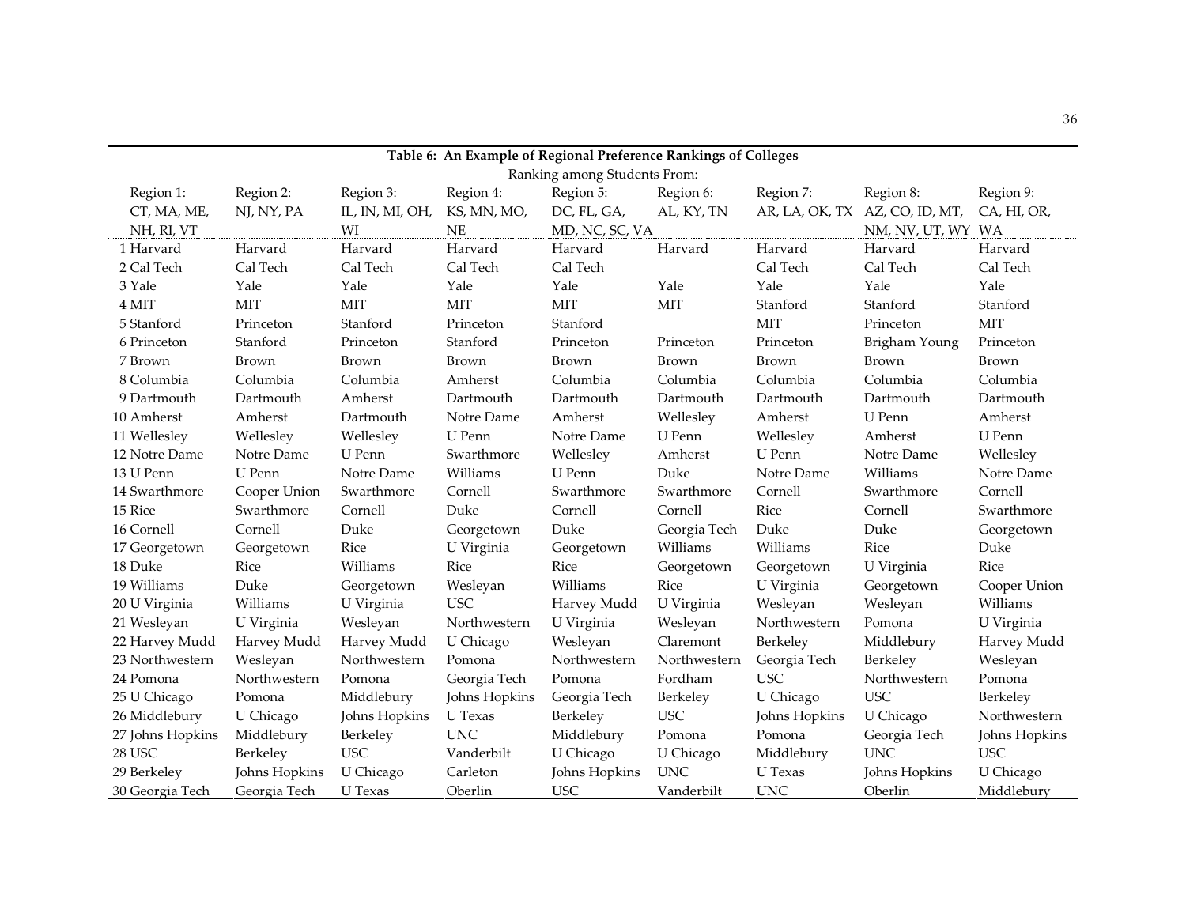**Table 6: An Example of Regional Preference Rankings of Colleges**

Ranking among Students From:

| Region 1: CT, MA, ME, NH, RI, VT | Region 2: NJ, NY, PA | Region 3: IL, IN, MI, OH, WI | Region 4: KS, MN, MO, NE | Region 5: DC, FL, GA, MD, NC, SC, VA | Region 6: AL, KY, TN | Region 7: AR, LA, OK, TX | Region 8: AZ, CO, ID, MT, NM, NV, UT, WY | Region 9: CA, HI, OR, WA |
|---|---|---|---|---|---|---|---|---|
| 1 Harvard | Harvard | Harvard | Harvard | Harvard | Harvard | Harvard | Harvard | Harvard |
| 2 Cal Tech | Cal Tech | Cal Tech | Cal Tech | Cal Tech | | Cal Tech | Cal Tech | Cal Tech |
| 3 Yale | Yale | Yale | Yale | Yale | Yale | Yale | Yale | Yale |
| 4 MIT | MIT | MIT | MIT | MIT | MIT | Stanford | Stanford | Stanford |
| 5 Stanford | Princeton | Stanford | Princeton | Stanford | | MIT | Princeton | MIT |
| 6 Princeton | Stanford | Princeton | Stanford | Princeton | Princeton | Princeton | Brigham Young | Princeton |
| 7 Brown | Brown | Brown | Brown | Brown | Brown | Brown | Brown | Brown |
| 8 Columbia | Columbia | Columbia | Amherst | Columbia | Columbia | Columbia | Columbia | Columbia |
| 9 Dartmouth | Dartmouth | Amherst | Dartmouth | Dartmouth | Dartmouth | Dartmouth | Dartmouth | Dartmouth |
| 10 Amherst | Amherst | Dartmouth | Notre Dame | Amherst | Wellesley | Amherst | U Penn | Amherst |
| 11 Wellesley | Wellesley | Wellesley | U Penn | Notre Dame | U Penn | Wellesley | Amherst | U Penn |
| 12 Notre Dame | Notre Dame | U Penn | Swarthmore | Wellesley | Amherst | U Penn | Notre Dame | Wellesley |
| 13 U Penn | U Penn | Notre Dame | Williams | U Penn | Duke | Notre Dame | Williams | Notre Dame |
| 14 Swarthmore | Cooper Union | Swarthmore | Cornell | Swarthmore | Swarthmore | Cornell | Swarthmore | Cornell |
| 15 Rice | Swarthmore | Cornell | Duke | Cornell | Cornell | Rice | Cornell | Swarthmore |
| 16 Cornell | Cornell | Duke | Georgetown | Duke | Georgia Tech | Duke | Duke | Georgetown |
| 17 Georgetown | Georgetown | Rice | U Virginia | Georgetown | Williams | Williams | Rice | Duke |
| 18 Duke | Rice | Williams | Rice | Rice | Georgetown | Georgetown | U Virginia | Rice |
| 19 Williams | Duke | Georgetown | Wesleyan | Williams | Rice | U Virginia | Georgetown | Cooper Union |
| 20 U Virginia | Williams | U Virginia | USC | Harvey Mudd | U Virginia | Wesleyan | Wesleyan | Williams |
| 21 Wesleyan | U Virginia | Wesleyan | Northwestern | U Virginia | Wesleyan | Northwestern | Pomona | U Virginia |
| 22 Harvey Mudd | Harvey Mudd | Harvey Mudd | U Chicago | Wesleyan | Claremont | Berkeley | Middlebury | Harvey Mudd |
| 23 Northwestern | Wesleyan | Northwestern | Pomona | Northwestern | Northwestern | Georgia Tech | Berkeley | Wesleyan |
| 24 Pomona | Northwestern | Pomona | Georgia Tech | Pomona | Fordham | USC | Northwestern | Pomona |
| 25 U Chicago | Pomona | Middlebury | Johns Hopkins | Georgia Tech | Berkeley | U Chicago | USC | Berkeley |
| 26 Middlebury | U Chicago | Johns Hopkins | U Texas | Berkeley | USC | Johns Hopkins | U Chicago | Northwestern |
| 27 Johns Hopkins | Middlebury | Berkeley | UNC | Middlebury | Pomona | Pomona | Georgia Tech | Johns Hopkins |
| 28 USC | Berkeley | USC | Vanderbilt | U Chicago | U Chicago | Middlebury | UNC | USC |
| 29 Berkeley | Johns Hopkins | U Chicago | Carleton | Johns Hopkins | UNC | U Texas | Johns Hopkins | U Chicago |
| 30 Georgia Tech | Georgia Tech | U Texas | Oberlin | USC | Vanderbilt | UNC | Oberlin | Middlebury |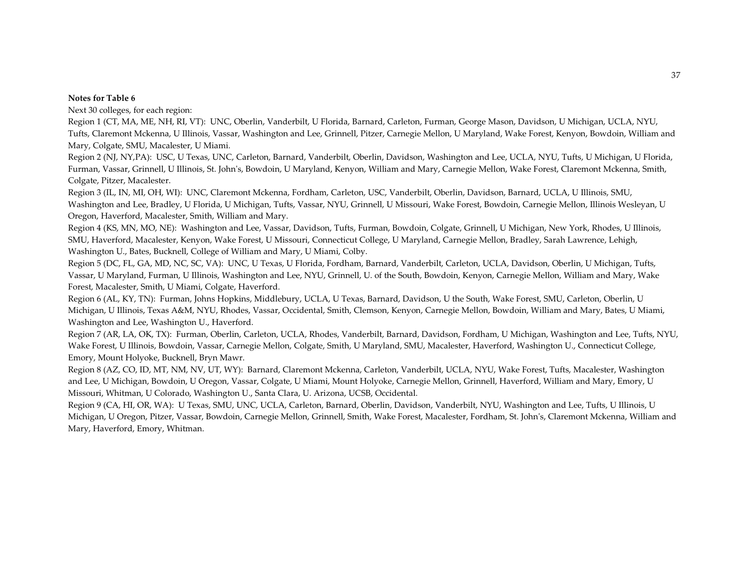**Notes for Table 6**

Next 30 colleges, for each region:

Region 1 (CT, MA, ME, NH, RI, VT): UNC, Oberlin, Vanderbilt, U Florida, Barnard, Carleton, Furman, George Mason, Davidson, U Michigan, UCLA, NYU, Tufts, Claremont Mckenna, U Illinois, Vassar, Washington and Lee, Grinnell, Pitzer, Carnegie Mellon, U Maryland, Wake Forest, Kenyon, Bowdoin, William and Mary, Colgate, SMU, Macalester, U Miami.

Region 2 (NJ, NY,PA): USC, U Texas, UNC, Carleton, Barnard, Vanderbilt, Oberlin, Davidson, Washington and Lee, UCLA, NYU, Tufts, U Michigan, U Florida, Furman, Vassar, Grinnell, U Illinois, St. John's, Bowdoin, U Maryland, Kenyon, William and Mary, Carnegie Mellon, Wake Forest, Claremont Mckenna, Smith, Colgate, Pitzer, Macalester.

Region 3 (IL, IN, MI, OH, WI): UNC, Claremont Mckenna, Fordham, Carleton, USC, Vanderbilt, Oberlin, Davidson, Barnard, UCLA, U Illinois, SMU, Washington and Lee, Bradley, U Florida, U Michigan, Tufts, Vassar, NYU, Grinnell, U Missouri, Wake Forest, Bowdoin, Carnegie Mellon, Illinois Wesleyan, U Oregon, Haverford, Macalester, Smith, William and Mary.

Region 4 (KS, MN, MO, NE): Washington and Lee, Vassar, Davidson, Tufts, Furman, Bowdoin, Colgate, Grinnell, U Michigan, New York, Rhodes, U Illinois, SMU, Haverford, Macalester, Kenyon, Wake Forest, U Missouri, Connecticut College, U Maryland, Carnegie Mellon, Bradley, Sarah Lawrence, Lehigh, Washington U., Bates, Bucknell, College of William and Mary, U Miami, Colby.

Region 5 (DC, FL, GA, MD, NC, SC, VA): UNC, U Texas, U Florida, Fordham, Barnard, Vanderbilt, Carleton, UCLA, Davidson, Oberlin, U Michigan, Tufts, Vassar, U Maryland, Furman, U Illinois, Washington and Lee, NYU, Grinnell, U. of the South, Bowdoin, Kenyon, Carnegie Mellon, William and Mary, Wake Forest, Macalester, Smith, U Miami, Colgate, Haverford.

Region 6 (AL, KY, TN): Furman, Johns Hopkins, Middlebury, UCLA, U Texas, Barnard, Davidson, U the South, Wake Forest, SMU, Carleton, Oberlin, U Michigan, U Illinois, Texas A&M, NYU, Rhodes, Vassar, Occidental, Smith, Clemson, Kenyon, Carnegie Mellon, Bowdoin, William and Mary, Bates, U Miami, Washington and Lee, Washington U., Haverford.

Region 7 (AR, LA, OK, TX): Furman, Oberlin, Carleton, UCLA, Rhodes, Vanderbilt, Barnard, Davidson, Fordham, U Michigan, Washington and Lee, Tufts, NYU, Wake Forest, U Illinois, Bowdoin, Vassar, Carnegie Mellon, Colgate, Smith, U Maryland, SMU, Macalester, Haverford, Washington U., Connecticut College, Emory, Mount Holyoke, Bucknell, Bryn Mawr.

Region 8 (AZ, CO, ID, MT, NM, NV, UT, WY): Barnard, Claremont Mckenna, Carleton, Vanderbilt, UCLA, NYU, Wake Forest, Tufts, Macalester, Washington and Lee, U Michigan, Bowdoin, U Oregon, Vassar, Colgate, U Miami, Mount Holyoke, Carnegie Mellon, Grinnell, Haverford, William and Mary, Emory, U Missouri, Whitman, U Colorado, Washington U., Santa Clara, U. Arizona, UCSB, Occidental.

Region 9 (CA, HI, OR, WA): U Texas, SMU, UNC, UCLA, Carleton, Barnard, Oberlin, Davidson, Vanderbilt, NYU, Washington and Lee, Tufts, U Illinois, U Michigan, U Oregon, Pitzer, Vassar, Bowdoin, Carnegie Mellon, Grinnell, Smith, Wake Forest, Macalester, Fordham, St. John's, Claremont Mckenna, William and Mary, Haverford, Emory, Whitman.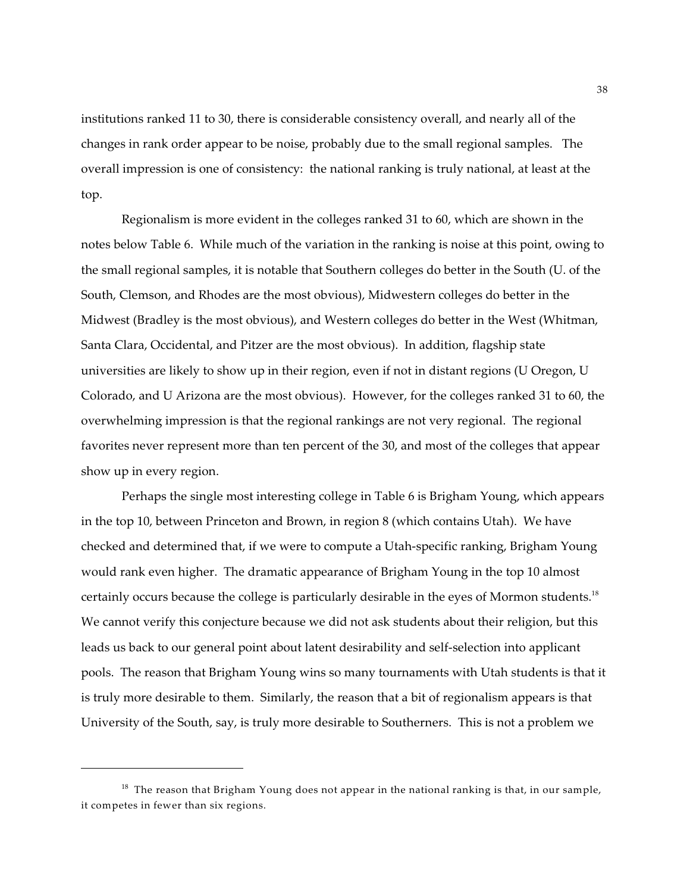institutions ranked 11 to 30, there is considerable consistency overall, and nearly all of the changes in rank order appear to be noise, probably due to the small regional samples. The overall impression is one of consistency: the national ranking is truly national, at least at the top.

Regionalism is more evident in the colleges ranked 31 to 60, which are shown in the notes below Table 6. While much of the variation in the ranking is noise at this point, owing to the small regional samples, it is notable that Southern colleges do better in the South (U. of the South, Clemson, and Rhodes are the most obvious), Midwestern colleges do better in the Midwest (Bradley is the most obvious), and Western colleges do better in the West (Whitman, Santa Clara, Occidental, and Pitzer are the most obvious). In addition, flagship state universities are likely to show up in their region, even if not in distant regions (U Oregon, U Colorado, and U Arizona are the most obvious). However, for the colleges ranked 31 to 60, the overwhelming impression is that the regional rankings are not very regional. The regional favorites never represent more than ten percent of the 30, and most of the colleges that appear show up in every region.

Perhaps the single most interesting college in Table 6 is Brigham Young, which appears in the top 10, between Princeton and Brown, in region 8 (which contains Utah). We have checked and determined that, if we were to compute a Utah-specific ranking, Brigham Young would rank even higher. The dramatic appearance of Brigham Young in the top 10 almost certainly occurs because the college is particularly desirable in the eyes of Mormon students.[18] We cannot verify this conjecture because we did not ask students about their religion, but this leads us back to our general point about latent desirability and self-selection into applicant pools. The reason that Brigham Young wins so many tournaments with Utah students is that it is truly more desirable to them. Similarly, the reason that a bit of regionalism appears is that University of the South, say, is truly more desirable to Southerners. This is not a problem we

[18] The reason that Brigham Young does not appear in the national ranking is that, in our sample, it competes in fewer than six regions.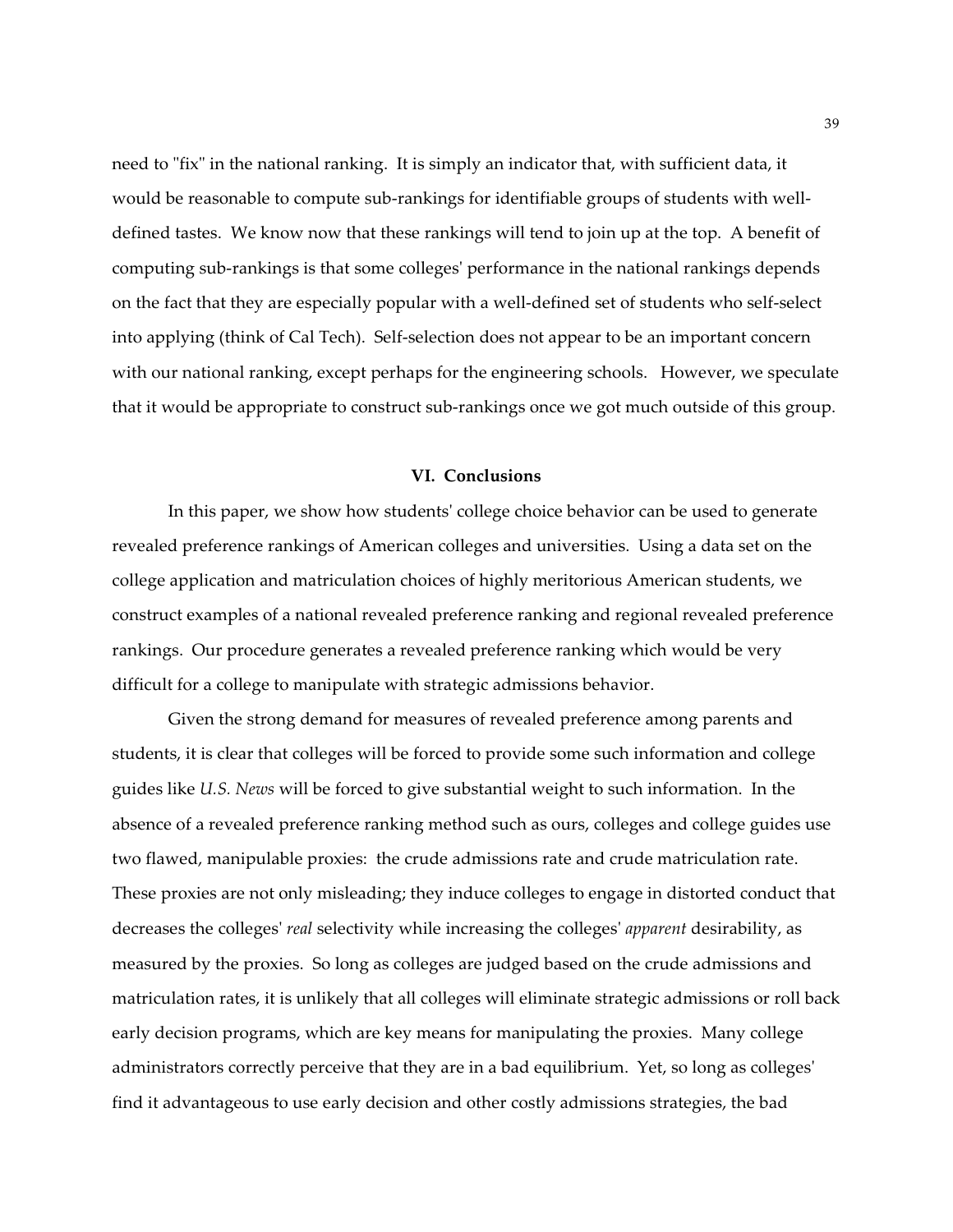need to "fix" in the national ranking. It is simply an indicator that, with sufficient data, it would be reasonable to compute sub-rankings for identifiable groups of students with well-defined tastes. We know now that these rankings will tend to join up at the top. A benefit of computing sub-rankings is that some colleges' performance in the national rankings depends on the fact that they are especially popular with a well-defined set of students who self-select into applying (think of Cal Tech). Self-selection does not appear to be an important concern with our national ranking, except perhaps for the engineering schools. However, we speculate that it would be appropriate to construct sub-rankings once we got much outside of this group.

## VI. Conclusions

In this paper, we show how students' college choice behavior can be used to generate revealed preference rankings of American colleges and universities. Using a data set on the college application and matriculation choices of highly meritorious American students, we construct examples of a national revealed preference ranking and regional revealed preference rankings. Our procedure generates a revealed preference ranking which would be very difficult for a college to manipulate with strategic admissions behavior.

Given the strong demand for measures of revealed preference among parents and students, it is clear that colleges will be forced to provide some such information and college guides like *U.S. News* will be forced to give substantial weight to such information. In the absence of a revealed preference ranking method such as ours, colleges and college guides use two flawed, manipulable proxies: the crude admissions rate and crude matriculation rate. These proxies are not only misleading; they induce colleges to engage in distorted conduct that decreases the colleges' *real* selectivity while increasing the colleges' *apparent* desirability, as measured by the proxies. So long as colleges are judged based on the crude admissions and matriculation rates, it is unlikely that all colleges will eliminate strategic admissions or roll back early decision programs, which are key means for manipulating the proxies. Many college administrators correctly perceive that they are in a bad equilibrium. Yet, so long as colleges' find it advantageous to use early decision and other costly admissions strategies, the bad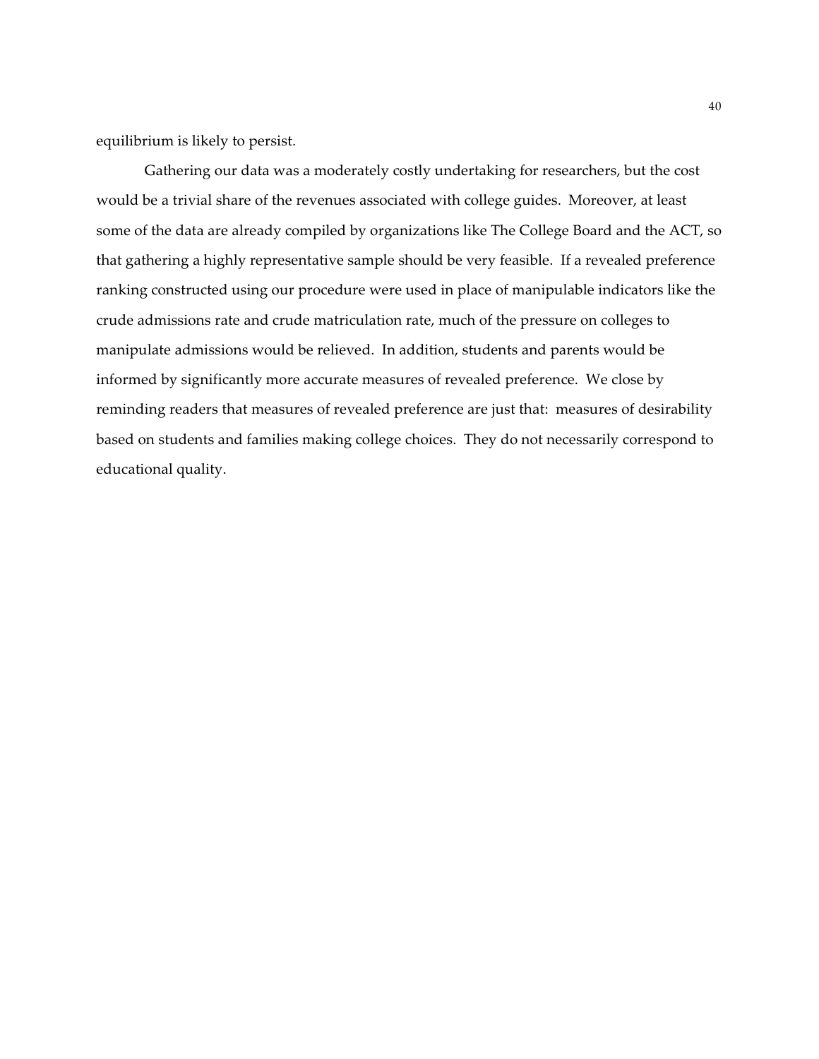equilibrium is likely to persist.

Gathering our data was a moderately costly undertaking for researchers, but the cost would be a trivial share of the revenues associated with college guides. Moreover, at least some of the data are already compiled by organizations like The College Board and the ACT, so that gathering a highly representative sample should be very feasible. If a revealed preference ranking constructed using our procedure were used in place of manipulable indicators like the crude admissions rate and crude matriculation rate, much of the pressure on colleges to manipulate admissions would be relieved. In addition, students and parents would be informed by significantly more accurate measures of revealed preference. We close by reminding readers that measures of revealed preference are just that: measures of desirability based on students and families making college choices. They do not necessarily correspond to educational quality.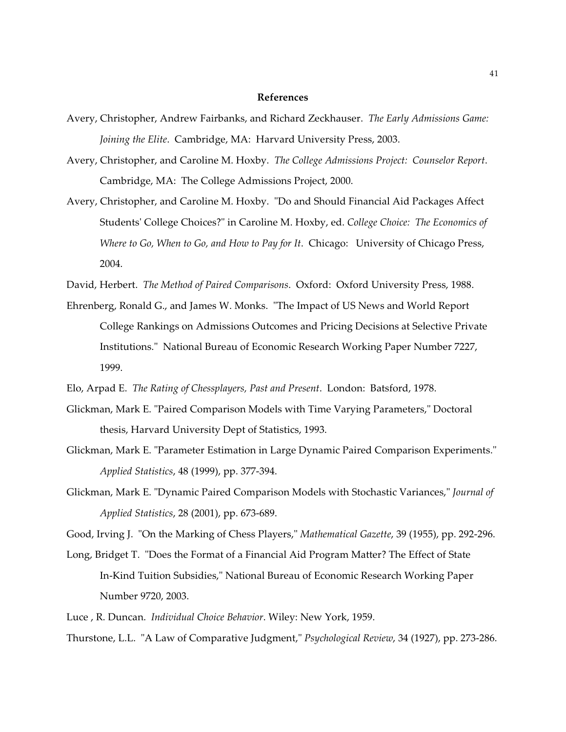## References

Avery, Christopher, Andrew Fairbanks, and Richard Zeckhauser. *The Early Admissions Game: Joining the Elite*. Cambridge, MA: Harvard University Press, 2003.

Avery, Christopher, and Caroline M. Hoxby. *The College Admissions Project: Counselor Report*. Cambridge, MA: The College Admissions Project, 2000.

Avery, Christopher, and Caroline M. Hoxby. "Do and Should Financial Aid Packages Affect Students' College Choices?" in Caroline M. Hoxby, ed. *College Choice: The Economics of Where to Go, When to Go, and How to Pay for It*. Chicago: University of Chicago Press, 2004.

David, Herbert. *The Method of Paired Comparisons*. Oxford: Oxford University Press, 1988.

Ehrenberg, Ronald G., and James W. Monks. "The Impact of US News and World Report College Rankings on Admissions Outcomes and Pricing Decisions at Selective Private Institutions." National Bureau of Economic Research Working Paper Number 7227, 1999.

Elo, Arpad E. *The Rating of Chessplayers, Past and Present*. London: Batsford, 1978.

Glickman, Mark E. "Paired Comparison Models with Time Varying Parameters," Doctoral thesis, Harvard University Dept of Statistics, 1993.

Glickman, Mark E. "Parameter Estimation in Large Dynamic Paired Comparison Experiments." *Applied Statistics*, 48 (1999), pp. 377-394.

Glickman, Mark E. "Dynamic Paired Comparison Models with Stochastic Variances," *Journal of Applied Statistics*, 28 (2001), pp. 673-689.

Good, Irving J. "On the Marking of Chess Players," *Mathematical Gazette*, 39 (1955), pp. 292-296.

Long, Bridget T. "Does the Format of a Financial Aid Program Matter? The Effect of State In-Kind Tuition Subsidies," National Bureau of Economic Research Working Paper Number 9720, 2003.

Luce , R. Duncan. *Individual Choice Behavior*. Wiley: New York, 1959.

Thurstone, L.L. "A Law of Comparative Judgment," *Psychological Review*, 34 (1927), pp. 273-286.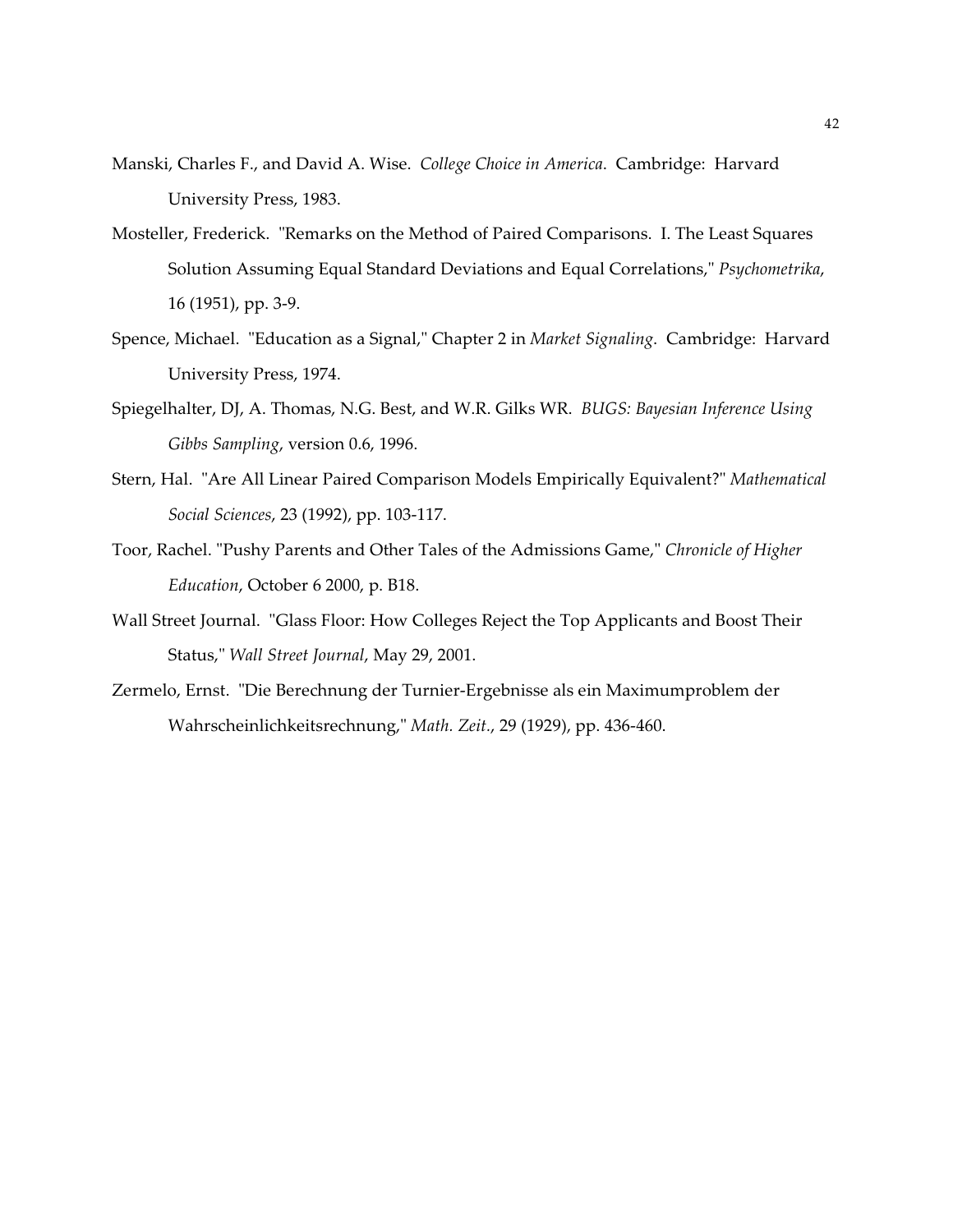Manski, Charles F., and David A. Wise. *College Choice in America*. Cambridge: Harvard University Press, 1983.

Mosteller, Frederick. "Remarks on the Method of Paired Comparisons. I. The Least Squares Solution Assuming Equal Standard Deviations and Equal Correlations," *Psychometrika*, 16 (1951), pp. 3-9.

Spence, Michael. "Education as a Signal," Chapter 2 in *Market Signaling*. Cambridge: Harvard University Press, 1974.

Spiegelhalter, DJ, A. Thomas, N.G. Best, and W.R. Gilks WR. *BUGS: Bayesian Inference Using Gibbs Sampling*, version 0.6, 1996.

Stern, Hal. "Are All Linear Paired Comparison Models Empirically Equivalent?" *Mathematical Social Sciences*, 23 (1992), pp. 103-117.

Toor, Rachel. "Pushy Parents and Other Tales of the Admissions Game," *Chronicle of Higher Education*, October 6 2000, p. B18.

Wall Street Journal. "Glass Floor: How Colleges Reject the Top Applicants and Boost Their Status," *Wall Street Journal*, May 29, 2001.

Zermelo, Ernst. "Die Berechnung der Turnier-Ergebnisse als ein Maximumproblem der Wahrscheinlichkeitsrechnung," *Math. Zeit.*, 29 (1929), pp. 436-460.